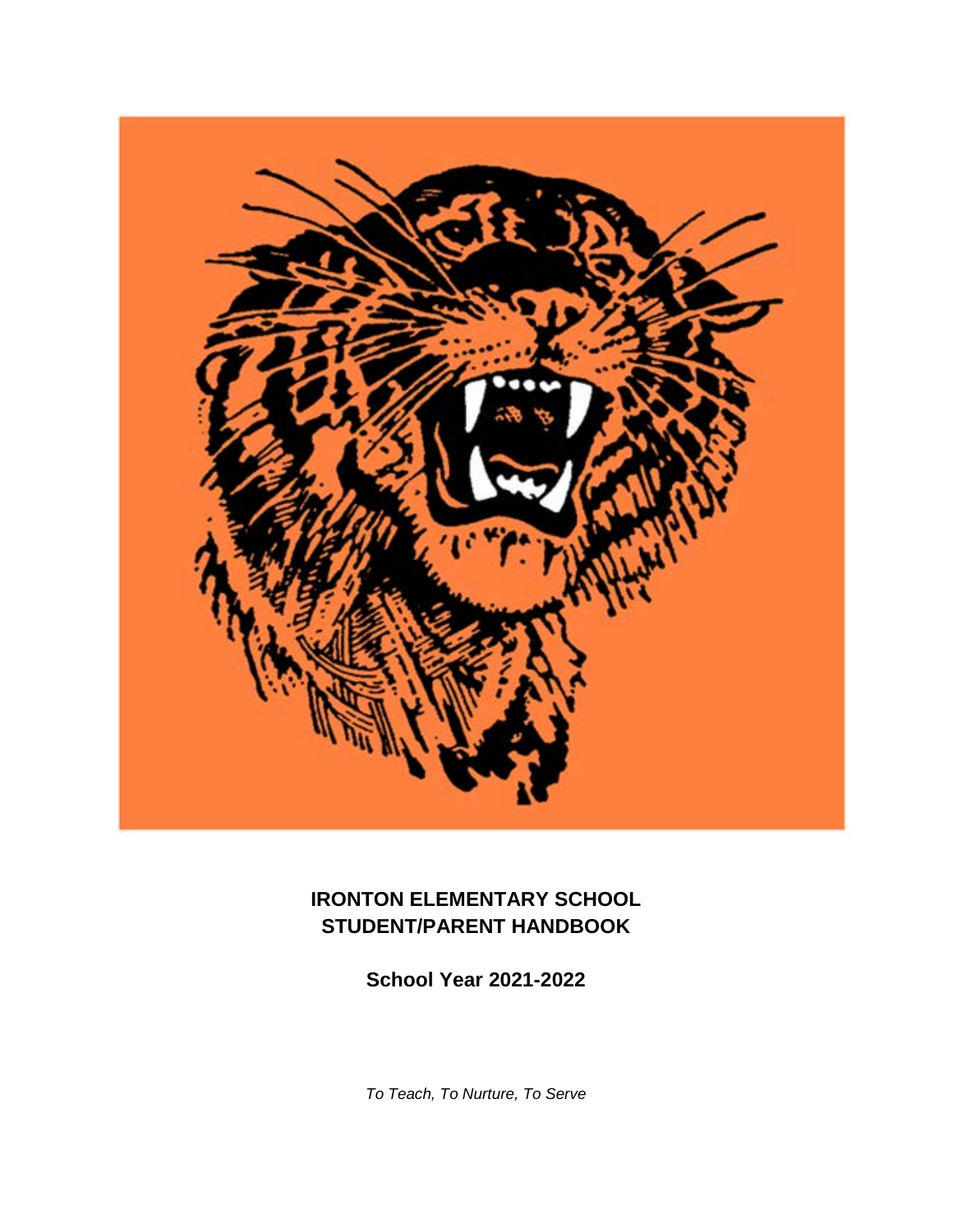# IRONTON ELEMENTARY SCHOOL STUDENT/PARENT HANDBOOK

## School Year 2021-2022

*To Teach, To Nurture, To Serve*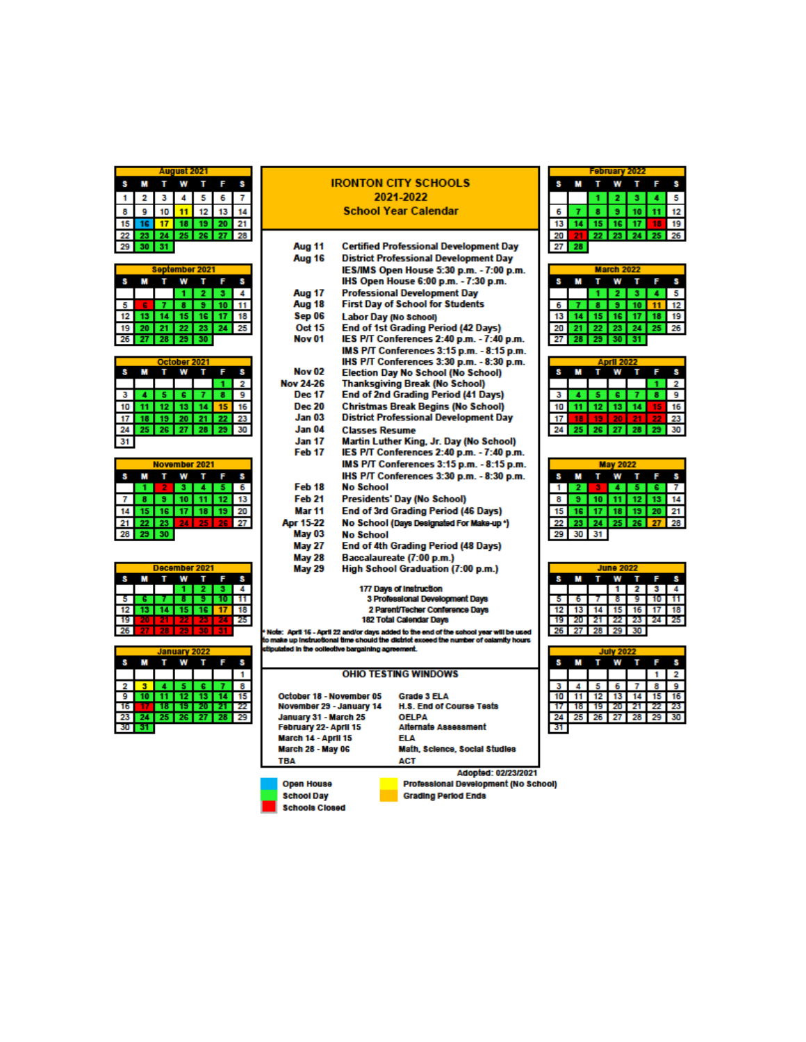# IRONTON CITY SCHOOLS
## 2021-2022
## School Year Calendar

| Date | Event |
|---|---|
| Aug 11 | Certified Professional Development Day |
| Aug 16 | District Professional Development Day<br>IES/IMS Open House 5:30 p.m. - 7:00 p.m.<br>IHS Open House 6:00 p.m. - 7:30 p.m. |
| Aug 17 | Professional Development Day |
| Aug 18 | First Day of School for Students |
| Sep 06 | Labor Day (No School) |
| Oct 15 | End of 1st Grading Period (42 Days) |
| Nov 01 | IES P/T Conferences 2:40 p.m. - 7:40 p.m.<br>IMS P/T Conferences 3:15 p.m. - 8:15 p.m.<br>IHS P/T Conferences 3:30 p.m. - 8:30 p.m. |
| Nov 02 | Election Day No School (No School) |
| Nov 24-26 | Thanksgiving Break (No School) |
| Dec 17 | End of 2nd Grading Period (41 Days) |
| Dec 20 | Christmas Break Begins (No School) |
| Jan 03 | District Professional Development Day |
| Jan 04 | Classes Resume |
| Jan 17 | Martin Luther King, Jr. Day (No School) |
| Feb 17 | IES P/T Conferences 2:40 p.m. - 7:40 p.m.<br>IMS P/T Conferences 3:15 p.m. - 8:15 p.m.<br>IHS P/T Conferences 3:30 p.m. - 8:30 p.m. |
| Feb 18 | No School |
| Feb 21 | Presidents' Day (No School) |
| Mar 11 | End of 3rd Grading Period (46 Days) |
| Apr 15-22 | No School (Days Designated For Make-up *) |
| May 03 | No School |
| May 27 | End of 4th Grading Period (48 Days) |
| May 28 | Baccalaureate (7:00 p.m.) |
| May 29 | High School Graduation (7:00 p.m.) |

177 Days of Instruction
3 Professional Development Days
2 Parent/Techer Conference Days
182 Total Calendar Days

* Note: April 16 - April 22 and/or days added to the end of the school year will be used to make up instructional time should the district exceed the number of calamity hours stipulated in the collective bargaining agreement.

## OHIO TESTING WINDOWS

| Window | Test |
|---|---|
| October 18 - November 05 | Grade 3 ELA |
| November 29 - January 14 | H.S. End of Course Tests |
| January 31 - March 25 | OELPA |
| February 22 - April 15 | Alternate Assessment |
| March 14 - April 15 | ELA |
| March 28 - May 06 | Math, Science, Social Studies |
| TBA | ACT |

Adopted: 02/23/2021

**Legend:** Open House (blue) · School Day (green) · Schools Closed (red) · Professional Development (No School) (yellow) · Grading Period Ends (orange)

### August 2021

| S | M | T | W | T | F | S |
|---|---|---|---|---|---|---|
| 1 | 2 | 3 | 4 | 5 | 6 | 7 |
| 8 | 9 | 10 | 11 | 12 | 13 | 14 |
| 15 | 16 | 17 | 18 | 19 | 20 | 21 |
| 22 | 23 | 24 | 25 | 26 | 27 | 28 |
| 29 | 30 | 31 | | | | |

### September 2021

| S | M | T | W | T | F | S |
|---|---|---|---|---|---|---|
| | | | 1 | 2 | 3 | 4 |
| 5 | 6 | 7 | 8 | 9 | 10 | 11 |
| 12 | 13 | 14 | 15 | 16 | 17 | 18 |
| 19 | 20 | 21 | 22 | 23 | 24 | 25 |
| 26 | 27 | 28 | 29 | 30 | | |

### October 2021

| S | M | T | W | T | F | S |
|---|---|---|---|---|---|---|
| | | | | | 1 | 2 |
| 3 | 4 | 5 | 6 | 7 | 8 | 9 |
| 10 | 11 | 12 | 13 | 14 | 15 | 16 |
| 17 | 18 | 19 | 20 | 21 | 22 | 23 |
| 24 | 25 | 26 | 27 | 28 | 29 | 30 |
| 31 | | | | | | |

### November 2021

| S | M | T | W | T | F | S |
|---|---|---|---|---|---|---|
| | 1 | 2 | 3 | 4 | 5 | 6 |
| 7 | 8 | 9 | 10 | 11 | 12 | 13 |
| 14 | 15 | 16 | 17 | 18 | 19 | 20 |
| 21 | 22 | 23 | 24 | 25 | 26 | 27 |
| 28 | 29 | 30 | | | | |

### December 2021

| S | M | T | W | T | F | S |
|---|---|---|---|---|---|---|
| | | | 1 | 2 | 3 | 4 |
| 5 | 6 | 7 | 8 | 9 | 10 | 11 |
| 12 | 13 | 14 | 15 | 16 | 17 | 18 |
| 19 | 20 | 21 | 22 | 23 | 24 | 25 |
| 26 | 27 | 28 | 29 | 30 | 31 | |

### January 2022

| S | M | T | W | T | F | S |
|---|---|---|---|---|---|---|
| | | | | | | 1 |
| 2 | 3 | 4 | 5 | 6 | 7 | 8 |
| 9 | 10 | 11 | 12 | 13 | 14 | 15 |
| 16 | 17 | 18 | 19 | 20 | 21 | 22 |
| 23 | 24 | 25 | 26 | 27 | 28 | 29 |
| 30 | 31 | | | | | |

### February 2022

| S | M | T | W | T | F | S |
|---|---|---|---|---|---|---|
| | | 1 | 2 | 3 | 4 | 5 |
| 6 | 7 | 8 | 9 | 10 | 11 | 12 |
| 13 | 14 | 15 | 16 | 17 | 18 | 19 |
| 20 | 21 | 22 | 23 | 24 | 25 | 26 |
| 27 | 28 | | | | | |

### March 2022

| S | M | T | W | T | F | S |
|---|---|---|---|---|---|---|
| | | 1 | 2 | 3 | 4 | 5 |
| 6 | 7 | 8 | 9 | 10 | 11 | 12 |
| 13 | 14 | 15 | 16 | 17 | 18 | 19 |
| 20 | 21 | 22 | 23 | 24 | 25 | 26 |
| 27 | 28 | 29 | 30 | 31 | | |

### April 2022

| S | M | T | W | T | F | S |
|---|---|---|---|---|---|---|
| | | | | | 1 | 2 |
| 3 | 4 | 5 | 6 | 7 | 8 | 9 |
| 10 | 11 | 12 | 13 | 14 | 15 | 16 |
| 17 | 18 | 19 | 20 | 21 | 22 | 23 |
| 24 | 25 | 26 | 27 | 28 | 29 | 30 |

### May 2022

| S | M | T | W | T | F | S |
|---|---|---|---|---|---|---|
| 1 | 2 | 3 | 4 | 5 | 6 | 7 |
| 8 | 9 | 10 | 11 | 12 | 13 | 14 |
| 15 | 16 | 17 | 18 | 19 | 20 | 21 |
| 22 | 23 | 24 | 25 | 26 | 27 | 28 |
| 29 | 30 | 31 | | | | |

### June 2022

| S | M | T | W | T | F | S |
|---|---|---|---|---|---|---|
| | | | 1 | 2 | 3 | 4 |
| 5 | 6 | 7 | 8 | 9 | 10 | 11 |
| 12 | 13 | 14 | 15 | 16 | 17 | 18 |
| 19 | 20 | 21 | 22 | 23 | 24 | 25 |
| 26 | 27 | 28 | 29 | 30 | | |

### July 2022

| S | M | T | W | T | F | S |
|---|---|---|---|---|---|---|
| | | | | | 1 | 2 |
| 3 | 4 | 5 | 6 | 7 | 8 | 9 |
| 10 | 11 | 12 | 13 | 14 | 15 | 16 |
| 17 | 18 | 19 | 20 | 21 | 22 | 23 |
| 24 | 25 | 26 | 27 | 28 | 29 | 30 |
| 31 | | | | | | |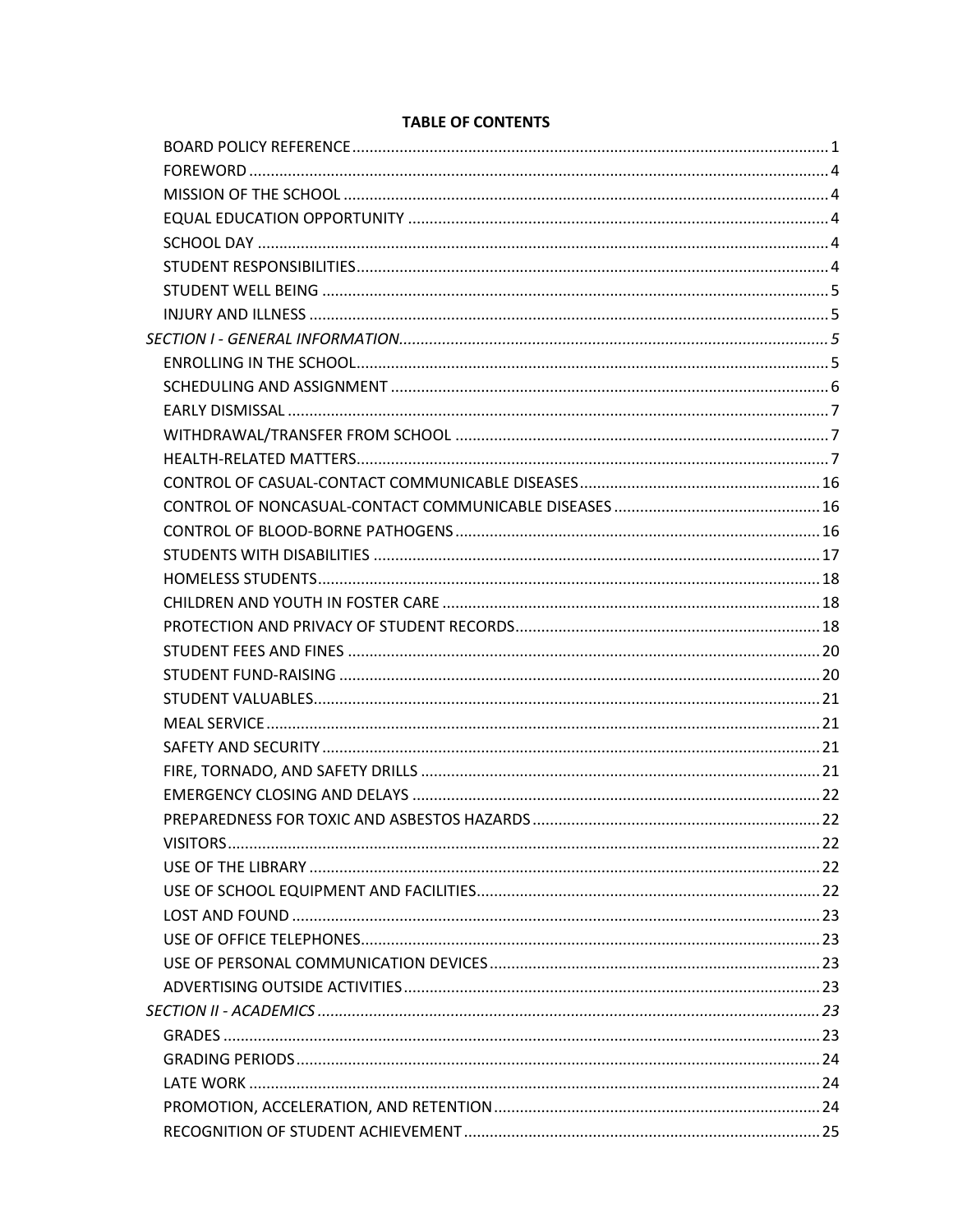**TABLE OF CONTENTS**

- BOARD POLICY REFERENCE ..... 1
- FOREWORD ..... 4
- MISSION OF THE SCHOOL ..... 4
- EQUAL EDUCATION OPPORTUNITY ..... 4
- SCHOOL DAY ..... 4
- STUDENT RESPONSIBILITIES ..... 4
- STUDENT WELL BEING ..... 5
- INJURY AND ILLNESS ..... 5

*SECTION I - GENERAL INFORMATION* ..... *5*

- ENROLLING IN THE SCHOOL ..... 5
- SCHEDULING AND ASSIGNMENT ..... 6
- EARLY DISMISSAL ..... 7
- WITHDRAWAL/TRANSFER FROM SCHOOL ..... 7
- HEALTH-RELATED MATTERS ..... 7
- CONTROL OF CASUAL-CONTACT COMMUNICABLE DISEASES ..... 16
- CONTROL OF NONCASUAL-CONTACT COMMUNICABLE DISEASES ..... 16
- CONTROL OF BLOOD-BORNE PATHOGENS ..... 16
- STUDENTS WITH DISABILITIES ..... 17
- HOMELESS STUDENTS ..... 18
- CHILDREN AND YOUTH IN FOSTER CARE ..... 18
- PROTECTION AND PRIVACY OF STUDENT RECORDS ..... 18
- STUDENT FEES AND FINES ..... 20
- STUDENT FUND-RAISING ..... 20
- STUDENT VALUABLES ..... 21
- MEAL SERVICE ..... 21
- SAFETY AND SECURITY ..... 21
- FIRE, TORNADO, AND SAFETY DRILLS ..... 21
- EMERGENCY CLOSING AND DELAYS ..... 22
- PREPAREDNESS FOR TOXIC AND ASBESTOS HAZARDS ..... 22
- VISITORS ..... 22
- USE OF THE LIBRARY ..... 22
- USE OF SCHOOL EQUIPMENT AND FACILITIES ..... 22
- LOST AND FOUND ..... 23
- USE OF OFFICE TELEPHONES ..... 23
- USE OF PERSONAL COMMUNICATION DEVICES ..... 23
- ADVERTISING OUTSIDE ACTIVITIES ..... 23

*SECTION II - ACADEMICS* ..... *23*

- GRADES ..... 23
- GRADING PERIODS ..... 24
- LATE WORK ..... 24
- PROMOTION, ACCELERATION, AND RETENTION ..... 24
- RECOGNITION OF STUDENT ACHIEVEMENT ..... 25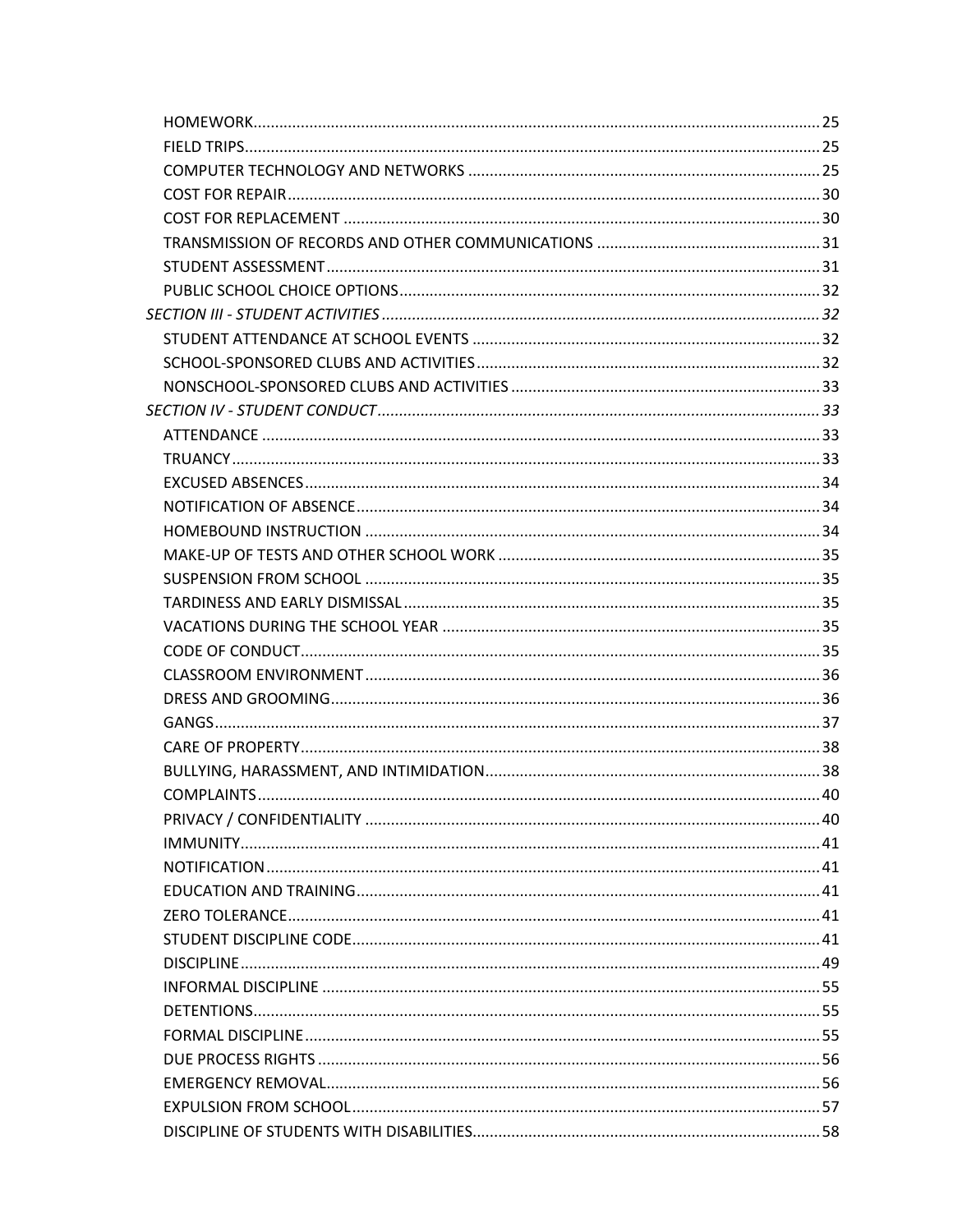HOMEWORK ........ 25
FIELD TRIPS ........ 25
COMPUTER TECHNOLOGY AND NETWORKS ........ 25
COST FOR REPAIR ........ 30
COST FOR REPLACEMENT ........ 30
TRANSMISSION OF RECORDS AND OTHER COMMUNICATIONS ........ 31
STUDENT ASSESSMENT ........ 31
PUBLIC SCHOOL CHOICE OPTIONS ........ 32

*SECTION III - STUDENT ACTIVITIES ........ 32*

STUDENT ATTENDANCE AT SCHOOL EVENTS ........ 32
SCHOOL-SPONSORED CLUBS AND ACTIVITIES ........ 32
NONSCHOOL-SPONSORED CLUBS AND ACTIVITIES ........ 33

*SECTION IV - STUDENT CONDUCT ........ 33*

ATTENDANCE ........ 33
TRUANCY ........ 33
EXCUSED ABSENCES ........ 34
NOTIFICATION OF ABSENCE ........ 34
HOMEBOUND INSTRUCTION ........ 34
MAKE-UP OF TESTS AND OTHER SCHOOL WORK ........ 35
SUSPENSION FROM SCHOOL ........ 35
TARDINESS AND EARLY DISMISSAL ........ 35
VACATIONS DURING THE SCHOOL YEAR ........ 35
CODE OF CONDUCT ........ 35
CLASSROOM ENVIRONMENT ........ 36
DRESS AND GROOMING ........ 36
GANGS ........ 37
CARE OF PROPERTY ........ 38
BULLYING, HARASSMENT, AND INTIMIDATION ........ 38
COMPLAINTS ........ 40
PRIVACY / CONFIDENTIALITY ........ 40
IMMUNITY ........ 41
NOTIFICATION ........ 41
EDUCATION AND TRAINING ........ 41
ZERO TOLERANCE ........ 41
STUDENT DISCIPLINE CODE ........ 41
DISCIPLINE ........ 49
INFORMAL DISCIPLINE ........ 55
DETENTIONS ........ 55
FORMAL DISCIPLINE ........ 55
DUE PROCESS RIGHTS ........ 56
EMERGENCY REMOVAL ........ 56
EXPULSION FROM SCHOOL ........ 57
DISCIPLINE OF STUDENTS WITH DISABILITIES ........ 58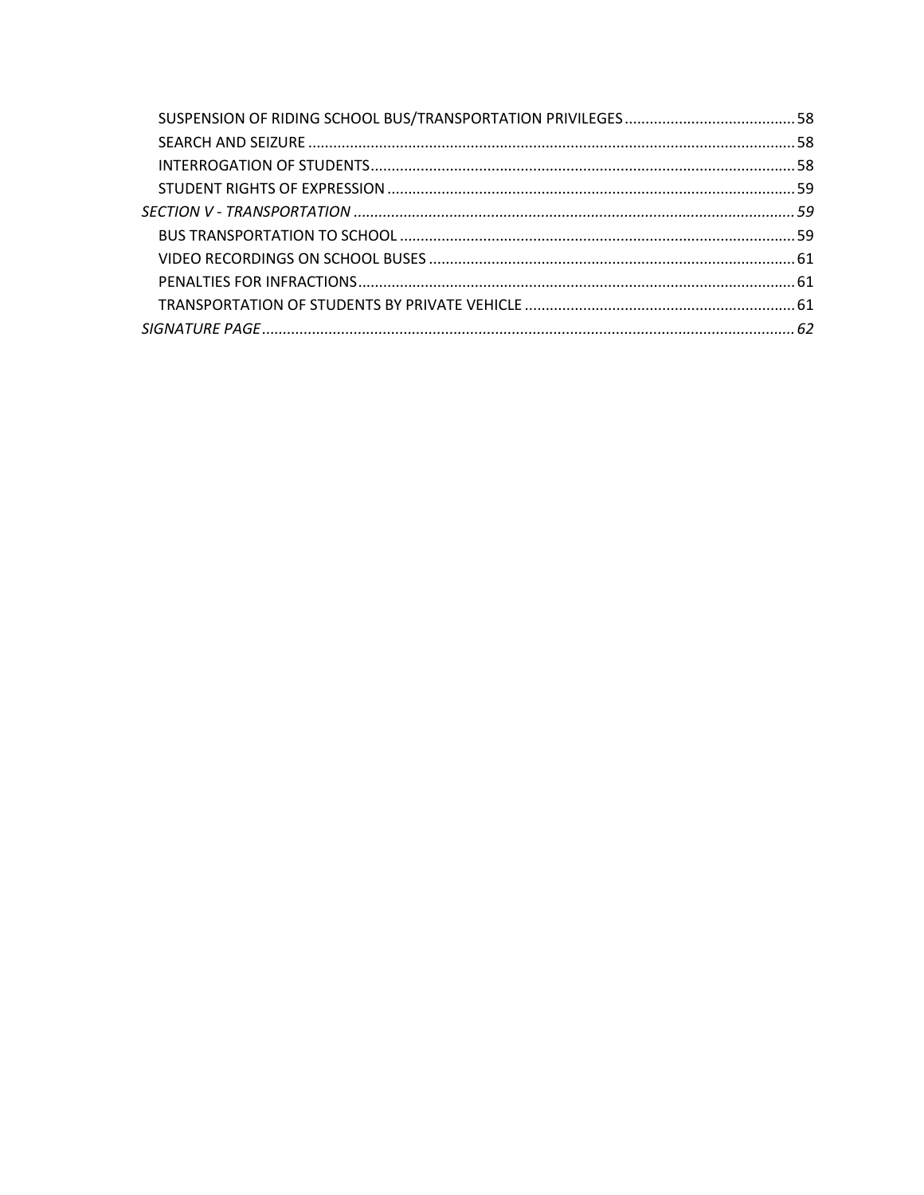SUSPENSION OF RIDING SCHOOL BUS/TRANSPORTATION PRIVILEGES ......................................... 58
SEARCH AND SEIZURE ..................................................................................................................... 58
INTERROGATION OF STUDENTS ...................................................................................................... 58
STUDENT RIGHTS OF EXPRESSION .................................................................................................. 59

*SECTION V - TRANSPORTATION .......................................................................................................... 59*

BUS TRANSPORTATION TO SCHOOL ............................................................................................... 59
VIDEO RECORDINGS ON SCHOOL BUSES ........................................................................................ 61
PENALTIES FOR INFRACTIONS ......................................................................................................... 61
TRANSPORTATION OF STUDENTS BY PRIVATE VEHICLE ................................................................. 61

*SIGNATURE PAGE ................................................................................................................................ 62*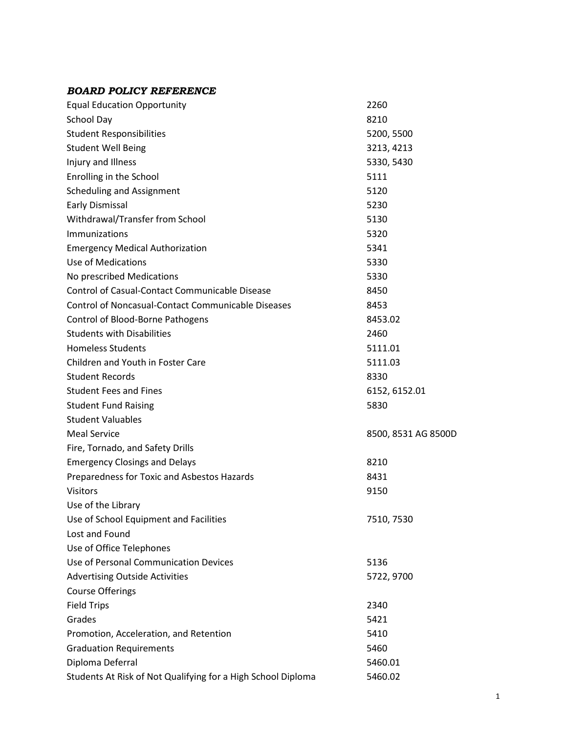## ***BOARD POLICY REFERENCE***

| | |
|---|---|
| Equal Education Opportunity | 2260 |
| School Day | 8210 |
| Student Responsibilities | 5200, 5500 |
| Student Well Being | 3213, 4213 |
| Injury and Illness | 5330, 5430 |
| Enrolling in the School | 5111 |
| Scheduling and Assignment | 5120 |
| Early Dismissal | 5230 |
| Withdrawal/Transfer from School | 5130 |
| Immunizations | 5320 |
| Emergency Medical Authorization | 5341 |
| Use of Medications | 5330 |
| No prescribed Medications | 5330 |
| Control of Casual-Contact Communicable Disease | 8450 |
| Control of Noncasual-Contact Communicable Diseases | 8453 |
| Control of Blood-Borne Pathogens | 8453.02 |
| Students with Disabilities | 2460 |
| Homeless Students | 5111.01 |
| Children and Youth in Foster Care | 5111.03 |
| Student Records | 8330 |
| Student Fees and Fines | 6152, 6152.01 |
| Student Fund Raising | 5830 |
| Student Valuables | |
| Meal Service | 8500, 8531 AG 8500D |
| Fire, Tornado, and Safety Drills | |
| Emergency Closings and Delays | 8210 |
| Preparedness for Toxic and Asbestos Hazards | 8431 |
| Visitors | 9150 |
| Use of the Library | |
| Use of School Equipment and Facilities | 7510, 7530 |
| Lost and Found | |
| Use of Office Telephones | |
| Use of Personal Communication Devices | 5136 |
| Advertising Outside Activities | 5722, 9700 |
| Course Offerings | |
| Field Trips | 2340 |
| Grades | 5421 |
| Promotion, Acceleration, and Retention | 5410 |
| Graduation Requirements | 5460 |
| Diploma Deferral | 5460.01 |
| Students At Risk of Not Qualifying for a High School Diploma | 5460.02 |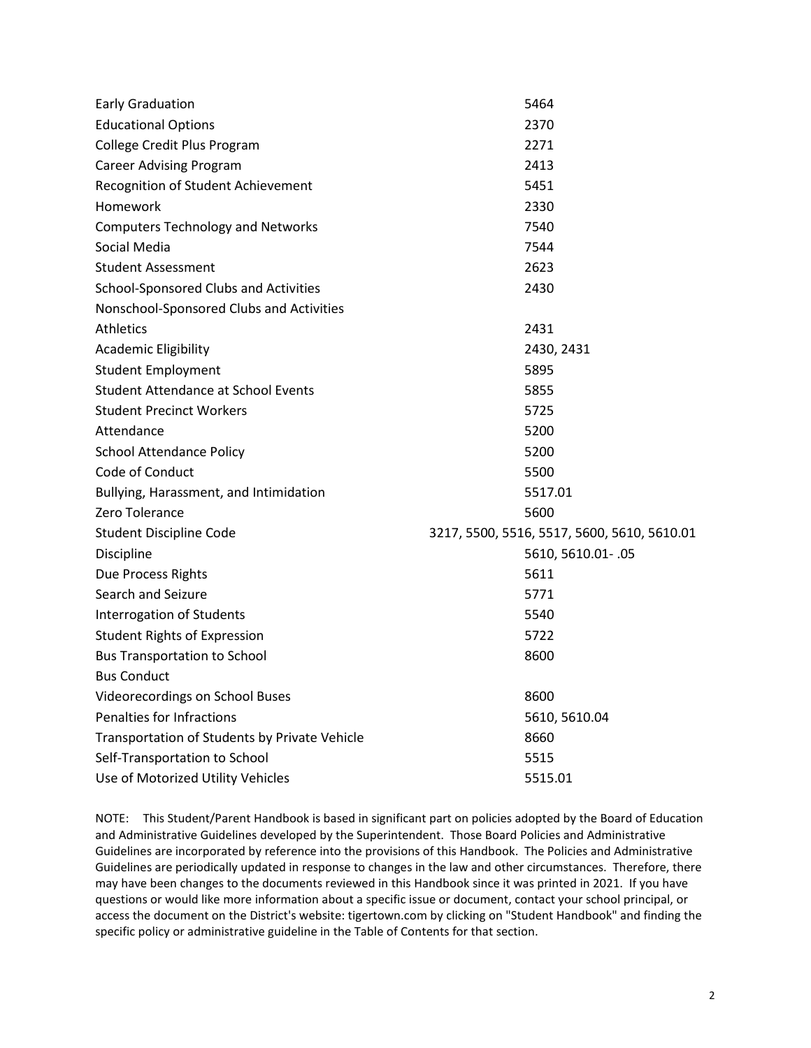| | |
|---|---|
| Early Graduation | 5464 |
| Educational Options | 2370 |
| College Credit Plus Program | 2271 |
| Career Advising Program | 2413 |
| Recognition of Student Achievement | 5451 |
| Homework | 2330 |
| Computers Technology and Networks | 7540 |
| Social Media | 7544 |
| Student Assessment | 2623 |
| School-Sponsored Clubs and Activities | 2430 |
| Nonschool-Sponsored Clubs and Activities | |
| Athletics | 2431 |
| Academic Eligibility | 2430, 2431 |
| Student Employment | 5895 |
| Student Attendance at School Events | 5855 |
| Student Precinct Workers | 5725 |
| Attendance | 5200 |
| School Attendance Policy | 5200 |
| Code of Conduct | 5500 |
| Bullying, Harassment, and Intimidation | 5517.01 |
| Zero Tolerance | 5600 |
| Student Discipline Code | 3217, 5500, 5516, 5517, 5600, 5610, 5610.01 |
| Discipline | 5610, 5610.01- .05 |
| Due Process Rights | 5611 |
| Search and Seizure | 5771 |
| Interrogation of Students | 5540 |
| Student Rights of Expression | 5722 |
| Bus Transportation to School | 8600 |
| Bus Conduct | |
| Videorecordings on School Buses | 8600 |
| Penalties for Infractions | 5610, 5610.04 |
| Transportation of Students by Private Vehicle | 8660 |
| Self-Transportation to School | 5515 |
| Use of Motorized Utility Vehicles | 5515.01 |

NOTE: This Student/Parent Handbook is based in significant part on policies adopted by the Board of Education and Administrative Guidelines developed by the Superintendent. Those Board Policies and Administrative Guidelines are incorporated by reference into the provisions of this Handbook. The Policies and Administrative Guidelines are periodically updated in response to changes in the law and other circumstances. Therefore, there may have been changes to the documents reviewed in this Handbook since it was printed in 2021. If you have questions or would like more information about a specific issue or document, contact your school principal, or access the document on the District's website: tigertown.com by clicking on "Student Handbook" and finding the specific policy or administrative guideline in the Table of Contents for that section.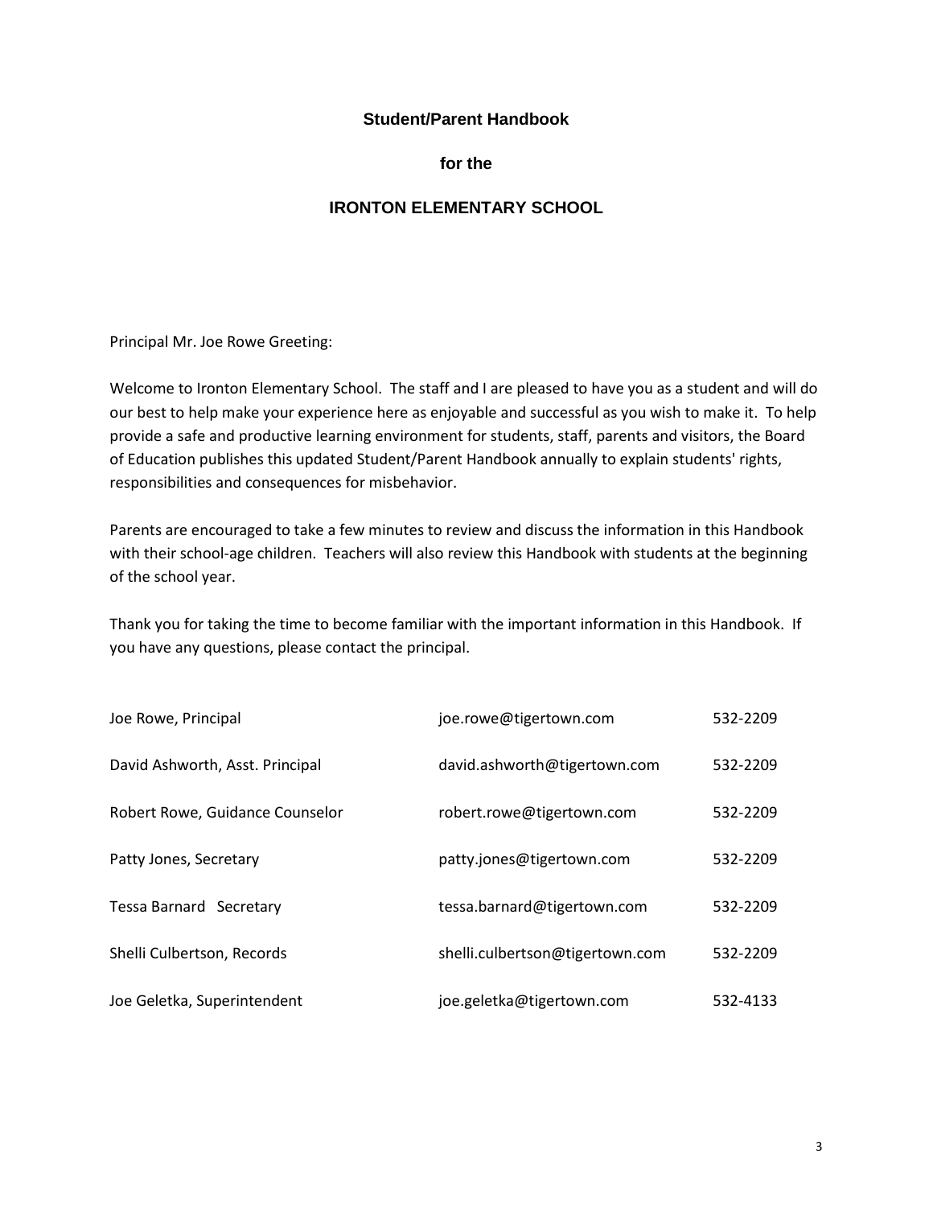**Student/Parent Handbook**

**for the**

**IRONTON ELEMENTARY SCHOOL**

Principal Mr. Joe Rowe Greeting:

Welcome to Ironton Elementary School. The staff and I are pleased to have you as a student and will do our best to help make your experience here as enjoyable and successful as you wish to make it. To help provide a safe and productive learning environment for students, staff, parents and visitors, the Board of Education publishes this updated Student/Parent Handbook annually to explain students' rights, responsibilities and consequences for misbehavior.

Parents are encouraged to take a few minutes to review and discuss the information in this Handbook with their school-age children. Teachers will also review this Handbook with students at the beginning of the school year.

Thank you for taking the time to become familiar with the important information in this Handbook. If you have any questions, please contact the principal.

| | | |
|---|---|---|
| Joe Rowe, Principal | joe.rowe@tigertown.com | 532-2209 |
| David Ashworth, Asst. Principal | david.ashworth@tigertown.com | 532-2209 |
| Robert Rowe, Guidance Counselor | robert.rowe@tigertown.com | 532-2209 |
| Patty Jones, Secretary | patty.jones@tigertown.com | 532-2209 |
| Tessa Barnard Secretary | tessa.barnard@tigertown.com | 532-2209 |
| Shelli Culbertson, Records | shelli.culbertson@tigertown.com | 532-2209 |
| Joe Geletka, Superintendent | joe.geletka@tigertown.com | 532-4133 |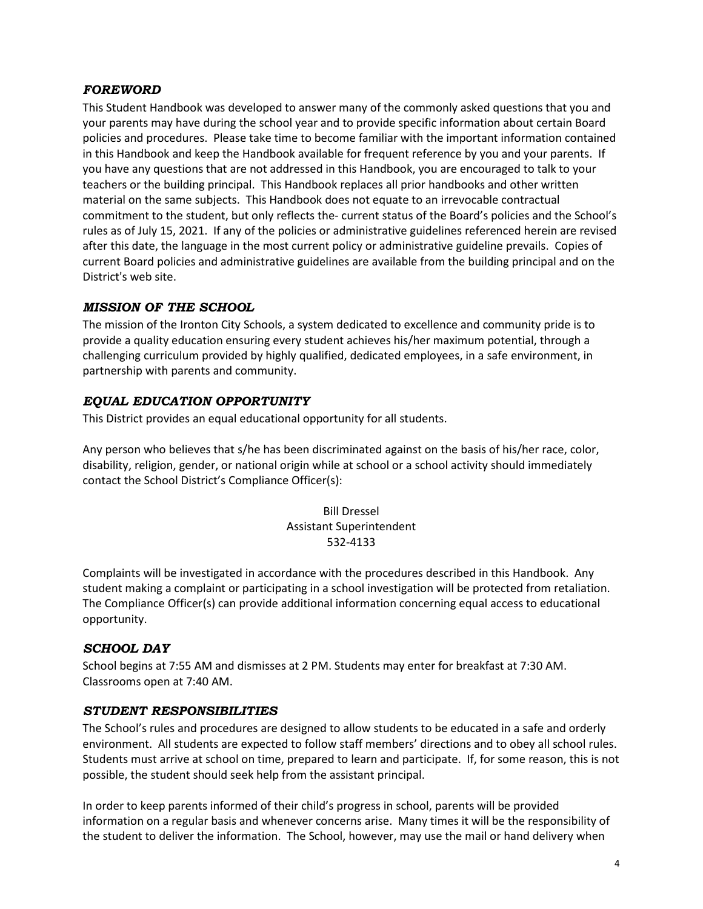## *FOREWORD*

This Student Handbook was developed to answer many of the commonly asked questions that you and your parents may have during the school year and to provide specific information about certain Board policies and procedures. Please take time to become familiar with the important information contained in this Handbook and keep the Handbook available for frequent reference by you and your parents. If you have any questions that are not addressed in this Handbook, you are encouraged to talk to your teachers or the building principal. This Handbook replaces all prior handbooks and other written material on the same subjects. This Handbook does not equate to an irrevocable contractual commitment to the student, but only reflects the- current status of the Board's policies and the School's rules as of July 15, 2021. If any of the policies or administrative guidelines referenced herein are revised after this date, the language in the most current policy or administrative guideline prevails. Copies of current Board policies and administrative guidelines are available from the building principal and on the District's web site.

## *MISSION OF THE SCHOOL*

The mission of the Ironton City Schools, a system dedicated to excellence and community pride is to provide a quality education ensuring every student achieves his/her maximum potential, through a challenging curriculum provided by highly qualified, dedicated employees, in a safe environment, in partnership with parents and community.

## *EQUAL EDUCATION OPPORTUNITY*

This District provides an equal educational opportunity for all students.

Any person who believes that s/he has been discriminated against on the basis of his/her race, color, disability, religion, gender, or national origin while at school or a school activity should immediately contact the School District's Compliance Officer(s):

Bill Dressel
Assistant Superintendent
532-4133

Complaints will be investigated in accordance with the procedures described in this Handbook. Any student making a complaint or participating in a school investigation will be protected from retaliation. The Compliance Officer(s) can provide additional information concerning equal access to educational opportunity.

## *SCHOOL DAY*

School begins at 7:55 AM and dismisses at 2 PM. Students may enter for breakfast at 7:30 AM. Classrooms open at 7:40 AM.

## *STUDENT RESPONSIBILITIES*

The School's rules and procedures are designed to allow students to be educated in a safe and orderly environment. All students are expected to follow staff members' directions and to obey all school rules. Students must arrive at school on time, prepared to learn and participate. If, for some reason, this is not possible, the student should seek help from the assistant principal.

In order to keep parents informed of their child's progress in school, parents will be provided information on a regular basis and whenever concerns arise. Many times it will be the responsibility of the student to deliver the information. The School, however, may use the mail or hand delivery when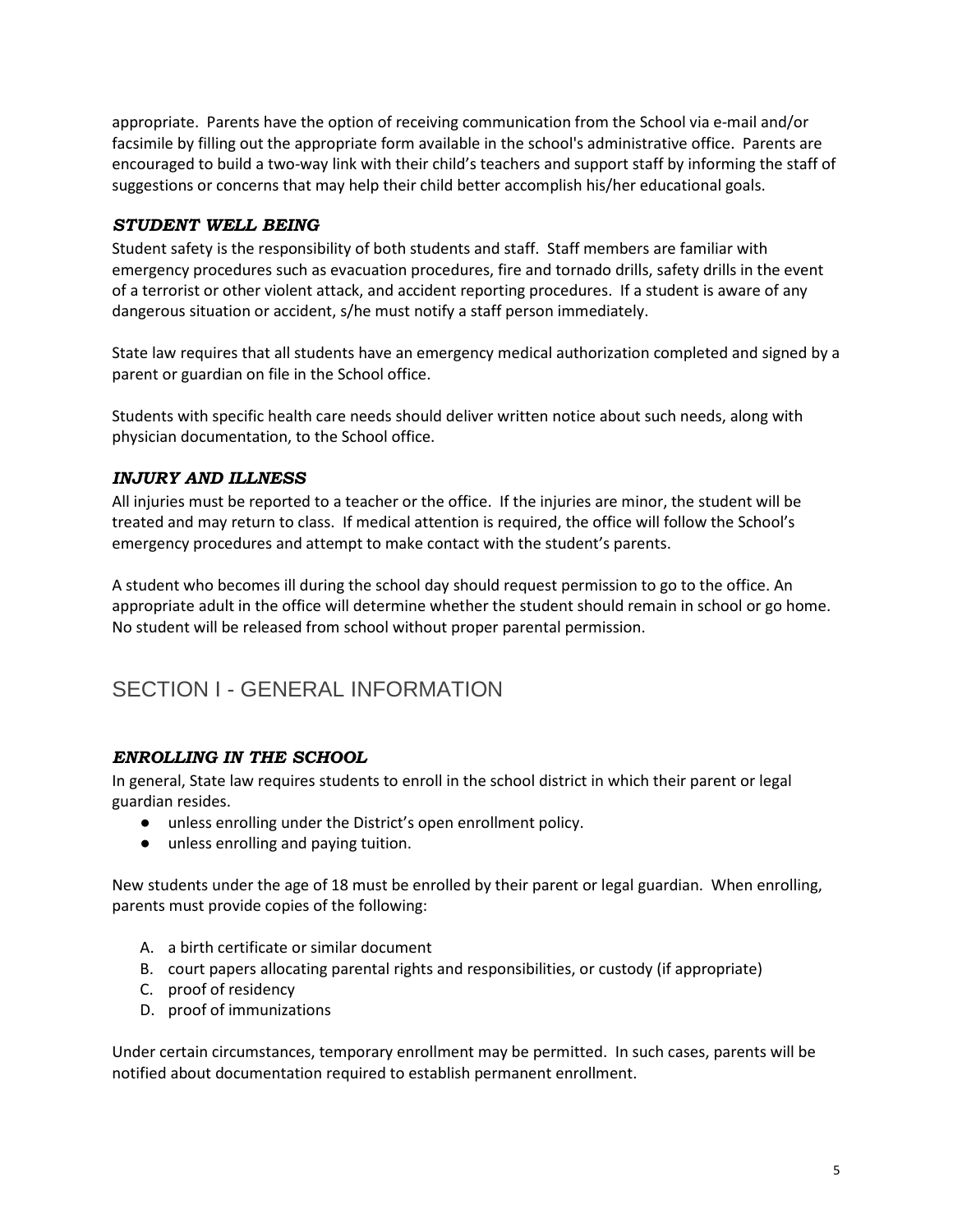appropriate. Parents have the option of receiving communication from the School via e-mail and/or facsimile by filling out the appropriate form available in the school's administrative office. Parents are encouraged to build a two-way link with their child's teachers and support staff by informing the staff of suggestions or concerns that may help their child better accomplish his/her educational goals.

### *STUDENT WELL BEING*

Student safety is the responsibility of both students and staff. Staff members are familiar with emergency procedures such as evacuation procedures, fire and tornado drills, safety drills in the event of a terrorist or other violent attack, and accident reporting procedures. If a student is aware of any dangerous situation or accident, s/he must notify a staff person immediately.

State law requires that all students have an emergency medical authorization completed and signed by a parent or guardian on file in the School office.

Students with specific health care needs should deliver written notice about such needs, along with physician documentation, to the School office.

### *INJURY AND ILLNESS*

All injuries must be reported to a teacher or the office. If the injuries are minor, the student will be treated and may return to class. If medical attention is required, the office will follow the School's emergency procedures and attempt to make contact with the student's parents.

A student who becomes ill during the school day should request permission to go to the office. An appropriate adult in the office will determine whether the student should remain in school or go home. No student will be released from school without proper parental permission.

## SECTION I - GENERAL INFORMATION

### *ENROLLING IN THE SCHOOL*

In general, State law requires students to enroll in the school district in which their parent or legal guardian resides.

- unless enrolling under the District's open enrollment policy.
- unless enrolling and paying tuition.

New students under the age of 18 must be enrolled by their parent or legal guardian. When enrolling, parents must provide copies of the following:

A. a birth certificate or similar document
B. court papers allocating parental rights and responsibilities, or custody (if appropriate)
C. proof of residency
D. proof of immunizations

Under certain circumstances, temporary enrollment may be permitted. In such cases, parents will be notified about documentation required to establish permanent enrollment.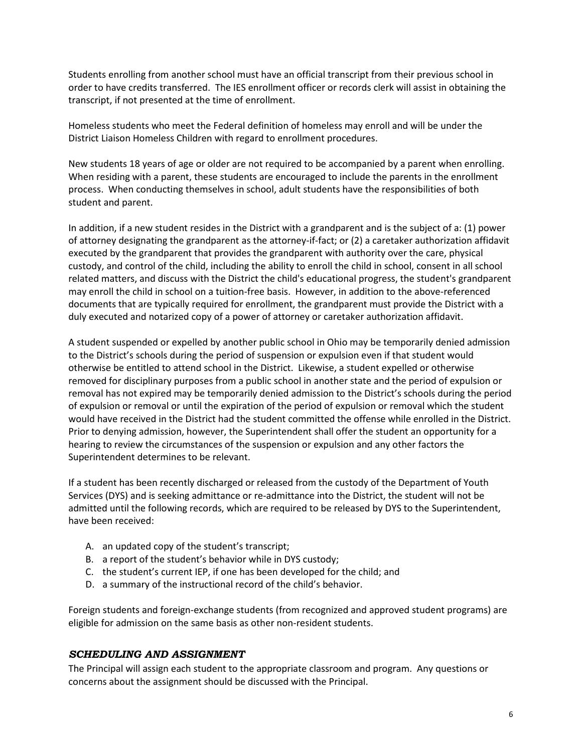Students enrolling from another school must have an official transcript from their previous school in order to have credits transferred. The IES enrollment officer or records clerk will assist in obtaining the transcript, if not presented at the time of enrollment.

Homeless students who meet the Federal definition of homeless may enroll and will be under the District Liaison Homeless Children with regard to enrollment procedures.

New students 18 years of age or older are not required to be accompanied by a parent when enrolling. When residing with a parent, these students are encouraged to include the parents in the enrollment process. When conducting themselves in school, adult students have the responsibilities of both student and parent.

In addition, if a new student resides in the District with a grandparent and is the subject of a: (1) power of attorney designating the grandparent as the attorney-if-fact; or (2) a caretaker authorization affidavit executed by the grandparent that provides the grandparent with authority over the care, physical custody, and control of the child, including the ability to enroll the child in school, consent in all school related matters, and discuss with the District the child's educational progress, the student's grandparent may enroll the child in school on a tuition-free basis. However, in addition to the above-referenced documents that are typically required for enrollment, the grandparent must provide the District with a duly executed and notarized copy of a power of attorney or caretaker authorization affidavit.

A student suspended or expelled by another public school in Ohio may be temporarily denied admission to the District's schools during the period of suspension or expulsion even if that student would otherwise be entitled to attend school in the District. Likewise, a student expelled or otherwise removed for disciplinary purposes from a public school in another state and the period of expulsion or removal has not expired may be temporarily denied admission to the District's schools during the period of expulsion or removal or until the expiration of the period of expulsion or removal which the student would have received in the District had the student committed the offense while enrolled in the District. Prior to denying admission, however, the Superintendent shall offer the student an opportunity for a hearing to review the circumstances of the suspension or expulsion and any other factors the Superintendent determines to be relevant.

If a student has been recently discharged or released from the custody of the Department of Youth Services (DYS) and is seeking admittance or re-admittance into the District, the student will not be admitted until the following records, which are required to be released by DYS to the Superintendent, have been received:

A. an updated copy of the student's transcript;
B. a report of the student's behavior while in DYS custody;
C. the student's current IEP, if one has been developed for the child; and
D. a summary of the instructional record of the child's behavior.

Foreign students and foreign-exchange students (from recognized and approved student programs) are eligible for admission on the same basis as other non-resident students.

### *SCHEDULING AND ASSIGNMENT*

The Principal will assign each student to the appropriate classroom and program. Any questions or concerns about the assignment should be discussed with the Principal.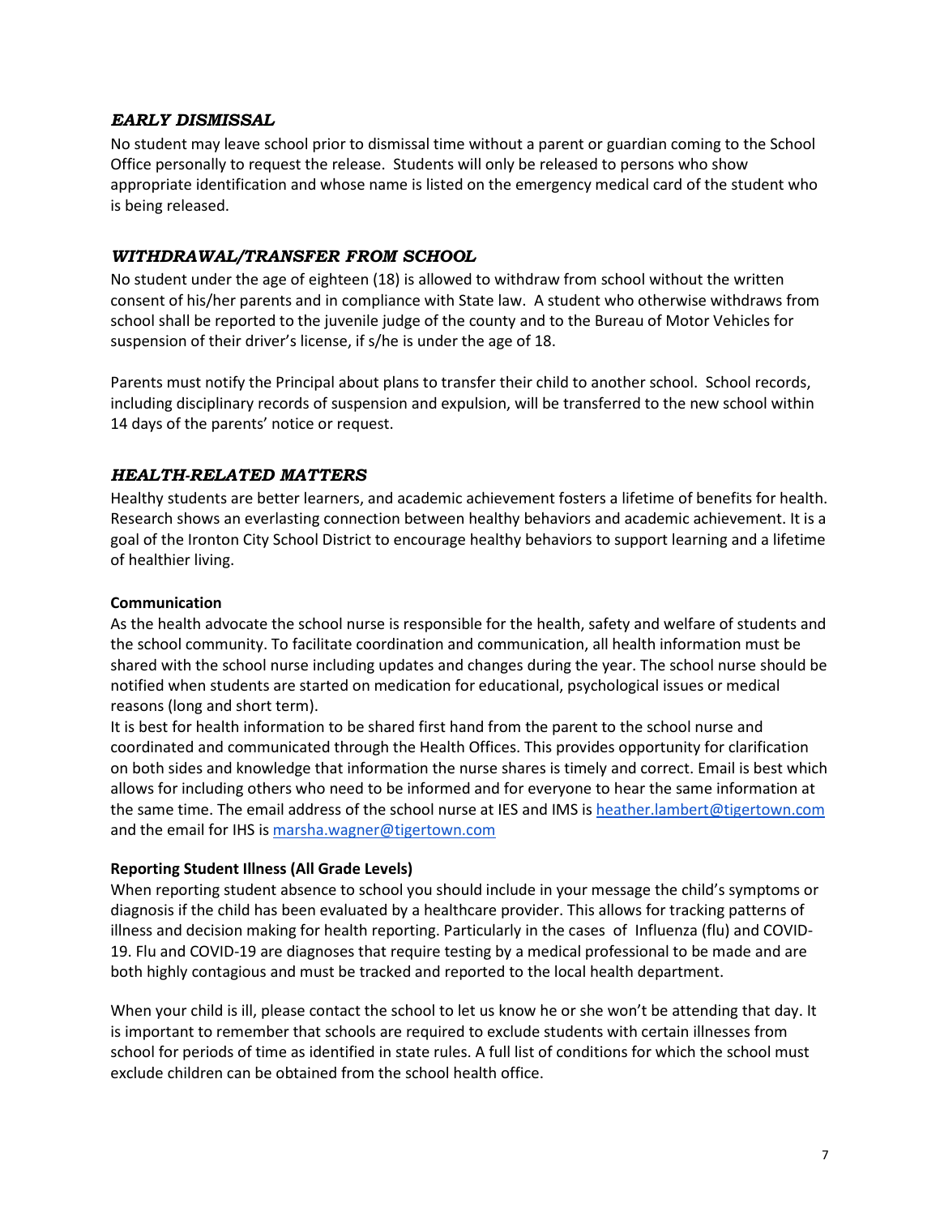## *EARLY DISMISSAL*

No student may leave school prior to dismissal time without a parent or guardian coming to the School Office personally to request the release. Students will only be released to persons who show appropriate identification and whose name is listed on the emergency medical card of the student who is being released.

## *WITHDRAWAL/TRANSFER FROM SCHOOL*

No student under the age of eighteen (18) is allowed to withdraw from school without the written consent of his/her parents and in compliance with State law. A student who otherwise withdraws from school shall be reported to the juvenile judge of the county and to the Bureau of Motor Vehicles for suspension of their driver's license, if s/he is under the age of 18.

Parents must notify the Principal about plans to transfer their child to another school. School records, including disciplinary records of suspension and expulsion, will be transferred to the new school within 14 days of the parents' notice or request.

## *HEALTH-RELATED MATTERS*

Healthy students are better learners, and academic achievement fosters a lifetime of benefits for health. Research shows an everlasting connection between healthy behaviors and academic achievement. It is a goal of the Ironton City School District to encourage healthy behaviors to support learning and a lifetime of healthier living.

**Communication**

As the health advocate the school nurse is responsible for the health, safety and welfare of students and the school community. To facilitate coordination and communication, all health information must be shared with the school nurse including updates and changes during the year. The school nurse should be notified when students are started on medication for educational, psychological issues or medical reasons (long and short term).

It is best for health information to be shared first hand from the parent to the school nurse and coordinated and communicated through the Health Offices. This provides opportunity for clarification on both sides and knowledge that information the nurse shares is timely and correct. Email is best which allows for including others who need to be informed and for everyone to hear the same information at the same time. The email address of the school nurse at IES and IMS is heather.lambert@tigertown.com and the email for IHS is marsha.wagner@tigertown.com

**Reporting Student Illness (All Grade Levels)**

When reporting student absence to school you should include in your message the child's symptoms or diagnosis if the child has been evaluated by a healthcare provider. This allows for tracking patterns of illness and decision making for health reporting. Particularly in the cases of Influenza (flu) and COVID-19. Flu and COVID-19 are diagnoses that require testing by a medical professional to be made and are both highly contagious and must be tracked and reported to the local health department.

When your child is ill, please contact the school to let us know he or she won't be attending that day. It is important to remember that schools are required to exclude students with certain illnesses from school for periods of time as identified in state rules. A full list of conditions for which the school must exclude children can be obtained from the school health office.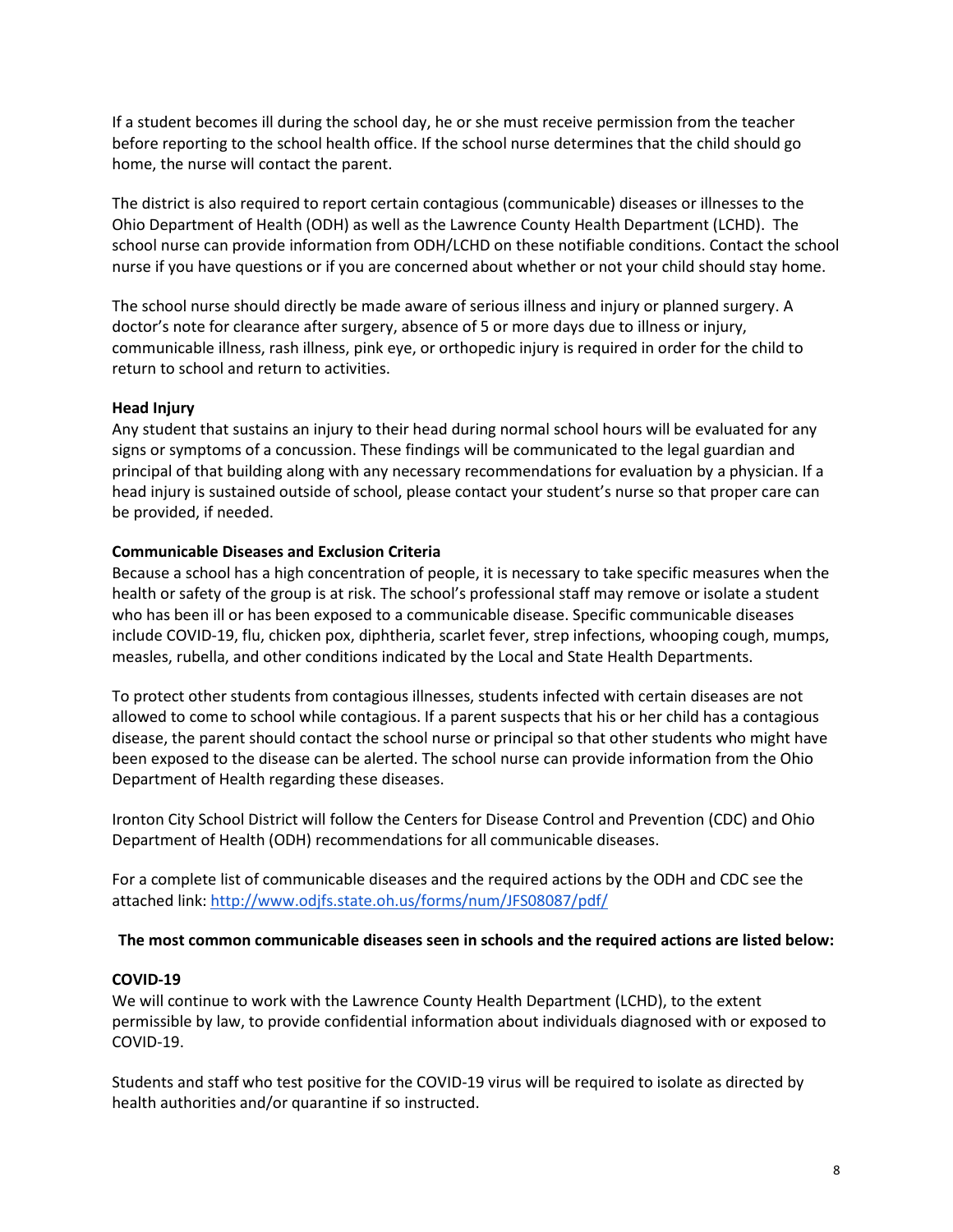If a student becomes ill during the school day, he or she must receive permission from the teacher before reporting to the school health office. If the school nurse determines that the child should go home, the nurse will contact the parent.

The district is also required to report certain contagious (communicable) diseases or illnesses to the Ohio Department of Health (ODH) as well as the Lawrence County Health Department (LCHD). The school nurse can provide information from ODH/LCHD on these notifiable conditions. Contact the school nurse if you have questions or if you are concerned about whether or not your child should stay home.

The school nurse should directly be made aware of serious illness and injury or planned surgery. A doctor's note for clearance after surgery, absence of 5 or more days due to illness or injury, communicable illness, rash illness, pink eye, or orthopedic injury is required in order for the child to return to school and return to activities.

**Head Injury**

Any student that sustains an injury to their head during normal school hours will be evaluated for any signs or symptoms of a concussion. These findings will be communicated to the legal guardian and principal of that building along with any necessary recommendations for evaluation by a physician. If a head injury is sustained outside of school, please contact your student's nurse so that proper care can be provided, if needed.

**Communicable Diseases and Exclusion Criteria**

Because a school has a high concentration of people, it is necessary to take specific measures when the health or safety of the group is at risk. The school's professional staff may remove or isolate a student who has been ill or has been exposed to a communicable disease. Specific communicable diseases include COVID-19, flu, chicken pox, diphtheria, scarlet fever, strep infections, whooping cough, mumps, measles, rubella, and other conditions indicated by the Local and State Health Departments.

To protect other students from contagious illnesses, students infected with certain diseases are not allowed to come to school while contagious. If a parent suspects that his or her child has a contagious disease, the parent should contact the school nurse or principal so that other students who might have been exposed to the disease can be alerted. The school nurse can provide information from the Ohio Department of Health regarding these diseases.

Ironton City School District will follow the Centers for Disease Control and Prevention (CDC) and Ohio Department of Health (ODH) recommendations for all communicable diseases.

For a complete list of communicable diseases and the required actions by the ODH and CDC see the attached link: [http://www.odjfs.state.oh.us/forms/num/JFS08087/pdf/](http://www.odjfs.state.oh.us/forms/num/JFS08087/pdf/)

**The most common communicable diseases seen in schools and the required actions are listed below:**

**COVID-19**

We will continue to work with the Lawrence County Health Department (LCHD), to the extent permissible by law, to provide confidential information about individuals diagnosed with or exposed to COVID-19.

Students and staff who test positive for the COVID-19 virus will be required to isolate as directed by health authorities and/or quarantine if so instructed.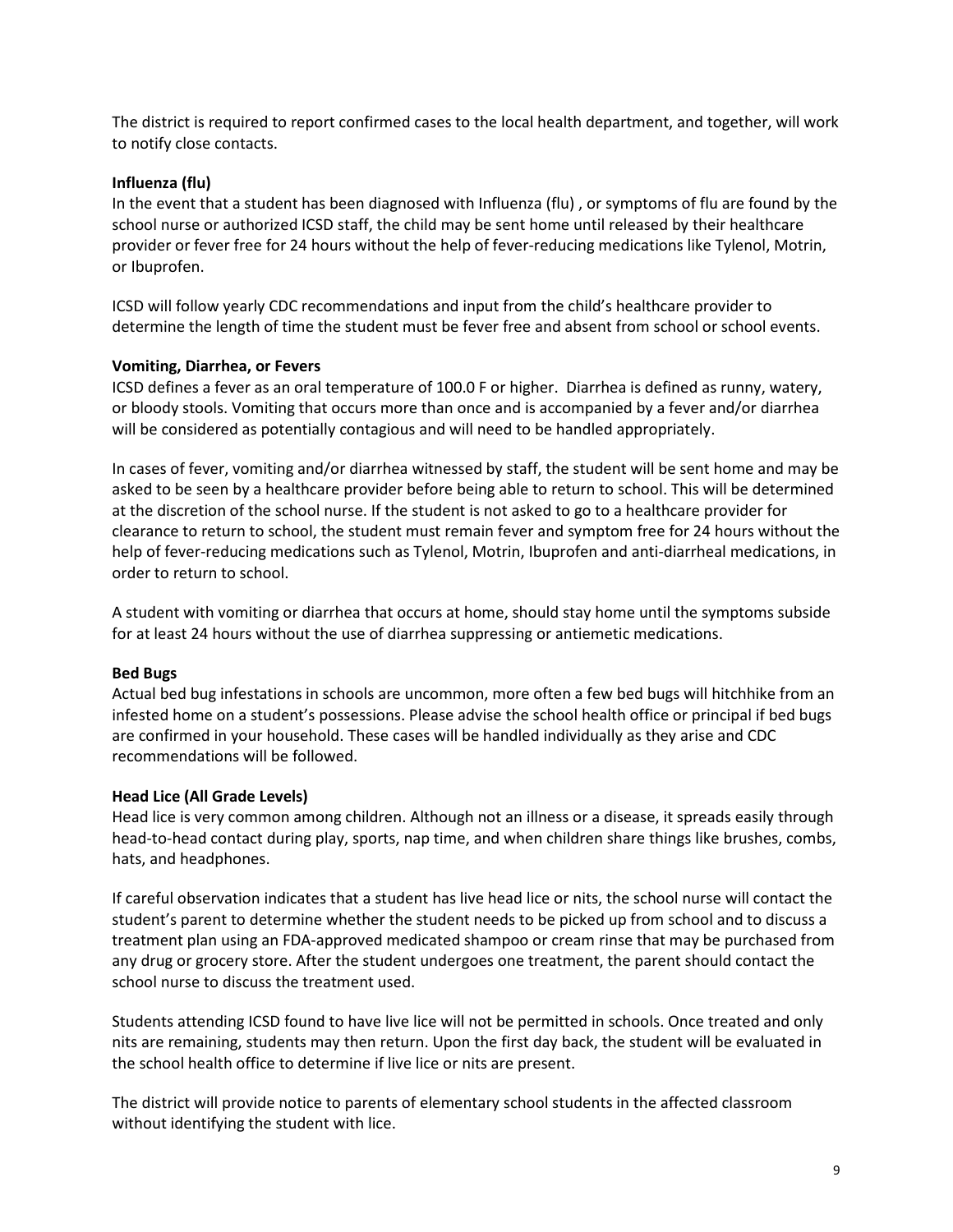The district is required to report confirmed cases to the local health department, and together, will work to notify close contacts.

**Influenza (flu)**
In the event that a student has been diagnosed with Influenza (flu) , or symptoms of flu are found by the school nurse or authorized ICSD staff, the child may be sent home until released by their healthcare provider or fever free for 24 hours without the help of fever-reducing medications like Tylenol, Motrin, or Ibuprofen.

ICSD will follow yearly CDC recommendations and input from the child's healthcare provider to determine the length of time the student must be fever free and absent from school or school events.

**Vomiting, Diarrhea, or Fevers**
ICSD defines a fever as an oral temperature of 100.0 F or higher. Diarrhea is defined as runny, watery, or bloody stools. Vomiting that occurs more than once and is accompanied by a fever and/or diarrhea will be considered as potentially contagious and will need to be handled appropriately.

In cases of fever, vomiting and/or diarrhea witnessed by staff, the student will be sent home and may be asked to be seen by a healthcare provider before being able to return to school. This will be determined at the discretion of the school nurse. If the student is not asked to go to a healthcare provider for clearance to return to school, the student must remain fever and symptom free for 24 hours without the help of fever-reducing medications such as Tylenol, Motrin, Ibuprofen and anti-diarrheal medications, in order to return to school.

A student with vomiting or diarrhea that occurs at home, should stay home until the symptoms subside for at least 24 hours without the use of diarrhea suppressing or antiemetic medications.

**Bed Bugs**
Actual bed bug infestations in schools are uncommon, more often a few bed bugs will hitchhike from an infested home on a student's possessions. Please advise the school health office or principal if bed bugs are confirmed in your household. These cases will be handled individually as they arise and CDC recommendations will be followed.

**Head Lice (All Grade Levels)**
Head lice is very common among children. Although not an illness or a disease, it spreads easily through head-to-head contact during play, sports, nap time, and when children share things like brushes, combs, hats, and headphones.

If careful observation indicates that a student has live head lice or nits, the school nurse will contact the student's parent to determine whether the student needs to be picked up from school and to discuss a treatment plan using an FDA-approved medicated shampoo or cream rinse that may be purchased from any drug or grocery store. After the student undergoes one treatment, the parent should contact the school nurse to discuss the treatment used.

Students attending ICSD found to have live lice will not be permitted in schools. Once treated and only nits are remaining, students may then return. Upon the first day back, the student will be evaluated in the school health office to determine if live lice or nits are present.

The district will provide notice to parents of elementary school students in the affected classroom without identifying the student with lice.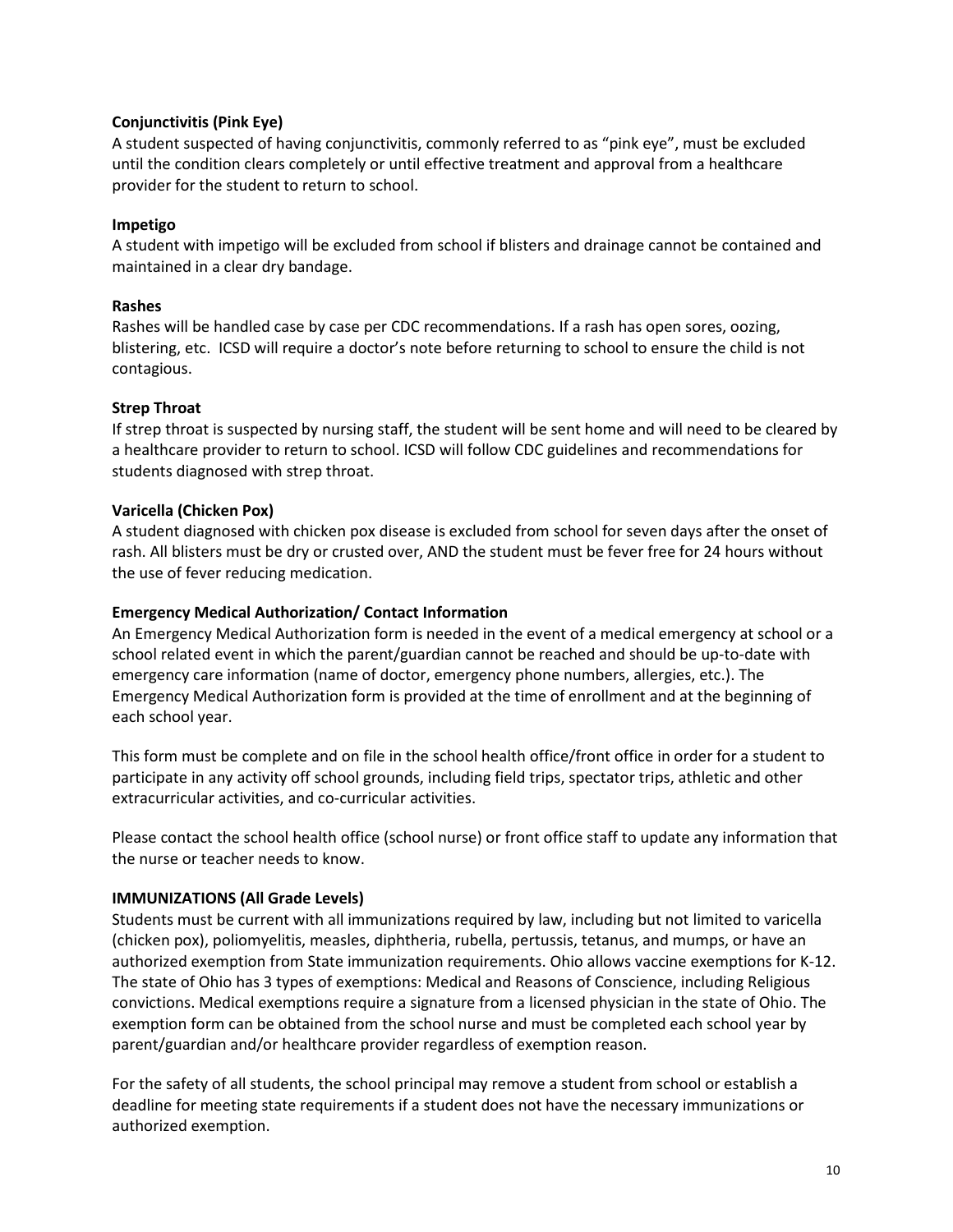**Conjunctivitis (Pink Eye)**

A student suspected of having conjunctivitis, commonly referred to as "pink eye", must be excluded until the condition clears completely or until effective treatment and approval from a healthcare provider for the student to return to school.

**Impetigo**

A student with impetigo will be excluded from school if blisters and drainage cannot be contained and maintained in a clear dry bandage.

**Rashes**

Rashes will be handled case by case per CDC recommendations. If a rash has open sores, oozing, blistering, etc. ICSD will require a doctor's note before returning to school to ensure the child is not contagious.

**Strep Throat**

If strep throat is suspected by nursing staff, the student will be sent home and will need to be cleared by a healthcare provider to return to school. ICSD will follow CDC guidelines and recommendations for students diagnosed with strep throat.

**Varicella (Chicken Pox)**

A student diagnosed with chicken pox disease is excluded from school for seven days after the onset of rash. All blisters must be dry or crusted over, AND the student must be fever free for 24 hours without the use of fever reducing medication.

**Emergency Medical Authorization/ Contact Information**

An Emergency Medical Authorization form is needed in the event of a medical emergency at school or a school related event in which the parent/guardian cannot be reached and should be up-to-date with emergency care information (name of doctor, emergency phone numbers, allergies, etc.). The Emergency Medical Authorization form is provided at the time of enrollment and at the beginning of each school year.

This form must be complete and on file in the school health office/front office in order for a student to participate in any activity off school grounds, including field trips, spectator trips, athletic and other extracurricular activities, and co-curricular activities.

Please contact the school health office (school nurse) or front office staff to update any information that the nurse or teacher needs to know.

**IMMUNIZATIONS (All Grade Levels)**

Students must be current with all immunizations required by law, including but not limited to varicella (chicken pox), poliomyelitis, measles, diphtheria, rubella, pertussis, tetanus, and mumps, or have an authorized exemption from State immunization requirements. Ohio allows vaccine exemptions for K-12. The state of Ohio has 3 types of exemptions: Medical and Reasons of Conscience, including Religious convictions. Medical exemptions require a signature from a licensed physician in the state of Ohio. The exemption form can be obtained from the school nurse and must be completed each school year by parent/guardian and/or healthcare provider regardless of exemption reason.

For the safety of all students, the school principal may remove a student from school or establish a deadline for meeting state requirements if a student does not have the necessary immunizations or authorized exemption.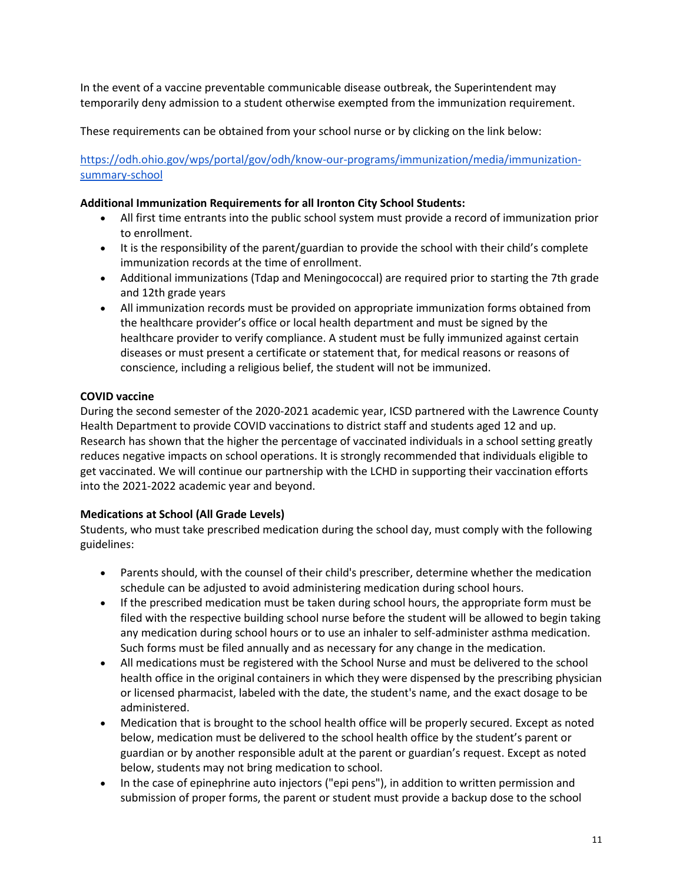In the event of a vaccine preventable communicable disease outbreak, the Superintendent may temporarily deny admission to a student otherwise exempted from the immunization requirement.

These requirements can be obtained from your school nurse or by clicking on the link below:

[https://odh.ohio.gov/wps/portal/gov/odh/know-our-programs/immunization/media/immunization-summary-school](https://odh.ohio.gov/wps/portal/gov/odh/know-our-programs/immunization/media/immunization-summary-school)

**Additional Immunization Requirements for all Ironton City School Students:**

- All first time entrants into the public school system must provide a record of immunization prior to enrollment.
- It is the responsibility of the parent/guardian to provide the school with their child's complete immunization records at the time of enrollment.
- Additional immunizations (Tdap and Meningococcal) are required prior to starting the 7th grade and 12th grade years
- All immunization records must be provided on appropriate immunization forms obtained from the healthcare provider's office or local health department and must be signed by the healthcare provider to verify compliance. A student must be fully immunized against certain diseases or must present a certificate or statement that, for medical reasons or reasons of conscience, including a religious belief, the student will not be immunized.

**COVID vaccine**

During the second semester of the 2020-2021 academic year, ICSD partnered with the Lawrence County Health Department to provide COVID vaccinations to district staff and students aged 12 and up. Research has shown that the higher the percentage of vaccinated individuals in a school setting greatly reduces negative impacts on school operations. It is strongly recommended that individuals eligible to get vaccinated. We will continue our partnership with the LCHD in supporting their vaccination efforts into the 2021-2022 academic year and beyond.

**Medications at School (All Grade Levels)**

Students, who must take prescribed medication during the school day, must comply with the following guidelines:

- Parents should, with the counsel of their child's prescriber, determine whether the medication schedule can be adjusted to avoid administering medication during school hours.
- If the prescribed medication must be taken during school hours, the appropriate form must be filed with the respective building school nurse before the student will be allowed to begin taking any medication during school hours or to use an inhaler to self-administer asthma medication. Such forms must be filed annually and as necessary for any change in the medication.
- All medications must be registered with the School Nurse and must be delivered to the school health office in the original containers in which they were dispensed by the prescribing physician or licensed pharmacist, labeled with the date, the student's name, and the exact dosage to be administered.
- Medication that is brought to the school health office will be properly secured. Except as noted below, medication must be delivered to the school health office by the student's parent or guardian or by another responsible adult at the parent or guardian's request. Except as noted below, students may not bring medication to school.
- In the case of epinephrine auto injectors ("epi pens"), in addition to written permission and submission of proper forms, the parent or student must provide a backup dose to the school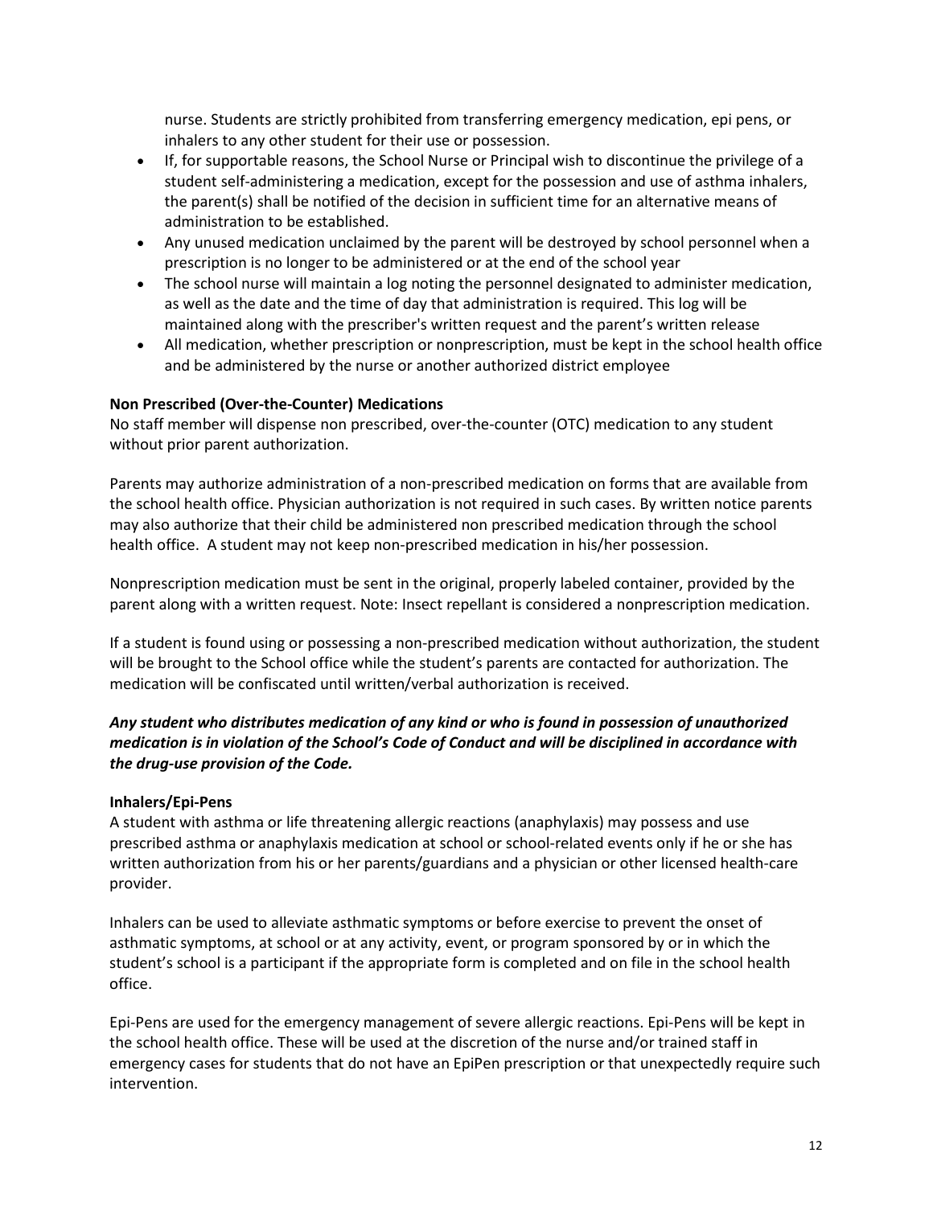nurse. Students are strictly prohibited from transferring emergency medication, epi pens, or inhalers to any other student for their use or possession.

- If, for supportable reasons, the School Nurse or Principal wish to discontinue the privilege of a student self-administering a medication, except for the possession and use of asthma inhalers, the parent(s) shall be notified of the decision in sufficient time for an alternative means of administration to be established.
- Any unused medication unclaimed by the parent will be destroyed by school personnel when a prescription is no longer to be administered or at the end of the school year
- The school nurse will maintain a log noting the personnel designated to administer medication, as well as the date and the time of day that administration is required. This log will be maintained along with the prescriber's written request and the parent's written release
- All medication, whether prescription or nonprescription, must be kept in the school health office and be administered by the nurse or another authorized district employee

**Non Prescribed (Over-the-Counter) Medications**

No staff member will dispense non prescribed, over-the-counter (OTC) medication to any student without prior parent authorization.

Parents may authorize administration of a non-prescribed medication on forms that are available from the school health office. Physician authorization is not required in such cases. By written notice parents may also authorize that their child be administered non prescribed medication through the school health office. A student may not keep non-prescribed medication in his/her possession.

Nonprescription medication must be sent in the original, properly labeled container, provided by the parent along with a written request. Note: Insect repellant is considered a nonprescription medication.

If a student is found using or possessing a non-prescribed medication without authorization, the student will be brought to the School office while the student's parents are contacted for authorization. The medication will be confiscated until written/verbal authorization is received.

***Any student who distributes medication of any kind or who is found in possession of unauthorized medication is in violation of the School's Code of Conduct and will be disciplined in accordance with the drug-use provision of the Code.***

**Inhalers/Epi-Pens**

A student with asthma or life threatening allergic reactions (anaphylaxis) may possess and use prescribed asthma or anaphylaxis medication at school or school-related events only if he or she has written authorization from his or her parents/guardians and a physician or other licensed health-care provider.

Inhalers can be used to alleviate asthmatic symptoms or before exercise to prevent the onset of asthmatic symptoms, at school or at any activity, event, or program sponsored by or in which the student's school is a participant if the appropriate form is completed and on file in the school health office.

Epi-Pens are used for the emergency management of severe allergic reactions. Epi-Pens will be kept in the school health office. These will be used at the discretion of the nurse and/or trained staff in emergency cases for students that do not have an EpiPen prescription or that unexpectedly require such intervention.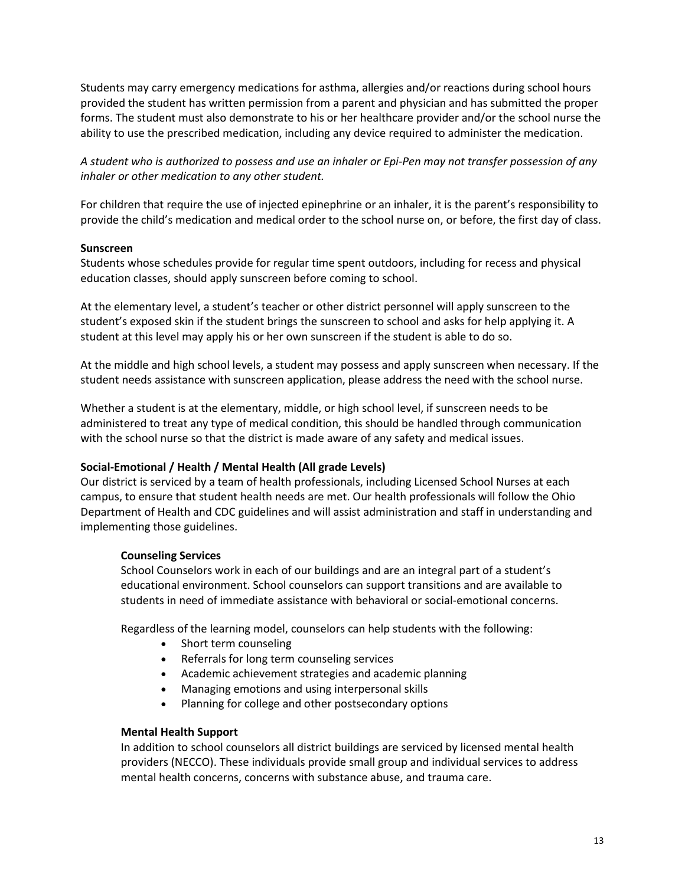Students may carry emergency medications for asthma, allergies and/or reactions during school hours provided the student has written permission from a parent and physician and has submitted the proper forms. The student must also demonstrate to his or her healthcare provider and/or the school nurse the ability to use the prescribed medication, including any device required to administer the medication.

*A student who is authorized to possess and use an inhaler or Epi-Pen may not transfer possession of any inhaler or other medication to any other student.*

For children that require the use of injected epinephrine or an inhaler, it is the parent's responsibility to provide the child's medication and medical order to the school nurse on, or before, the first day of class.

**Sunscreen**

Students whose schedules provide for regular time spent outdoors, including for recess and physical education classes, should apply sunscreen before coming to school.

At the elementary level, a student's teacher or other district personnel will apply sunscreen to the student's exposed skin if the student brings the sunscreen to school and asks for help applying it. A student at this level may apply his or her own sunscreen if the student is able to do so.

At the middle and high school levels, a student may possess and apply sunscreen when necessary. If the student needs assistance with sunscreen application, please address the need with the school nurse.

Whether a student is at the elementary, middle, or high school level, if sunscreen needs to be administered to treat any type of medical condition, this should be handled through communication with the school nurse so that the district is made aware of any safety and medical issues.

**Social-Emotional / Health / Mental Health (All grade Levels)**

Our district is serviced by a team of health professionals, including Licensed School Nurses at each campus, to ensure that student health needs are met. Our health professionals will follow the Ohio Department of Health and CDC guidelines and will assist administration and staff in understanding and implementing those guidelines.

**Counseling Services**

School Counselors work in each of our buildings and are an integral part of a student's educational environment. School counselors can support transitions and are available to students in need of immediate assistance with behavioral or social-emotional concerns.

Regardless of the learning model, counselors can help students with the following:

- Short term counseling
- Referrals for long term counseling services
- Academic achievement strategies and academic planning
- Managing emotions and using interpersonal skills
- Planning for college and other postsecondary options

**Mental Health Support**

In addition to school counselors all district buildings are serviced by licensed mental health providers (NECCO). These individuals provide small group and individual services to address mental health concerns, concerns with substance abuse, and trauma care.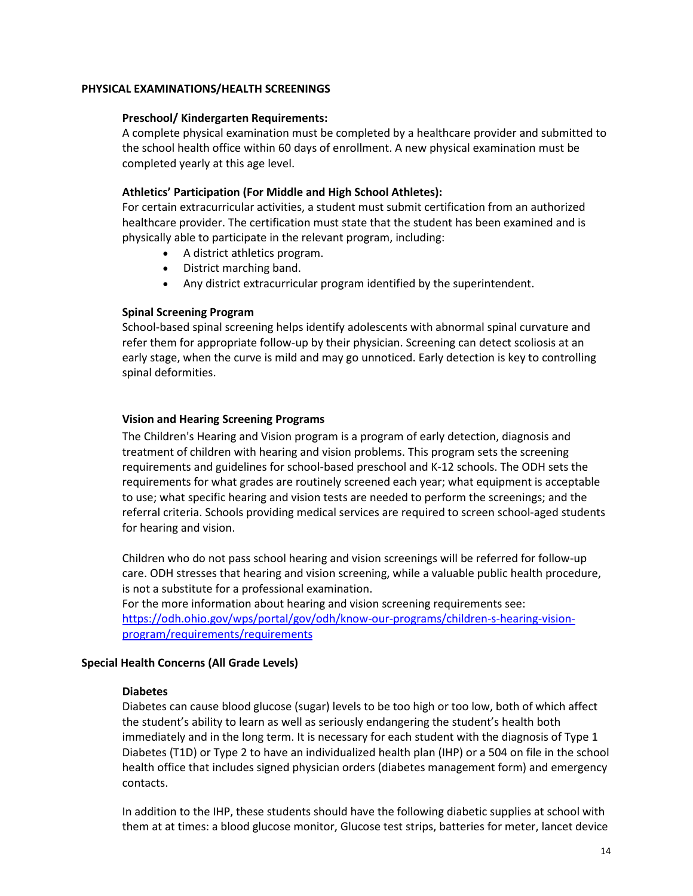## PHYSICAL EXAMINATIONS/HEALTH SCREENINGS

### Preschool/ Kindergarten Requirements:

A complete physical examination must be completed by a healthcare provider and submitted to the school health office within 60 days of enrollment. A new physical examination must be completed yearly at this age level.

### Athletics' Participation (For Middle and High School Athletes):

For certain extracurricular activities, a student must submit certification from an authorized healthcare provider. The certification must state that the student has been examined and is physically able to participate in the relevant program, including:

- A district athletics program.
- District marching band.
- Any district extracurricular program identified by the superintendent.

### Spinal Screening Program

School-based spinal screening helps identify adolescents with abnormal spinal curvature and refer them for appropriate follow-up by their physician. Screening can detect scoliosis at an early stage, when the curve is mild and may go unnoticed. Early detection is key to controlling spinal deformities.

### Vision and Hearing Screening Programs

The Children's Hearing and Vision program is a program of early detection, diagnosis and treatment of children with hearing and vision problems. This program sets the screening requirements and guidelines for school-based preschool and K-12 schools. The ODH sets the requirements for what grades are routinely screened each year; what equipment is acceptable to use; what specific hearing and vision tests are needed to perform the screenings; and the referral criteria. Schools providing medical services are required to screen school-aged students for hearing and vision.

Children who do not pass school hearing and vision screenings will be referred for follow-up care. ODH stresses that hearing and vision screening, while a valuable public health procedure, is not a substitute for a professional examination.
For the more information about hearing and vision screening requirements see: [https://odh.ohio.gov/wps/portal/gov/odh/know-our-programs/children-s-hearing-vision-program/requirements/requirements](https://odh.ohio.gov/wps/portal/gov/odh/know-our-programs/children-s-hearing-vision-program/requirements/requirements)

## Special Health Concerns (All Grade Levels)

### Diabetes

Diabetes can cause blood glucose (sugar) levels to be too high or too low, both of which affect the student's ability to learn as well as seriously endangering the student's health both immediately and in the long term. It is necessary for each student with the diagnosis of Type 1 Diabetes (T1D) or Type 2 to have an individualized health plan (IHP) or a 504 on file in the school health office that includes signed physician orders (diabetes management form) and emergency contacts.

In addition to the IHP, these students should have the following diabetic supplies at school with them at at times: a blood glucose monitor, Glucose test strips, batteries for meter, lancet device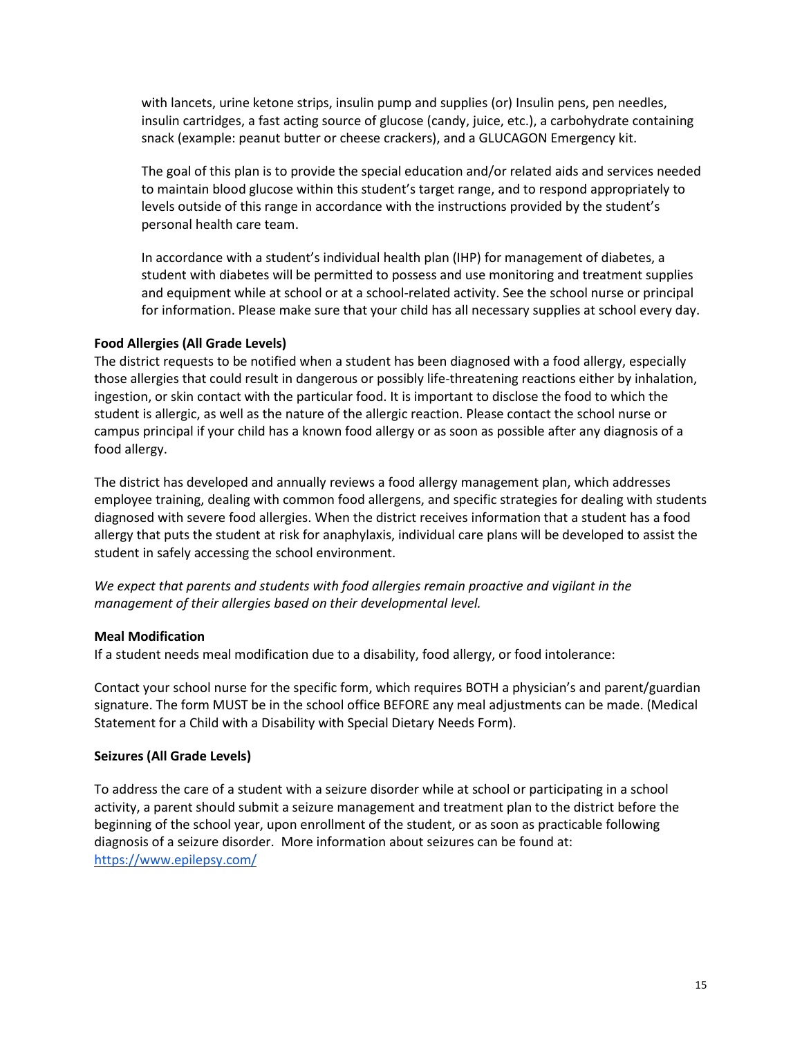with lancets, urine ketone strips, insulin pump and supplies (or) Insulin pens, pen needles, insulin cartridges, a fast acting source of glucose (candy, juice, etc.), a carbohydrate containing snack (example: peanut butter or cheese crackers), and a GLUCAGON Emergency kit.

The goal of this plan is to provide the special education and/or related aids and services needed to maintain blood glucose within this student's target range, and to respond appropriately to levels outside of this range in accordance with the instructions provided by the student's personal health care team.

In accordance with a student's individual health plan (IHP) for management of diabetes, a student with diabetes will be permitted to possess and use monitoring and treatment supplies and equipment while at school or at a school-related activity. See the school nurse or principal for information. Please make sure that your child has all necessary supplies at school every day.

**Food Allergies (All Grade Levels)**

The district requests to be notified when a student has been diagnosed with a food allergy, especially those allergies that could result in dangerous or possibly life-threatening reactions either by inhalation, ingestion, or skin contact with the particular food. It is important to disclose the food to which the student is allergic, as well as the nature of the allergic reaction. Please contact the school nurse or campus principal if your child has a known food allergy or as soon as possible after any diagnosis of a food allergy.

The district has developed and annually reviews a food allergy management plan, which addresses employee training, dealing with common food allergens, and specific strategies for dealing with students diagnosed with severe food allergies. When the district receives information that a student has a food allergy that puts the student at risk for anaphylaxis, individual care plans will be developed to assist the student in safely accessing the school environment.

*We expect that parents and students with food allergies remain proactive and vigilant in the management of their allergies based on their developmental level.*

**Meal Modification**

If a student needs meal modification due to a disability, food allergy, or food intolerance:

Contact your school nurse for the specific form, which requires BOTH a physician's and parent/guardian signature. The form MUST be in the school office BEFORE any meal adjustments can be made. (Medical Statement for a Child with a Disability with Special Dietary Needs Form).

**Seizures (All Grade Levels)**

To address the care of a student with a seizure disorder while at school or participating in a school activity, a parent should submit a seizure management and treatment plan to the district before the beginning of the school year, upon enrollment of the student, or as soon as practicable following diagnosis of a seizure disorder. More information about seizures can be found at: https://www.epilepsy.com/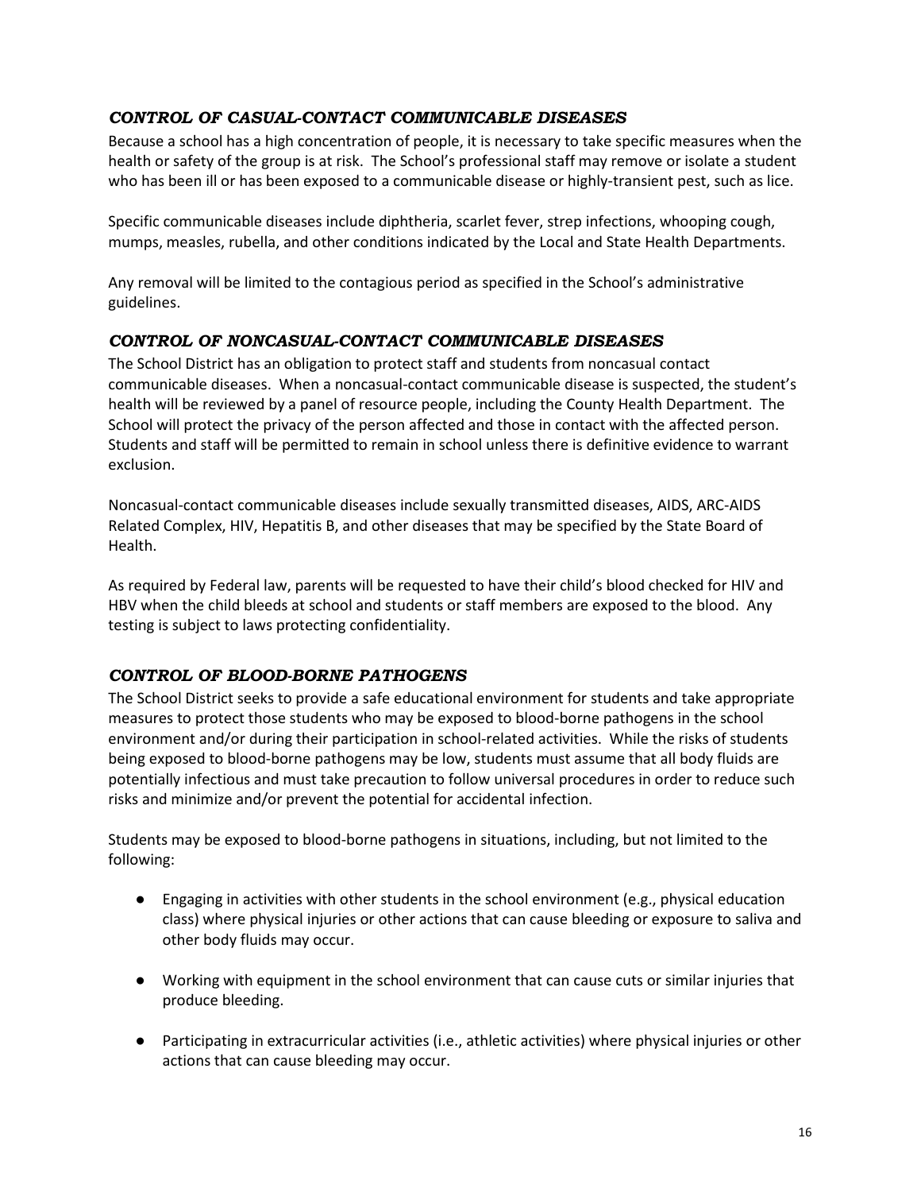### *CONTROL OF CASUAL-CONTACT COMMUNICABLE DISEASES*

Because a school has a high concentration of people, it is necessary to take specific measures when the health or safety of the group is at risk. The School's professional staff may remove or isolate a student who has been ill or has been exposed to a communicable disease or highly-transient pest, such as lice.

Specific communicable diseases include diphtheria, scarlet fever, strep infections, whooping cough, mumps, measles, rubella, and other conditions indicated by the Local and State Health Departments.

Any removal will be limited to the contagious period as specified in the School's administrative guidelines.

### *CONTROL OF NONCASUAL-CONTACT COMMUNICABLE DISEASES*

The School District has an obligation to protect staff and students from noncasual contact communicable diseases. When a noncasual-contact communicable disease is suspected, the student's health will be reviewed by a panel of resource people, including the County Health Department. The School will protect the privacy of the person affected and those in contact with the affected person. Students and staff will be permitted to remain in school unless there is definitive evidence to warrant exclusion.

Noncasual-contact communicable diseases include sexually transmitted diseases, AIDS, ARC-AIDS Related Complex, HIV, Hepatitis B, and other diseases that may be specified by the State Board of Health.

As required by Federal law, parents will be requested to have their child's blood checked for HIV and HBV when the child bleeds at school and students or staff members are exposed to the blood. Any testing is subject to laws protecting confidentiality.

### *CONTROL OF BLOOD-BORNE PATHOGENS*

The School District seeks to provide a safe educational environment for students and take appropriate measures to protect those students who may be exposed to blood-borne pathogens in the school environment and/or during their participation in school-related activities. While the risks of students being exposed to blood-borne pathogens may be low, students must assume that all body fluids are potentially infectious and must take precaution to follow universal procedures in order to reduce such risks and minimize and/or prevent the potential for accidental infection.

Students may be exposed to blood-borne pathogens in situations, including, but not limited to the following:

- Engaging in activities with other students in the school environment (e.g., physical education class) where physical injuries or other actions that can cause bleeding or exposure to saliva and other body fluids may occur.

- Working with equipment in the school environment that can cause cuts or similar injuries that produce bleeding.

- Participating in extracurricular activities (i.e., athletic activities) where physical injuries or other actions that can cause bleeding may occur.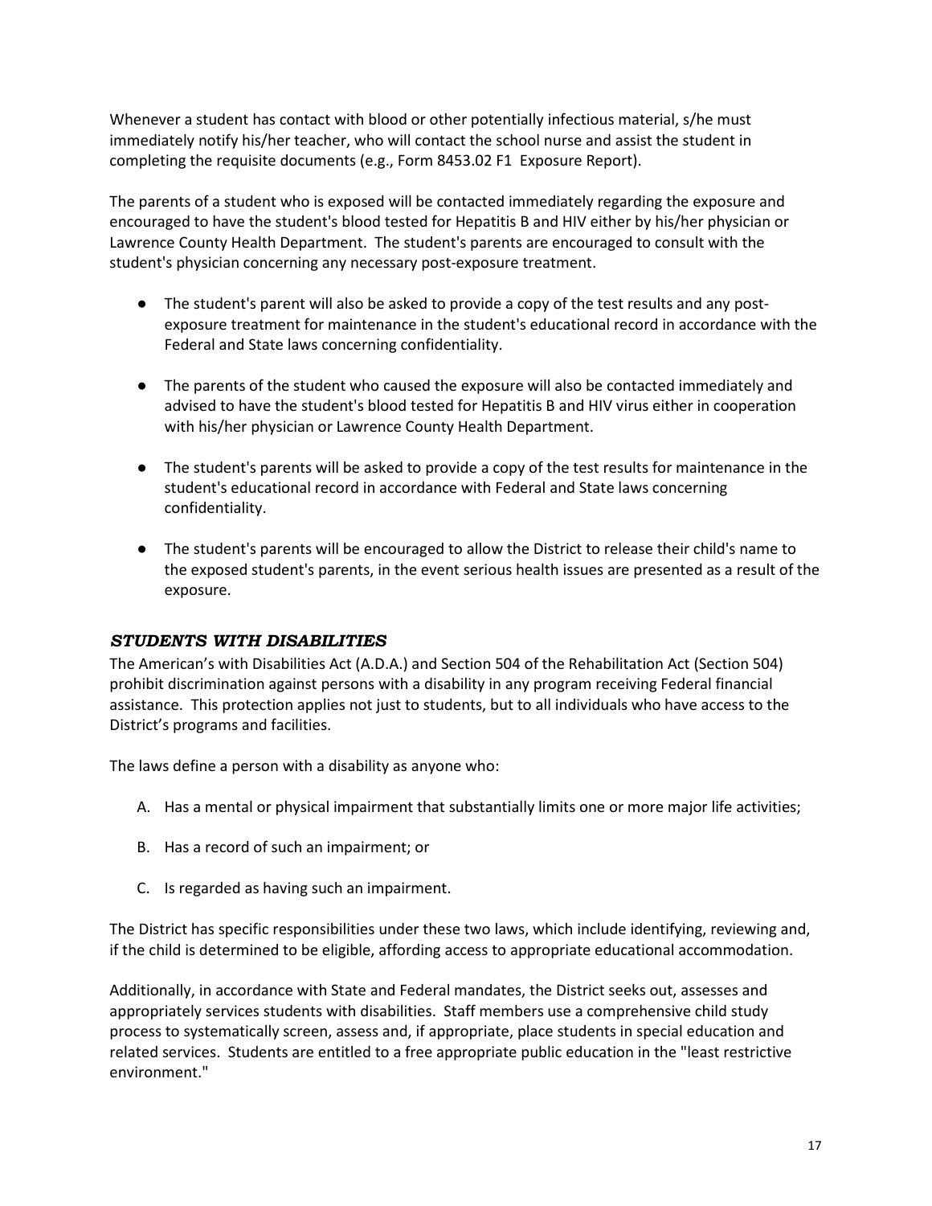Whenever a student has contact with blood or other potentially infectious material, s/he must immediately notify his/her teacher, who will contact the school nurse and assist the student in completing the requisite documents (e.g., Form 8453.02 F1 Exposure Report).

The parents of a student who is exposed will be contacted immediately regarding the exposure and encouraged to have the student's blood tested for Hepatitis B and HIV either by his/her physician or Lawrence County Health Department. The student's parents are encouraged to consult with the student's physician concerning any necessary post-exposure treatment.

- The student's parent will also be asked to provide a copy of the test results and any post-exposure treatment for maintenance in the student's educational record in accordance with the Federal and State laws concerning confidentiality.
- The parents of the student who caused the exposure will also be contacted immediately and advised to have the student's blood tested for Hepatitis B and HIV virus either in cooperation with his/her physician or Lawrence County Health Department.
- The student's parents will be asked to provide a copy of the test results for maintenance in the student's educational record in accordance with Federal and State laws concerning confidentiality.
- The student's parents will be encouraged to allow the District to release their child's name to the exposed student's parents, in the event serious health issues are presented as a result of the exposure.

### *STUDENTS WITH DISABILITIES*

The American's with Disabilities Act (A.D.A.) and Section 504 of the Rehabilitation Act (Section 504) prohibit discrimination against persons with a disability in any program receiving Federal financial assistance. This protection applies not just to students, but to all individuals who have access to the District's programs and facilities.

The laws define a person with a disability as anyone who:

A. Has a mental or physical impairment that substantially limits one or more major life activities;

B. Has a record of such an impairment; or

C. Is regarded as having such an impairment.

The District has specific responsibilities under these two laws, which include identifying, reviewing and, if the child is determined to be eligible, affording access to appropriate educational accommodation.

Additionally, in accordance with State and Federal mandates, the District seeks out, assesses and appropriately services students with disabilities. Staff members use a comprehensive child study process to systematically screen, assess and, if appropriate, place students in special education and related services. Students are entitled to a free appropriate public education in the "least restrictive environment."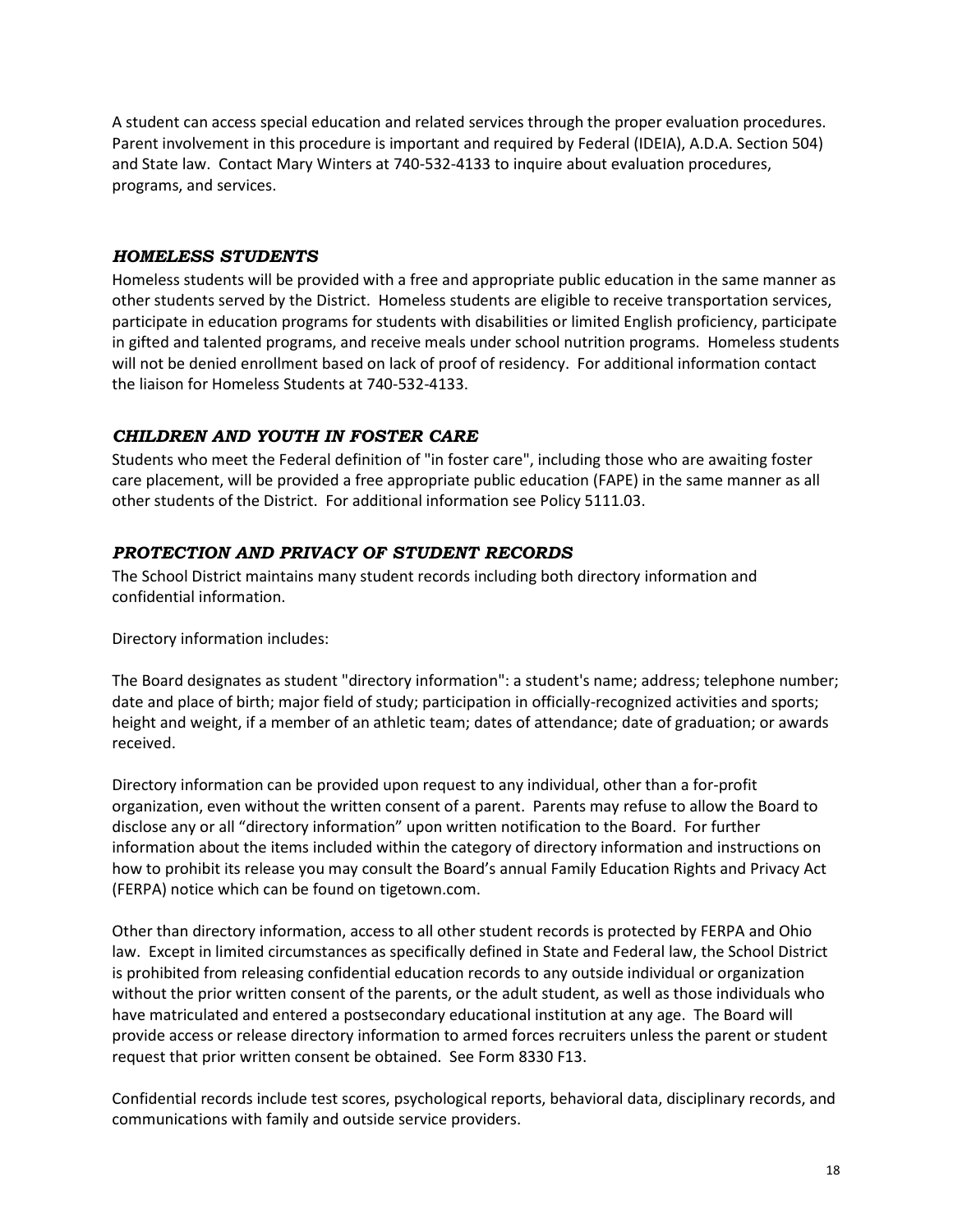A student can access special education and related services through the proper evaluation procedures. Parent involvement in this procedure is important and required by Federal (IDEIA), A.D.A. Section 504) and State law. Contact Mary Winters at 740-532-4133 to inquire about evaluation procedures, programs, and services.

### *HOMELESS STUDENTS*

Homeless students will be provided with a free and appropriate public education in the same manner as other students served by the District. Homeless students are eligible to receive transportation services, participate in education programs for students with disabilities or limited English proficiency, participate in gifted and talented programs, and receive meals under school nutrition programs. Homeless students will not be denied enrollment based on lack of proof of residency. For additional information contact the liaison for Homeless Students at 740-532-4133.

### *CHILDREN AND YOUTH IN FOSTER CARE*

Students who meet the Federal definition of "in foster care", including those who are awaiting foster care placement, will be provided a free appropriate public education (FAPE) in the same manner as all other students of the District. For additional information see Policy 5111.03.

### *PROTECTION AND PRIVACY OF STUDENT RECORDS*

The School District maintains many student records including both directory information and confidential information.

Directory information includes:

The Board designates as student "directory information": a student's name; address; telephone number; date and place of birth; major field of study; participation in officially-recognized activities and sports; height and weight, if a member of an athletic team; dates of attendance; date of graduation; or awards received.

Directory information can be provided upon request to any individual, other than a for-profit organization, even without the written consent of a parent. Parents may refuse to allow the Board to disclose any or all "directory information" upon written notification to the Board. For further information about the items included within the category of directory information and instructions on how to prohibit its release you may consult the Board's annual Family Education Rights and Privacy Act (FERPA) notice which can be found on tigetown.com.

Other than directory information, access to all other student records is protected by FERPA and Ohio law. Except in limited circumstances as specifically defined in State and Federal law, the School District is prohibited from releasing confidential education records to any outside individual or organization without the prior written consent of the parents, or the adult student, as well as those individuals who have matriculated and entered a postsecondary educational institution at any age. The Board will provide access or release directory information to armed forces recruiters unless the parent or student request that prior written consent be obtained. See Form 8330 F13.

Confidential records include test scores, psychological reports, behavioral data, disciplinary records, and communications with family and outside service providers.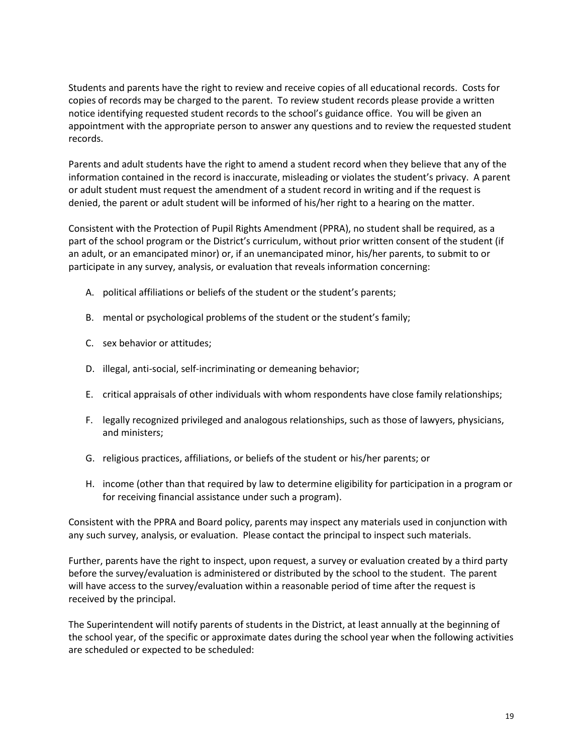Students and parents have the right to review and receive copies of all educational records. Costs for copies of records may be charged to the parent. To review student records please provide a written notice identifying requested student records to the school's guidance office. You will be given an appointment with the appropriate person to answer any questions and to review the requested student records.

Parents and adult students have the right to amend a student record when they believe that any of the information contained in the record is inaccurate, misleading or violates the student's privacy. A parent or adult student must request the amendment of a student record in writing and if the request is denied, the parent or adult student will be informed of his/her right to a hearing on the matter.

Consistent with the Protection of Pupil Rights Amendment (PPRA), no student shall be required, as a part of the school program or the District's curriculum, without prior written consent of the student (if an adult, or an emancipated minor) or, if an unemancipated minor, his/her parents, to submit to or participate in any survey, analysis, or evaluation that reveals information concerning:

A. political affiliations or beliefs of the student or the student's parents;

B. mental or psychological problems of the student or the student's family;

C. sex behavior or attitudes;

D. illegal, anti-social, self-incriminating or demeaning behavior;

E. critical appraisals of other individuals with whom respondents have close family relationships;

F. legally recognized privileged and analogous relationships, such as those of lawyers, physicians, and ministers;

G. religious practices, affiliations, or beliefs of the student or his/her parents; or

H. income (other than that required by law to determine eligibility for participation in a program or for receiving financial assistance under such a program).

Consistent with the PPRA and Board policy, parents may inspect any materials used in conjunction with any such survey, analysis, or evaluation. Please contact the principal to inspect such materials.

Further, parents have the right to inspect, upon request, a survey or evaluation created by a third party before the survey/evaluation is administered or distributed by the school to the student. The parent will have access to the survey/evaluation within a reasonable period of time after the request is received by the principal.

The Superintendent will notify parents of students in the District, at least annually at the beginning of the school year, of the specific or approximate dates during the school year when the following activities are scheduled or expected to be scheduled: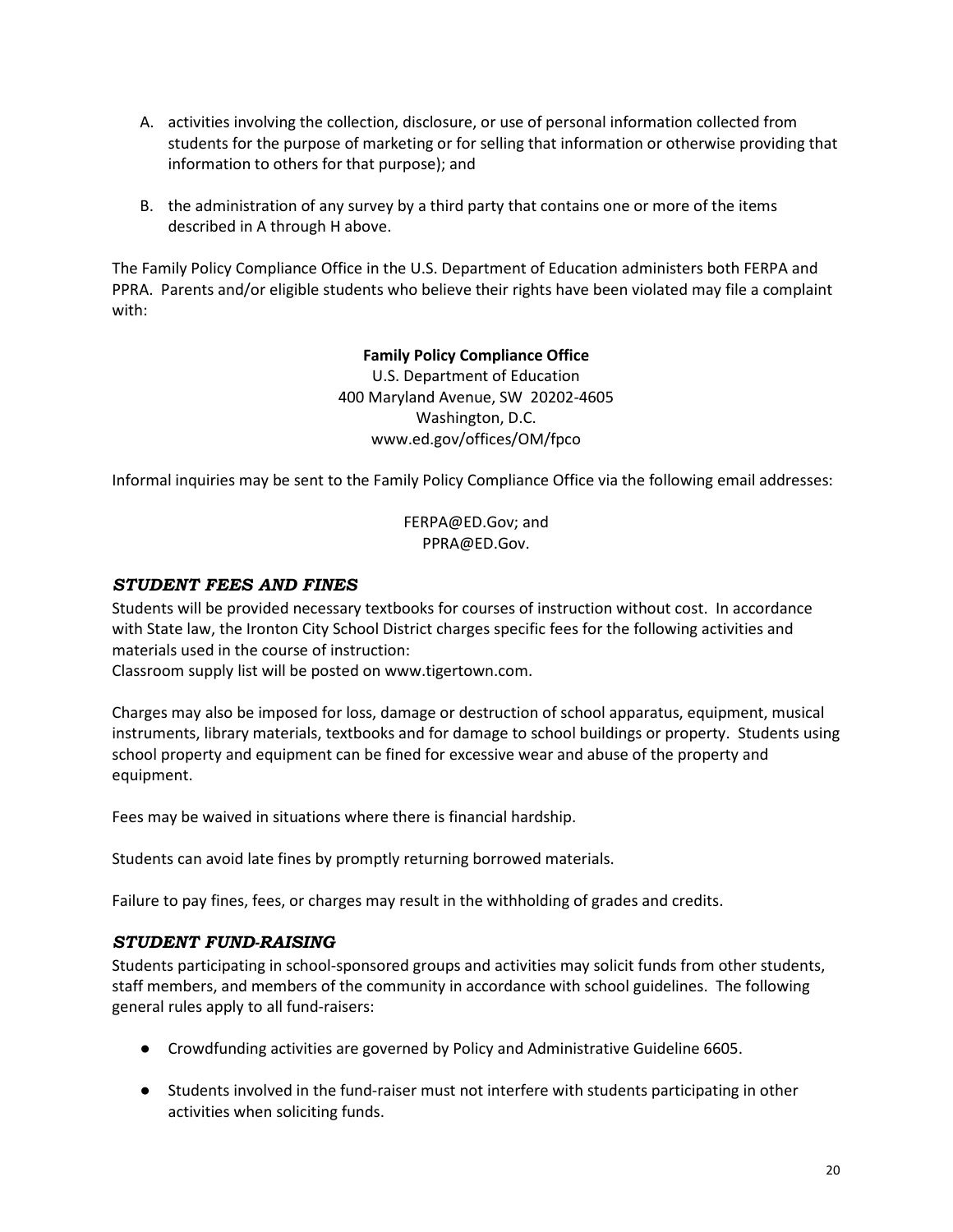A. activities involving the collection, disclosure, or use of personal information collected from students for the purpose of marketing or for selling that information or otherwise providing that information to others for that purpose); and

B. the administration of any survey by a third party that contains one or more of the items described in A through H above.

The Family Policy Compliance Office in the U.S. Department of Education administers both FERPA and PPRA. Parents and/or eligible students who believe their rights have been violated may file a complaint with:

**Family Policy Compliance Office**
U.S. Department of Education
400 Maryland Avenue, SW 20202-4605
Washington, D.C.
www.ed.gov/offices/OM/fpco

Informal inquiries may be sent to the Family Policy Compliance Office via the following email addresses:

FERPA@ED.Gov; and
PPRA@ED.Gov.

### *STUDENT FEES AND FINES*

Students will be provided necessary textbooks for courses of instruction without cost. In accordance with State law, the Ironton City School District charges specific fees for the following activities and materials used in the course of instruction:
Classroom supply list will be posted on www.tigertown.com.

Charges may also be imposed for loss, damage or destruction of school apparatus, equipment, musical instruments, library materials, textbooks and for damage to school buildings or property. Students using school property and equipment can be fined for excessive wear and abuse of the property and equipment.

Fees may be waived in situations where there is financial hardship.

Students can avoid late fines by promptly returning borrowed materials.

Failure to pay fines, fees, or charges may result in the withholding of grades and credits.

### *STUDENT FUND-RAISING*

Students participating in school-sponsored groups and activities may solicit funds from other students, staff members, and members of the community in accordance with school guidelines. The following general rules apply to all fund-raisers:

- Crowdfunding activities are governed by Policy and Administrative Guideline 6605.
- Students involved in the fund-raiser must not interfere with students participating in other activities when soliciting funds.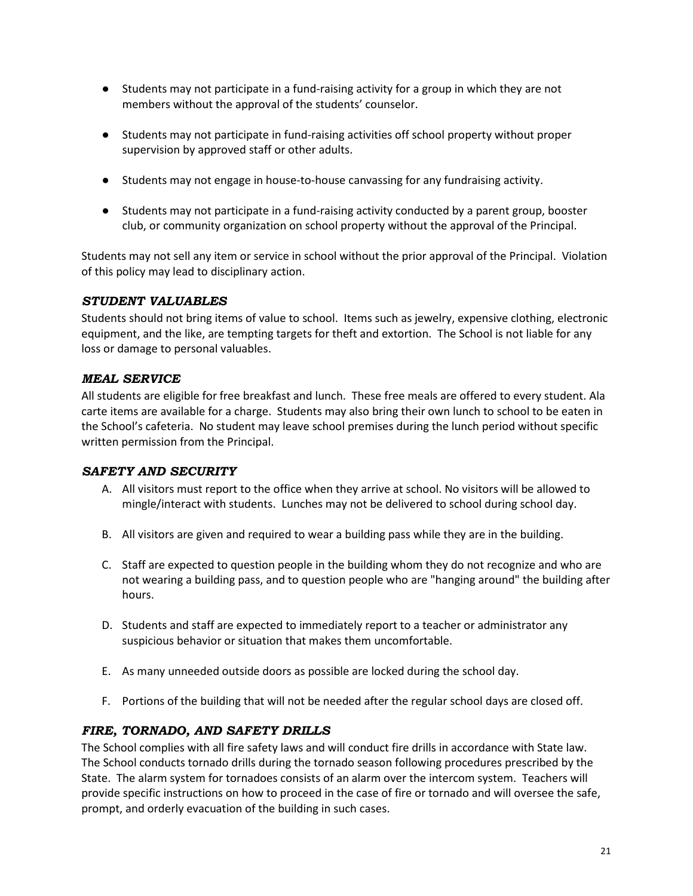- Students may not participate in a fund-raising activity for a group in which they are not members without the approval of the students' counselor.

- Students may not participate in fund-raising activities off school property without proper supervision by approved staff or other adults.

- Students may not engage in house-to-house canvassing for any fundraising activity.

- Students may not participate in a fund-raising activity conducted by a parent group, booster club, or community organization on school property without the approval of the Principal.

Students may not sell any item or service in school without the prior approval of the Principal. Violation of this policy may lead to disciplinary action.

### *STUDENT VALUABLES*

Students should not bring items of value to school. Items such as jewelry, expensive clothing, electronic equipment, and the like, are tempting targets for theft and extortion. The School is not liable for any loss or damage to personal valuables.

### *MEAL SERVICE*

All students are eligible for free breakfast and lunch. These free meals are offered to every student. Ala carte items are available for a charge. Students may also bring their own lunch to school to be eaten in the School's cafeteria. No student may leave school premises during the lunch period without specific written permission from the Principal.

### *SAFETY AND SECURITY*

A. All visitors must report to the office when they arrive at school. No visitors will be allowed to mingle/interact with students. Lunches may not be delivered to school during school day.

B. All visitors are given and required to wear a building pass while they are in the building.

C. Staff are expected to question people in the building whom they do not recognize and who are not wearing a building pass, and to question people who are "hanging around" the building after hours.

D. Students and staff are expected to immediately report to a teacher or administrator any suspicious behavior or situation that makes them uncomfortable.

E. As many unneeded outside doors as possible are locked during the school day.

F. Portions of the building that will not be needed after the regular school days are closed off.

### *FIRE, TORNADO, AND SAFETY DRILLS*

The School complies with all fire safety laws and will conduct fire drills in accordance with State law. The School conducts tornado drills during the tornado season following procedures prescribed by the State. The alarm system for tornadoes consists of an alarm over the intercom system. Teachers will provide specific instructions on how to proceed in the case of fire or tornado and will oversee the safe, prompt, and orderly evacuation of the building in such cases.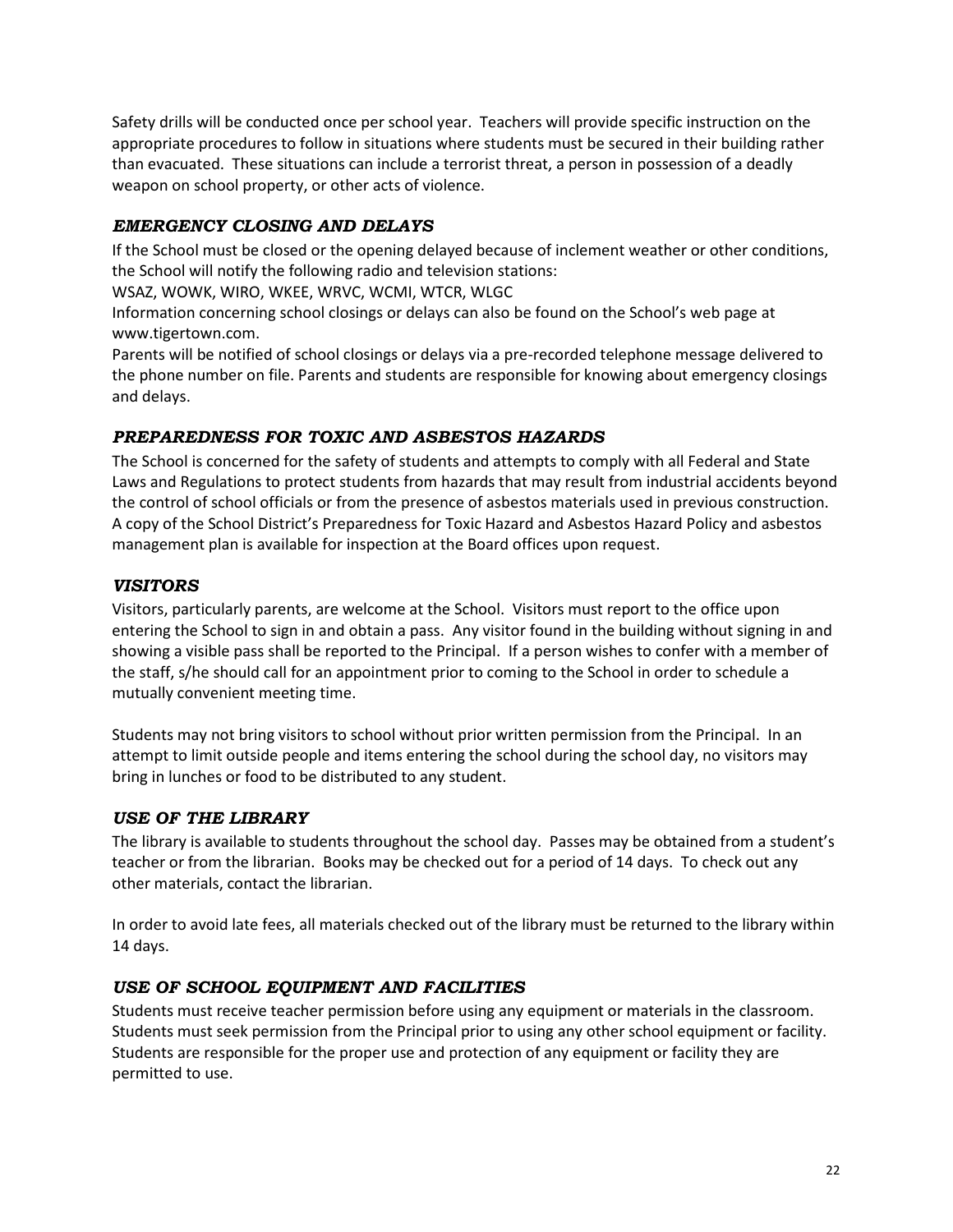Safety drills will be conducted once per school year. Teachers will provide specific instruction on the appropriate procedures to follow in situations where students must be secured in their building rather than evacuated. These situations can include a terrorist threat, a person in possession of a deadly weapon on school property, or other acts of violence.

### *EMERGENCY CLOSING AND DELAYS*

If the School must be closed or the opening delayed because of inclement weather or other conditions, the School will notify the following radio and television stations:

WSAZ, WOWK, WIRO, WKEE, WRVC, WCMI, WTCR, WLGC

Information concerning school closings or delays can also be found on the School's web page at www.tigertown.com.

Parents will be notified of school closings or delays via a pre-recorded telephone message delivered to the phone number on file. Parents and students are responsible for knowing about emergency closings and delays.

### *PREPAREDNESS FOR TOXIC AND ASBESTOS HAZARDS*

The School is concerned for the safety of students and attempts to comply with all Federal and State Laws and Regulations to protect students from hazards that may result from industrial accidents beyond the control of school officials or from the presence of asbestos materials used in previous construction. A copy of the School District's Preparedness for Toxic Hazard and Asbestos Hazard Policy and asbestos management plan is available for inspection at the Board offices upon request.

### *VISITORS*

Visitors, particularly parents, are welcome at the School. Visitors must report to the office upon entering the School to sign in and obtain a pass. Any visitor found in the building without signing in and showing a visible pass shall be reported to the Principal. If a person wishes to confer with a member of the staff, s/he should call for an appointment prior to coming to the School in order to schedule a mutually convenient meeting time.

Students may not bring visitors to school without prior written permission from the Principal. In an attempt to limit outside people and items entering the school during the school day, no visitors may bring in lunches or food to be distributed to any student.

### *USE OF THE LIBRARY*

The library is available to students throughout the school day. Passes may be obtained from a student's teacher or from the librarian. Books may be checked out for a period of 14 days. To check out any other materials, contact the librarian.

In order to avoid late fees, all materials checked out of the library must be returned to the library within 14 days.

### *USE OF SCHOOL EQUIPMENT AND FACILITIES*

Students must receive teacher permission before using any equipment or materials in the classroom. Students must seek permission from the Principal prior to using any other school equipment or facility. Students are responsible for the proper use and protection of any equipment or facility they are permitted to use.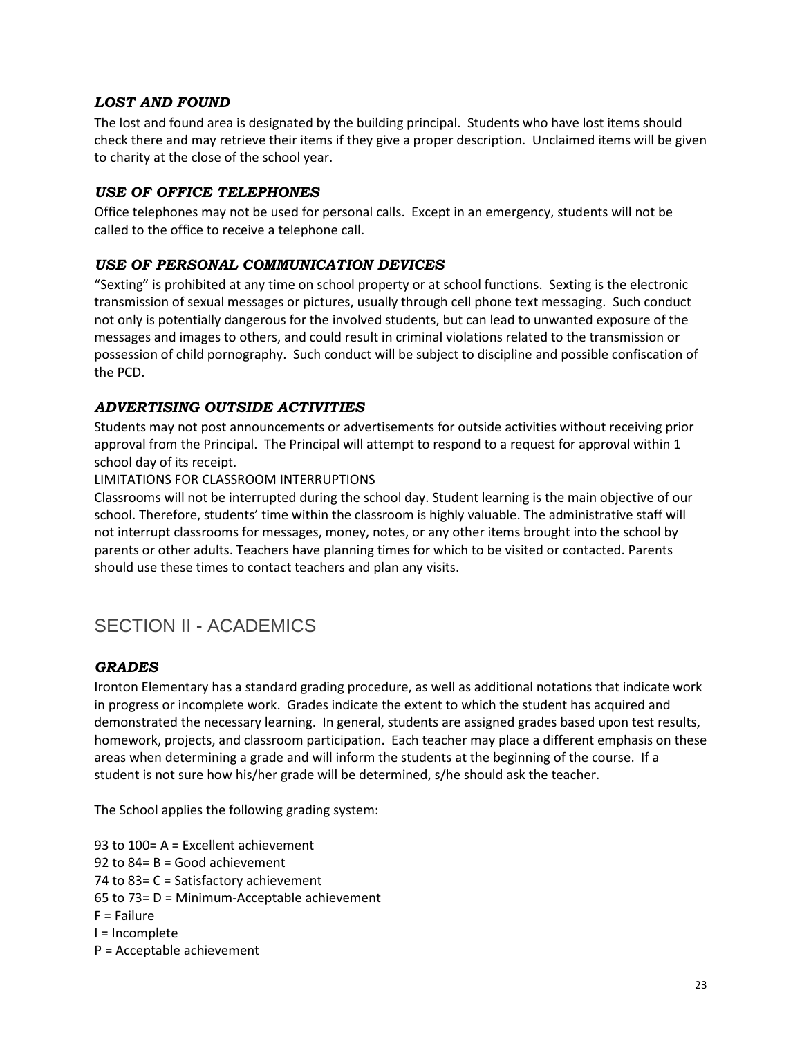### *LOST AND FOUND*

The lost and found area is designated by the building principal. Students who have lost items should check there and may retrieve their items if they give a proper description. Unclaimed items will be given to charity at the close of the school year.

### *USE OF OFFICE TELEPHONES*

Office telephones may not be used for personal calls. Except in an emergency, students will not be called to the office to receive a telephone call.

### *USE OF PERSONAL COMMUNICATION DEVICES*

"Sexting" is prohibited at any time on school property or at school functions. Sexting is the electronic transmission of sexual messages or pictures, usually through cell phone text messaging. Such conduct not only is potentially dangerous for the involved students, but can lead to unwanted exposure of the messages and images to others, and could result in criminal violations related to the transmission or possession of child pornography. Such conduct will be subject to discipline and possible confiscation of the PCD.

### *ADVERTISING OUTSIDE ACTIVITIES*

Students may not post announcements or advertisements for outside activities without receiving prior approval from the Principal. The Principal will attempt to respond to a request for approval within 1 school day of its receipt.

LIMITATIONS FOR CLASSROOM INTERRUPTIONS

Classrooms will not be interrupted during the school day. Student learning is the main objective of our school. Therefore, students' time within the classroom is highly valuable. The administrative staff will not interrupt classrooms for messages, money, notes, or any other items brought into the school by parents or other adults. Teachers have planning times for which to be visited or contacted. Parents should use these times to contact teachers and plan any visits.

## SECTION II - ACADEMICS

### *GRADES*

Ironton Elementary has a standard grading procedure, as well as additional notations that indicate work in progress or incomplete work. Grades indicate the extent to which the student has acquired and demonstrated the necessary learning. In general, students are assigned grades based upon test results, homework, projects, and classroom participation. Each teacher may place a different emphasis on these areas when determining a grade and will inform the students at the beginning of the course. If a student is not sure how his/her grade will be determined, s/he should ask the teacher.

The School applies the following grading system:

93 to 100= A = Excellent achievement  
92 to 84= B = Good achievement  
74 to 83= C = Satisfactory achievement  
65 to 73= D = Minimum-Acceptable achievement  
F = Failure  
I = Incomplete  
P = Acceptable achievement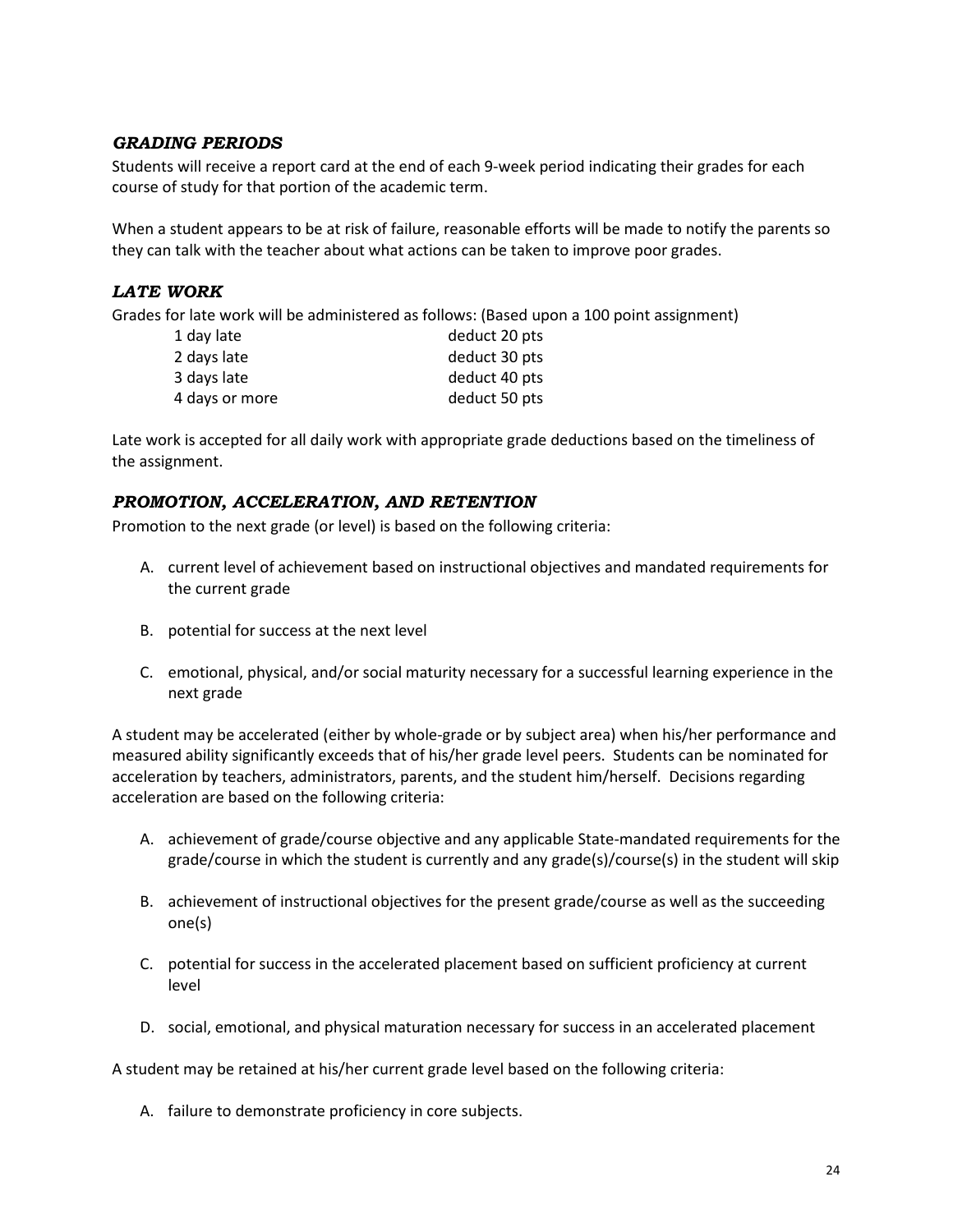### *GRADING PERIODS*

Students will receive a report card at the end of each 9-week period indicating their grades for each course of study for that portion of the academic term.

When a student appears to be at risk of failure, reasonable efforts will be made to notify the parents so they can talk with the teacher about what actions can be taken to improve poor grades.

### *LATE WORK*

Grades for late work will be administered as follows: (Based upon a 100 point assignment)

| | |
|---|---|
| 1 day late | deduct 20 pts |
| 2 days late | deduct 30 pts |
| 3 days late | deduct 40 pts |
| 4 days or more | deduct 50 pts |

Late work is accepted for all daily work with appropriate grade deductions based on the timeliness of the assignment.

### *PROMOTION, ACCELERATION, AND RETENTION*

Promotion to the next grade (or level) is based on the following criteria:

A. current level of achievement based on instructional objectives and mandated requirements for the current grade

B. potential for success at the next level

C. emotional, physical, and/or social maturity necessary for a successful learning experience in the next grade

A student may be accelerated (either by whole-grade or by subject area) when his/her performance and measured ability significantly exceeds that of his/her grade level peers. Students can be nominated for acceleration by teachers, administrators, parents, and the student him/herself. Decisions regarding acceleration are based on the following criteria:

A. achievement of grade/course objective and any applicable State-mandated requirements for the grade/course in which the student is currently and any grade(s)/course(s) in the student will skip

B. achievement of instructional objectives for the present grade/course as well as the succeeding one(s)

C. potential for success in the accelerated placement based on sufficient proficiency at current level

D. social, emotional, and physical maturation necessary for success in an accelerated placement

A student may be retained at his/her current grade level based on the following criteria:

A. failure to demonstrate proficiency in core subjects.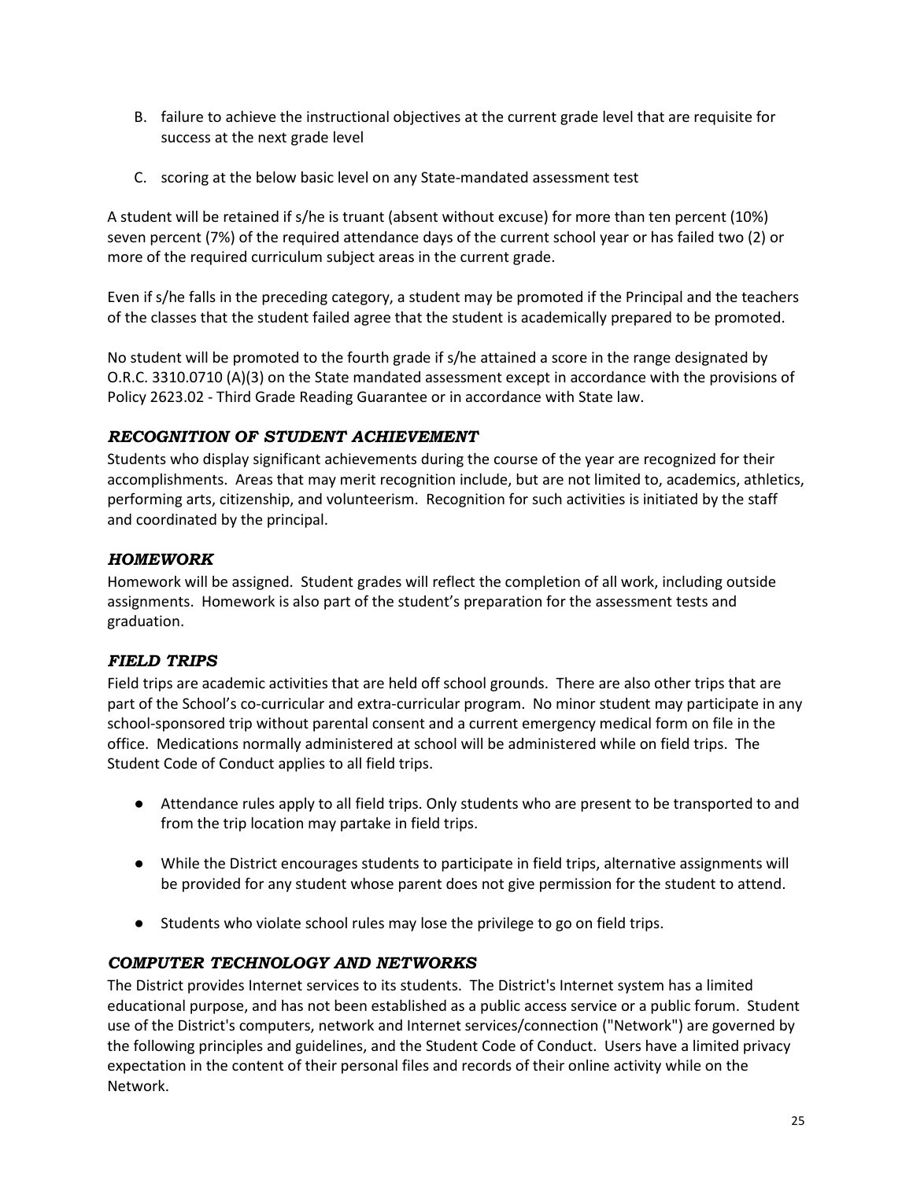B. failure to achieve the instructional objectives at the current grade level that are requisite for success at the next grade level

C. scoring at the below basic level on any State-mandated assessment test

A student will be retained if s/he is truant (absent without excuse) for more than ten percent (10%) seven percent (7%) of the required attendance days of the current school year or has failed two (2) or more of the required curriculum subject areas in the current grade.

Even if s/he falls in the preceding category, a student may be promoted if the Principal and the teachers of the classes that the student failed agree that the student is academically prepared to be promoted.

No student will be promoted to the fourth grade if s/he attained a score in the range designated by O.R.C. 3310.0710 (A)(3) on the State mandated assessment except in accordance with the provisions of Policy 2623.02 - Third Grade Reading Guarantee or in accordance with State law.

### *RECOGNITION OF STUDENT ACHIEVEMENT*

Students who display significant achievements during the course of the year are recognized for their accomplishments. Areas that may merit recognition include, but are not limited to, academics, athletics, performing arts, citizenship, and volunteerism. Recognition for such activities is initiated by the staff and coordinated by the principal.

### *HOMEWORK*

Homework will be assigned. Student grades will reflect the completion of all work, including outside assignments. Homework is also part of the student's preparation for the assessment tests and graduation.

### *FIELD TRIPS*

Field trips are academic activities that are held off school grounds. There are also other trips that are part of the School's co-curricular and extra-curricular program. No minor student may participate in any school-sponsored trip without parental consent and a current emergency medical form on file in the office. Medications normally administered at school will be administered while on field trips. The Student Code of Conduct applies to all field trips.

- Attendance rules apply to all field trips. Only students who are present to be transported to and from the trip location may partake in field trips.

- While the District encourages students to participate in field trips, alternative assignments will be provided for any student whose parent does not give permission for the student to attend.

- Students who violate school rules may lose the privilege to go on field trips.

### *COMPUTER TECHNOLOGY AND NETWORKS*

The District provides Internet services to its students. The District's Internet system has a limited educational purpose, and has not been established as a public access service or a public forum. Student use of the District's computers, network and Internet services/connection ("Network") are governed by the following principles and guidelines, and the Student Code of Conduct. Users have a limited privacy expectation in the content of their personal files and records of their online activity while on the Network.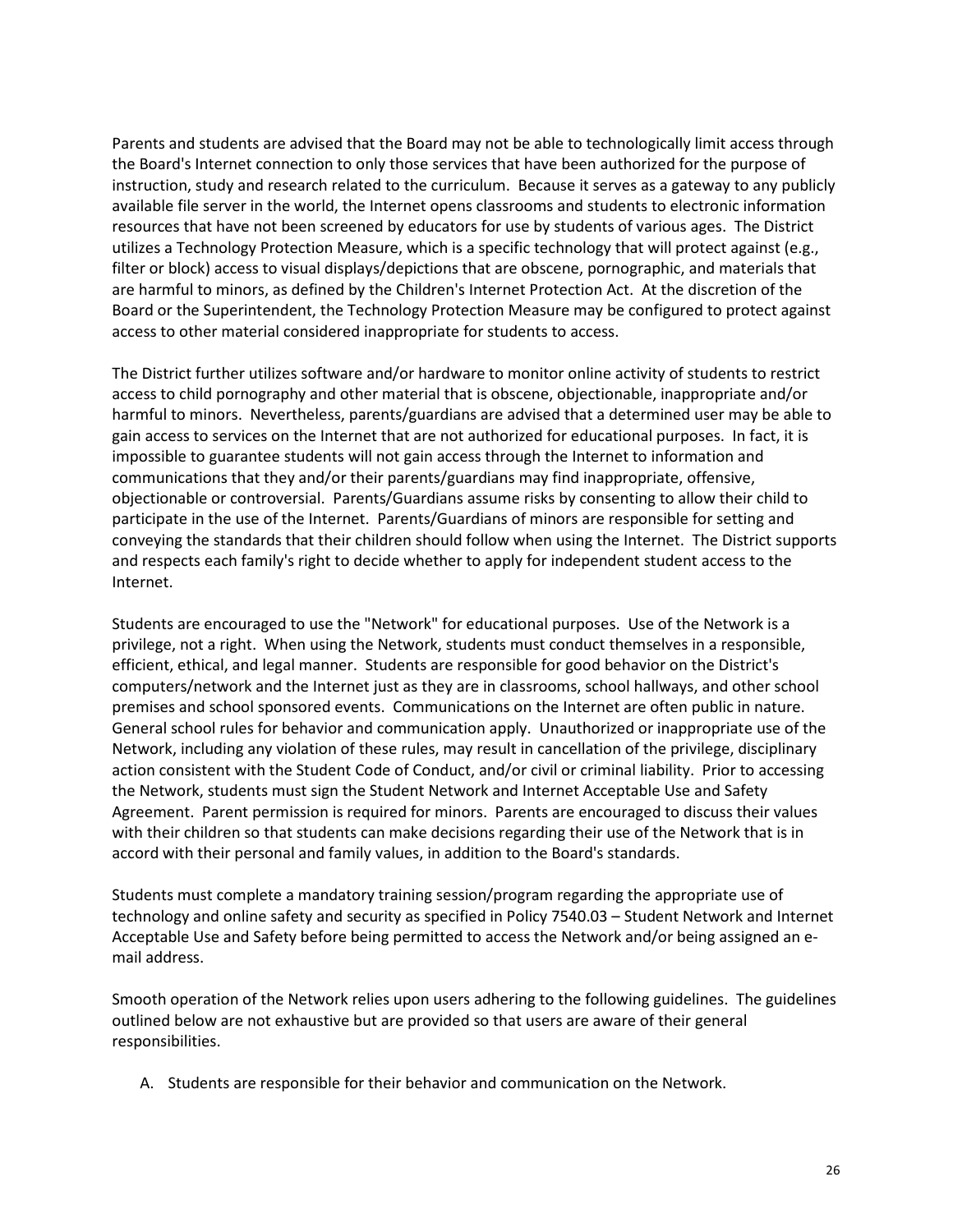Parents and students are advised that the Board may not be able to technologically limit access through the Board's Internet connection to only those services that have been authorized for the purpose of instruction, study and research related to the curriculum. Because it serves as a gateway to any publicly available file server in the world, the Internet opens classrooms and students to electronic information resources that have not been screened by educators for use by students of various ages. The District utilizes a Technology Protection Measure, which is a specific technology that will protect against (e.g., filter or block) access to visual displays/depictions that are obscene, pornographic, and materials that are harmful to minors, as defined by the Children's Internet Protection Act. At the discretion of the Board or the Superintendent, the Technology Protection Measure may be configured to protect against access to other material considered inappropriate for students to access.

The District further utilizes software and/or hardware to monitor online activity of students to restrict access to child pornography and other material that is obscene, objectionable, inappropriate and/or harmful to minors. Nevertheless, parents/guardians are advised that a determined user may be able to gain access to services on the Internet that are not authorized for educational purposes. In fact, it is impossible to guarantee students will not gain access through the Internet to information and communications that they and/or their parents/guardians may find inappropriate, offensive, objectionable or controversial. Parents/Guardians assume risks by consenting to allow their child to participate in the use of the Internet. Parents/Guardians of minors are responsible for setting and conveying the standards that their children should follow when using the Internet. The District supports and respects each family's right to decide whether to apply for independent student access to the Internet.

Students are encouraged to use the "Network" for educational purposes. Use of the Network is a privilege, not a right. When using the Network, students must conduct themselves in a responsible, efficient, ethical, and legal manner. Students are responsible for good behavior on the District's computers/network and the Internet just as they are in classrooms, school hallways, and other school premises and school sponsored events. Communications on the Internet are often public in nature. General school rules for behavior and communication apply. Unauthorized or inappropriate use of the Network, including any violation of these rules, may result in cancellation of the privilege, disciplinary action consistent with the Student Code of Conduct, and/or civil or criminal liability. Prior to accessing the Network, students must sign the Student Network and Internet Acceptable Use and Safety Agreement. Parent permission is required for minors. Parents are encouraged to discuss their values with their children so that students can make decisions regarding their use of the Network that is in accord with their personal and family values, in addition to the Board's standards.

Students must complete a mandatory training session/program regarding the appropriate use of technology and online safety and security as specified in Policy 7540.03 – Student Network and Internet Acceptable Use and Safety before being permitted to access the Network and/or being assigned an e-mail address.

Smooth operation of the Network relies upon users adhering to the following guidelines. The guidelines outlined below are not exhaustive but are provided so that users are aware of their general responsibilities.

A. Students are responsible for their behavior and communication on the Network.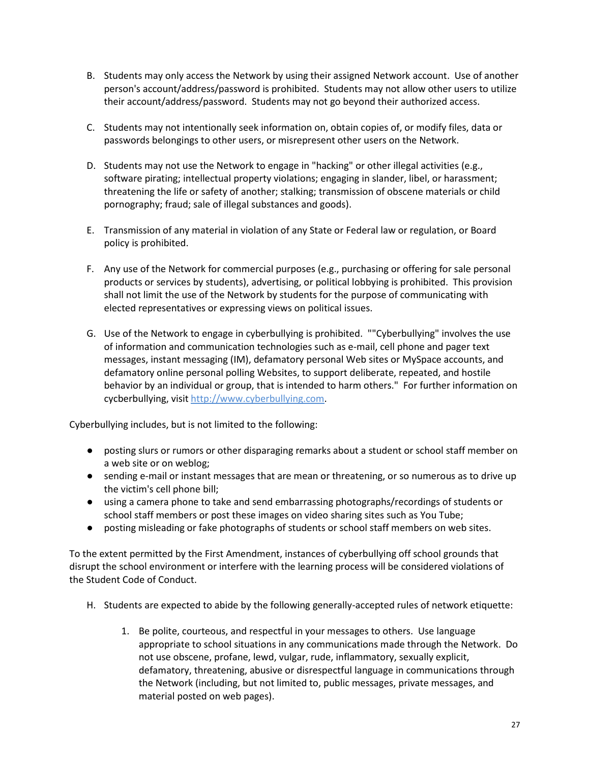B. Students may only access the Network by using their assigned Network account. Use of another person's account/address/password is prohibited. Students may not allow other users to utilize their account/address/password. Students may not go beyond their authorized access.

C. Students may not intentionally seek information on, obtain copies of, or modify files, data or passwords belongings to other users, or misrepresent other users on the Network.

D. Students may not use the Network to engage in "hacking" or other illegal activities (e.g., software pirating; intellectual property violations; engaging in slander, libel, or harassment; threatening the life or safety of another; stalking; transmission of obscene materials or child pornography; fraud; sale of illegal substances and goods).

E. Transmission of any material in violation of any State or Federal law or regulation, or Board policy is prohibited.

F. Any use of the Network for commercial purposes (e.g., purchasing or offering for sale personal products or services by students), advertising, or political lobbying is prohibited. This provision shall not limit the use of the Network by students for the purpose of communicating with elected representatives or expressing views on political issues.

G. Use of the Network to engage in cyberbullying is prohibited. ""Cyberbullying" involves the use of information and communication technologies such as e-mail, cell phone and pager text messages, instant messaging (IM), defamatory personal Web sites or MySpace accounts, and defamatory online personal polling Websites, to support deliberate, repeated, and hostile behavior by an individual or group, that is intended to harm others." For further information on cycberbullying, visit [http://www.cyberbullying.com](http://www.cyberbullying.com).

Cyberbullying includes, but is not limited to the following:

- posting slurs or rumors or other disparaging remarks about a student or school staff member on a web site or on weblog;
- sending e-mail or instant messages that are mean or threatening, or so numerous as to drive up the victim's cell phone bill;
- using a camera phone to take and send embarrassing photographs/recordings of students or school staff members or post these images on video sharing sites such as You Tube;
- posting misleading or fake photographs of students or school staff members on web sites.

To the extent permitted by the First Amendment, instances of cyberbullying off school grounds that disrupt the school environment or interfere with the learning process will be considered violations of the Student Code of Conduct.

H. Students are expected to abide by the following generally-accepted rules of network etiquette:

   1. Be polite, courteous, and respectful in your messages to others. Use language appropriate to school situations in any communications made through the Network. Do not use obscene, profane, lewd, vulgar, rude, inflammatory, sexually explicit, defamatory, threatening, abusive or disrespectful language in communications through the Network (including, but not limited to, public messages, private messages, and material posted on web pages).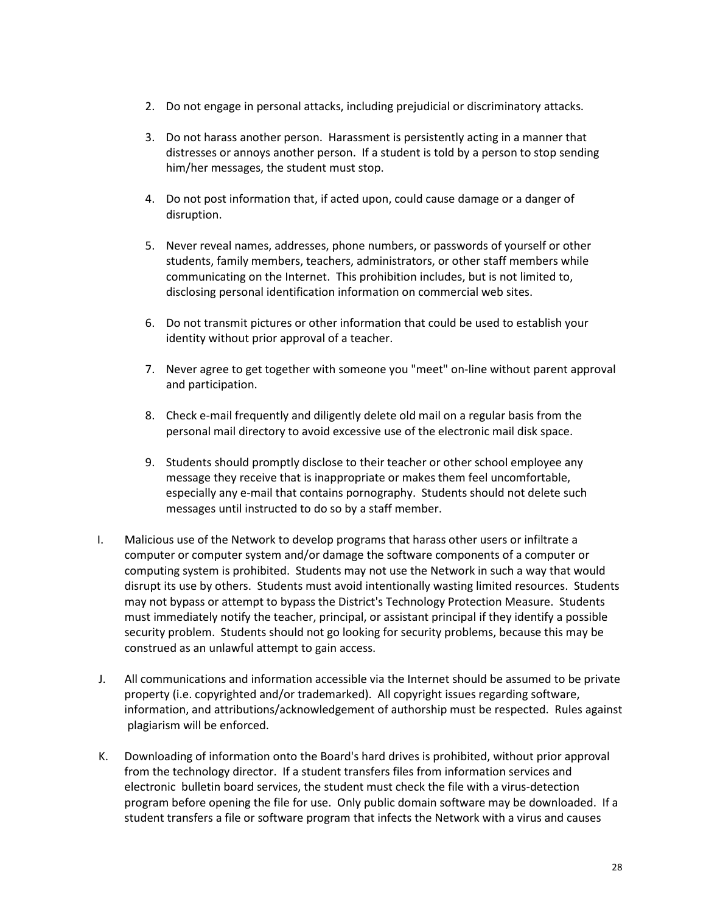2. Do not engage in personal attacks, including prejudicial or discriminatory attacks.

3. Do not harass another person. Harassment is persistently acting in a manner that distresses or annoys another person. If a student is told by a person to stop sending him/her messages, the student must stop.

4. Do not post information that, if acted upon, could cause damage or a danger of disruption.

5. Never reveal names, addresses, phone numbers, or passwords of yourself or other students, family members, teachers, administrators, or other staff members while communicating on the Internet. This prohibition includes, but is not limited to, disclosing personal identification information on commercial web sites.

6. Do not transmit pictures or other information that could be used to establish your identity without prior approval of a teacher.

7. Never agree to get together with someone you "meet" on-line without parent approval and participation.

8. Check e-mail frequently and diligently delete old mail on a regular basis from the personal mail directory to avoid excessive use of the electronic mail disk space.

9. Students should promptly disclose to their teacher or other school employee any message they receive that is inappropriate or makes them feel uncomfortable, especially any e-mail that contains pornography. Students should not delete such messages until instructed to do so by a staff member.

I. Malicious use of the Network to develop programs that harass other users or infiltrate a computer or computer system and/or damage the software components of a computer or computing system is prohibited. Students may not use the Network in such a way that would disrupt its use by others. Students must avoid intentionally wasting limited resources. Students may not bypass or attempt to bypass the District's Technology Protection Measure. Students must immediately notify the teacher, principal, or assistant principal if they identify a possible security problem. Students should not go looking for security problems, because this may be construed as an unlawful attempt to gain access.

J. All communications and information accessible via the Internet should be assumed to be private property (i.e. copyrighted and/or trademarked). All copyright issues regarding software, information, and attributions/acknowledgement of authorship must be respected. Rules against plagiarism will be enforced.

K. Downloading of information onto the Board's hard drives is prohibited, without prior approval from the technology director. If a student transfers files from information services and electronic bulletin board services, the student must check the file with a virus-detection program before opening the file for use. Only public domain software may be downloaded. If a student transfers a file or software program that infects the Network with a virus and causes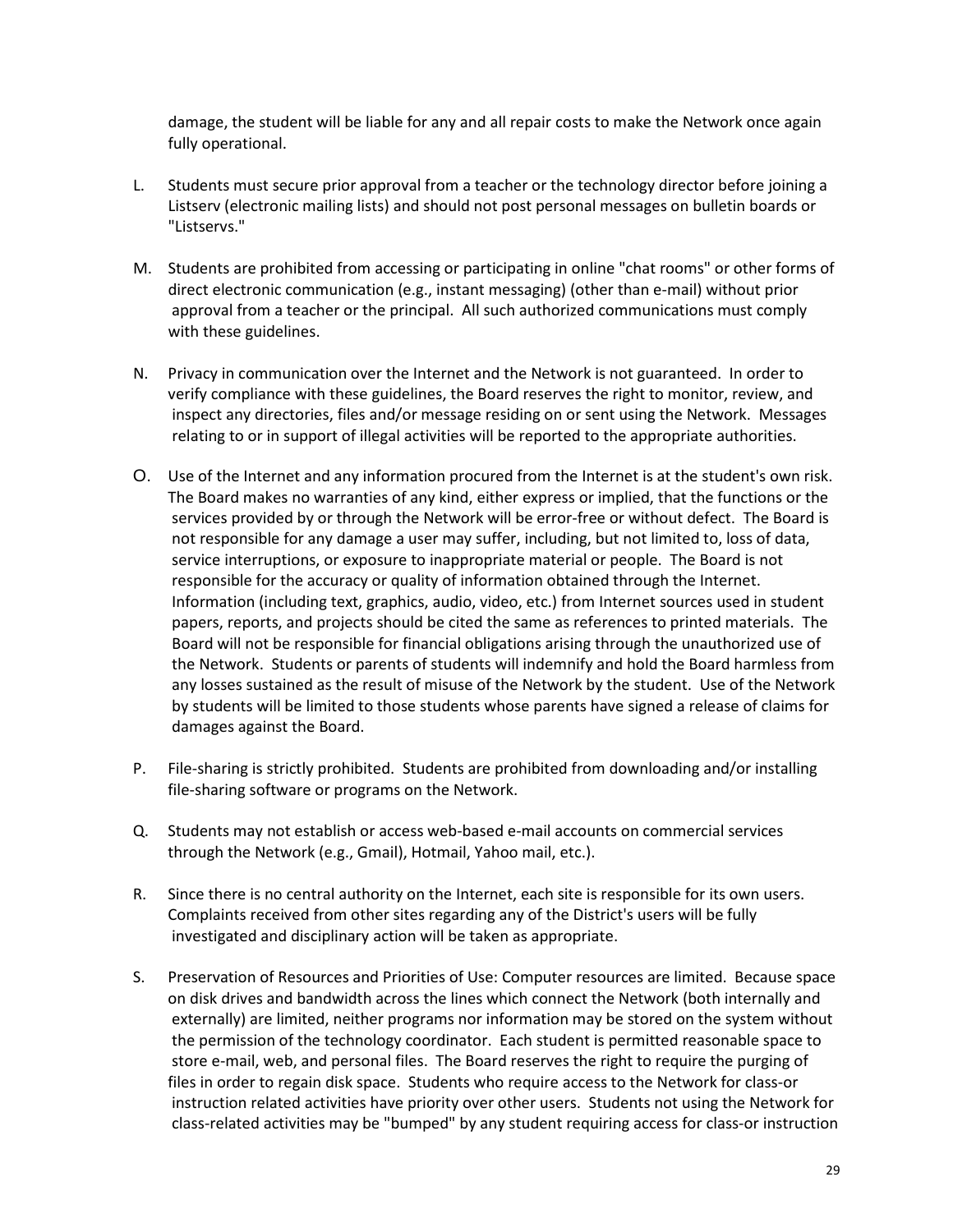damage, the student will be liable for any and all repair costs to make the Network once again fully operational.

L. Students must secure prior approval from a teacher or the technology director before joining a Listserv (electronic mailing lists) and should not post personal messages on bulletin boards or "Listservs."

M. Students are prohibited from accessing or participating in online "chat rooms" or other forms of direct electronic communication (e.g., instant messaging) (other than e-mail) without prior approval from a teacher or the principal. All such authorized communications must comply with these guidelines.

N. Privacy in communication over the Internet and the Network is not guaranteed. In order to verify compliance with these guidelines, the Board reserves the right to monitor, review, and inspect any directories, files and/or message residing on or sent using the Network. Messages relating to or in support of illegal activities will be reported to the appropriate authorities.

O. Use of the Internet and any information procured from the Internet is at the student's own risk. The Board makes no warranties of any kind, either express or implied, that the functions or the services provided by or through the Network will be error-free or without defect. The Board is not responsible for any damage a user may suffer, including, but not limited to, loss of data, service interruptions, or exposure to inappropriate material or people. The Board is not responsible for the accuracy or quality of information obtained through the Internet. Information (including text, graphics, audio, video, etc.) from Internet sources used in student papers, reports, and projects should be cited the same as references to printed materials. The Board will not be responsible for financial obligations arising through the unauthorized use of the Network. Students or parents of students will indemnify and hold the Board harmless from any losses sustained as the result of misuse of the Network by the student. Use of the Network by students will be limited to those students whose parents have signed a release of claims for damages against the Board.

P. File-sharing is strictly prohibited. Students are prohibited from downloading and/or installing file-sharing software or programs on the Network.

Q. Students may not establish or access web-based e-mail accounts on commercial services through the Network (e.g., Gmail), Hotmail, Yahoo mail, etc.).

R. Since there is no central authority on the Internet, each site is responsible for its own users. Complaints received from other sites regarding any of the District's users will be fully investigated and disciplinary action will be taken as appropriate.

S. Preservation of Resources and Priorities of Use: Computer resources are limited. Because space on disk drives and bandwidth across the lines which connect the Network (both internally and externally) are limited, neither programs nor information may be stored on the system without the permission of the technology coordinator. Each student is permitted reasonable space to store e-mail, web, and personal files. The Board reserves the right to require the purging of files in order to regain disk space. Students who require access to the Network for class-or instruction related activities have priority over other users. Students not using the Network for class-related activities may be "bumped" by any student requiring access for class-or instruction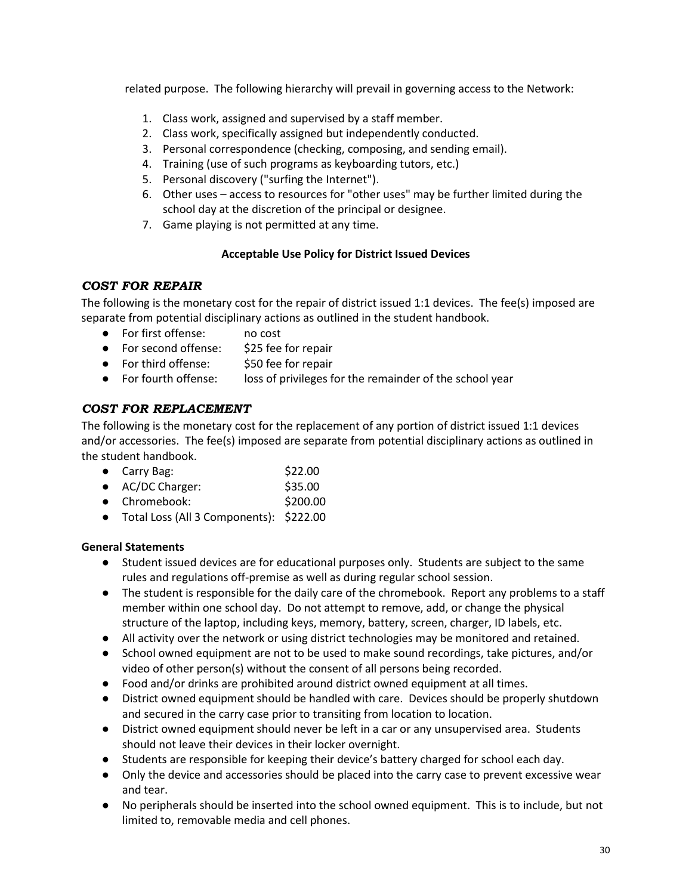related purpose. The following hierarchy will prevail in governing access to the Network:

1. Class work, assigned and supervised by a staff member.
2. Class work, specifically assigned but independently conducted.
3. Personal correspondence (checking, composing, and sending email).
4. Training (use of such programs as keyboarding tutors, etc.)
5. Personal discovery ("surfing the Internet").
6. Other uses – access to resources for "other uses" may be further limited during the school day at the discretion of the principal or designee.
7. Game playing is not permitted at any time.

**Acceptable Use Policy for District Issued Devices**

### *COST FOR REPAIR*

The following is the monetary cost for the repair of district issued 1:1 devices. The fee(s) imposed are separate from potential disciplinary actions as outlined in the student handbook.

- For first offense: no cost
- For second offense: $25 fee for repair
- For third offense: $50 fee for repair
- For fourth offense: loss of privileges for the remainder of the school year

### *COST FOR REPLACEMENT*

The following is the monetary cost for the replacement of any portion of district issued 1:1 devices and/or accessories. The fee(s) imposed are separate from potential disciplinary actions as outlined in the student handbook.

- Carry Bag: $22.00
- AC/DC Charger: $35.00
- Chromebook: $200.00
- Total Loss (All 3 Components): $222.00

**General Statements**

- Student issued devices are for educational purposes only. Students are subject to the same rules and regulations off-premise as well as during regular school session.
- The student is responsible for the daily care of the chromebook. Report any problems to a staff member within one school day. Do not attempt to remove, add, or change the physical structure of the laptop, including keys, memory, battery, screen, charger, ID labels, etc.
- All activity over the network or using district technologies may be monitored and retained.
- School owned equipment are not to be used to make sound recordings, take pictures, and/or video of other person(s) without the consent of all persons being recorded.
- Food and/or drinks are prohibited around district owned equipment at all times.
- District owned equipment should be handled with care. Devices should be properly shutdown and secured in the carry case prior to transiting from location to location.
- District owned equipment should never be left in a car or any unsupervised area. Students should not leave their devices in their locker overnight.
- Students are responsible for keeping their device's battery charged for school each day.
- Only the device and accessories should be placed into the carry case to prevent excessive wear and tear.
- No peripherals should be inserted into the school owned equipment. This is to include, but not limited to, removable media and cell phones.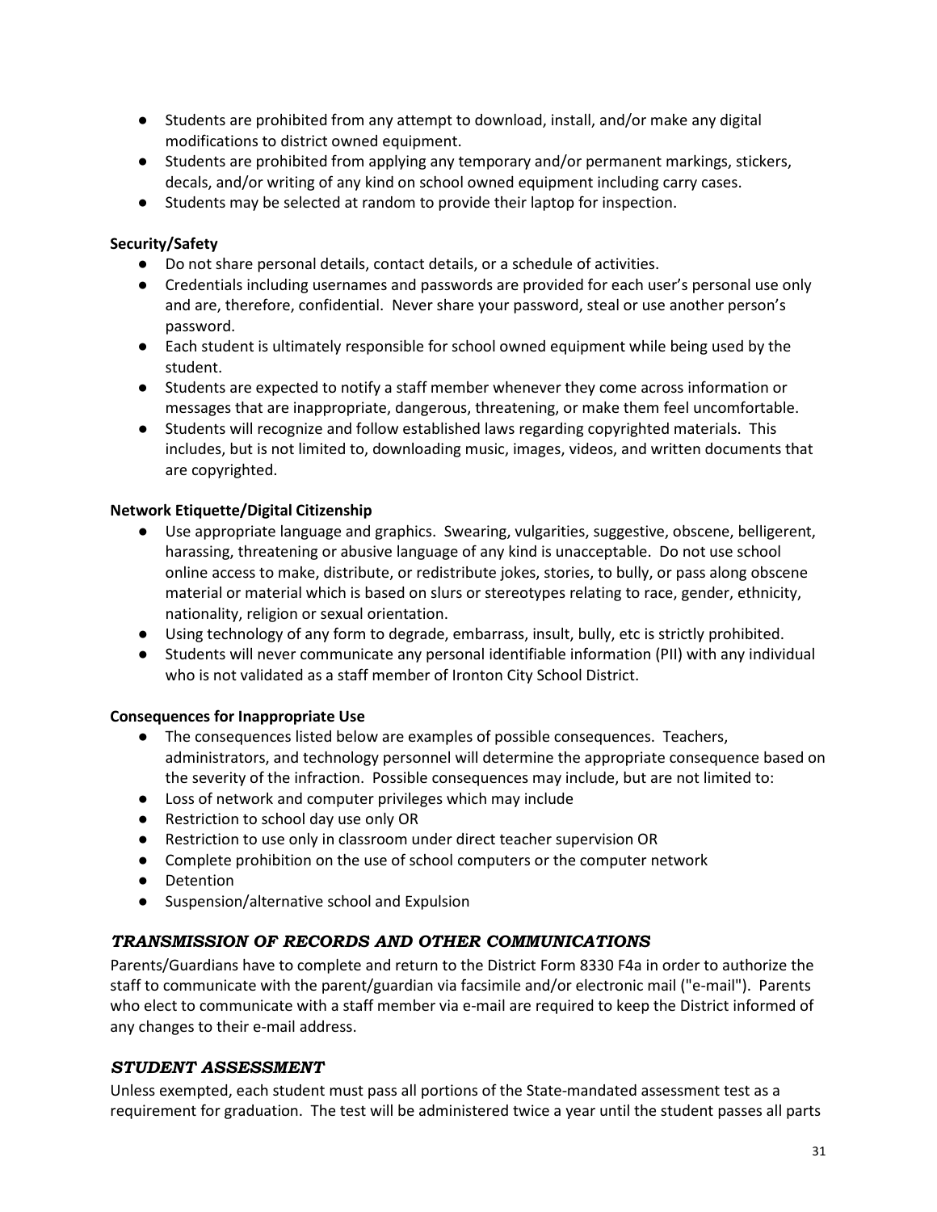- Students are prohibited from any attempt to download, install, and/or make any digital modifications to district owned equipment.
- Students are prohibited from applying any temporary and/or permanent markings, stickers, decals, and/or writing of any kind on school owned equipment including carry cases.
- Students may be selected at random to provide their laptop for inspection.

**Security/Safety**

- Do not share personal details, contact details, or a schedule of activities.
- Credentials including usernames and passwords are provided for each user's personal use only and are, therefore, confidential. Never share your password, steal or use another person's password.
- Each student is ultimately responsible for school owned equipment while being used by the student.
- Students are expected to notify a staff member whenever they come across information or messages that are inappropriate, dangerous, threatening, or make them feel uncomfortable.
- Students will recognize and follow established laws regarding copyrighted materials. This includes, but is not limited to, downloading music, images, videos, and written documents that are copyrighted.

**Network Etiquette/Digital Citizenship**

- Use appropriate language and graphics. Swearing, vulgarities, suggestive, obscene, belligerent, harassing, threatening or abusive language of any kind is unacceptable. Do not use school online access to make, distribute, or redistribute jokes, stories, to bully, or pass along obscene material or material which is based on slurs or stereotypes relating to race, gender, ethnicity, nationality, religion or sexual orientation.
- Using technology of any form to degrade, embarrass, insult, bully, etc is strictly prohibited.
- Students will never communicate any personal identifiable information (PII) with any individual who is not validated as a staff member of Ironton City School District.

**Consequences for Inappropriate Use**

- The consequences listed below are examples of possible consequences. Teachers, administrators, and technology personnel will determine the appropriate consequence based on the severity of the infraction. Possible consequences may include, but are not limited to:
- Loss of network and computer privileges which may include
- Restriction to school day use only OR
- Restriction to use only in classroom under direct teacher supervision OR
- Complete prohibition on the use of school computers or the computer network
- Detention
- Suspension/alternative school and Expulsion

## *TRANSMISSION OF RECORDS AND OTHER COMMUNICATIONS*

Parents/Guardians have to complete and return to the District Form 8330 F4a in order to authorize the staff to communicate with the parent/guardian via facsimile and/or electronic mail ("e-mail"). Parents who elect to communicate with a staff member via e-mail are required to keep the District informed of any changes to their e-mail address.

## *STUDENT ASSESSMENT*

Unless exempted, each student must pass all portions of the State-mandated assessment test as a requirement for graduation. The test will be administered twice a year until the student passes all parts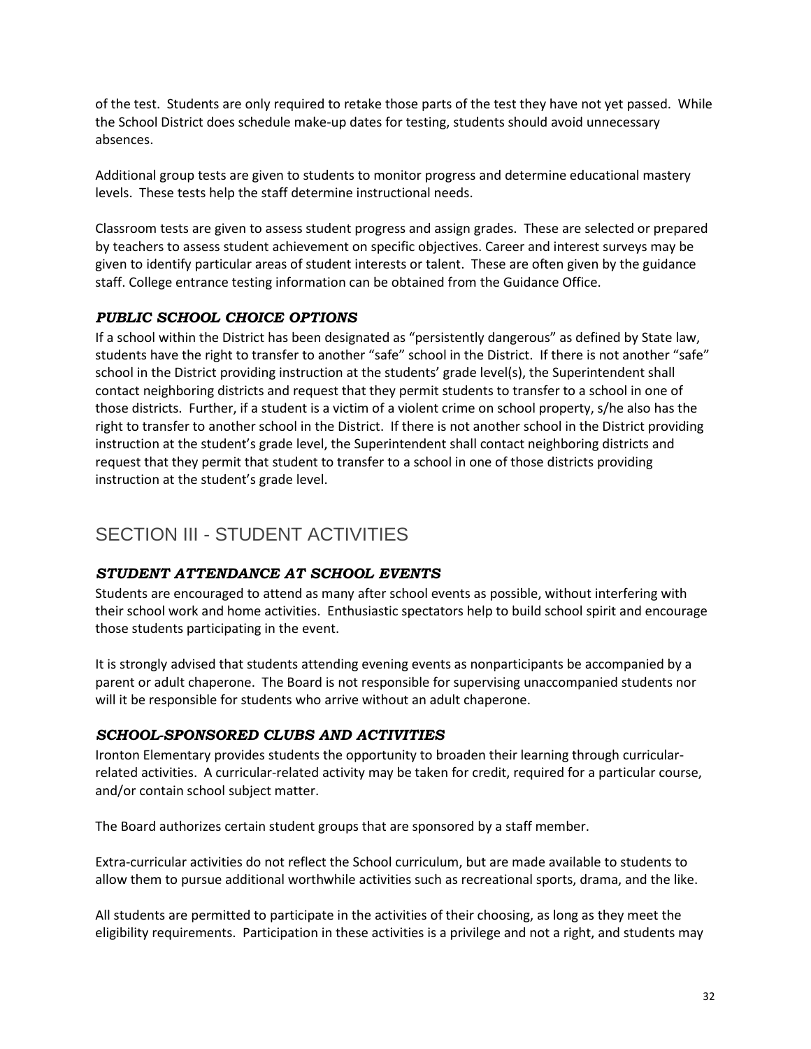of the test. Students are only required to retake those parts of the test they have not yet passed. While the School District does schedule make-up dates for testing, students should avoid unnecessary absences.

Additional group tests are given to students to monitor progress and determine educational mastery levels. These tests help the staff determine instructional needs.

Classroom tests are given to assess student progress and assign grades. These are selected or prepared by teachers to assess student achievement on specific objectives. Career and interest surveys may be given to identify particular areas of student interests or talent. These are often given by the guidance staff. College entrance testing information can be obtained from the Guidance Office.

### *PUBLIC SCHOOL CHOICE OPTIONS*

If a school within the District has been designated as "persistently dangerous" as defined by State law, students have the right to transfer to another "safe" school in the District. If there is not another "safe" school in the District providing instruction at the students' grade level(s), the Superintendent shall contact neighboring districts and request that they permit students to transfer to a school in one of those districts. Further, if a student is a victim of a violent crime on school property, s/he also has the right to transfer to another school in the District. If there is not another school in the District providing instruction at the student's grade level, the Superintendent shall contact neighboring districts and request that they permit that student to transfer to a school in one of those districts providing instruction at the student's grade level.

## SECTION III - STUDENT ACTIVITIES

### *STUDENT ATTENDANCE AT SCHOOL EVENTS*

Students are encouraged to attend as many after school events as possible, without interfering with their school work and home activities. Enthusiastic spectators help to build school spirit and encourage those students participating in the event.

It is strongly advised that students attending evening events as nonparticipants be accompanied by a parent or adult chaperone. The Board is not responsible for supervising unaccompanied students nor will it be responsible for students who arrive without an adult chaperone.

### *SCHOOL-SPONSORED CLUBS AND ACTIVITIES*

Ironton Elementary provides students the opportunity to broaden their learning through curricular-related activities. A curricular-related activity may be taken for credit, required for a particular course, and/or contain school subject matter.

The Board authorizes certain student groups that are sponsored by a staff member.

Extra-curricular activities do not reflect the School curriculum, but are made available to students to allow them to pursue additional worthwhile activities such as recreational sports, drama, and the like.

All students are permitted to participate in the activities of their choosing, as long as they meet the eligibility requirements. Participation in these activities is a privilege and not a right, and students may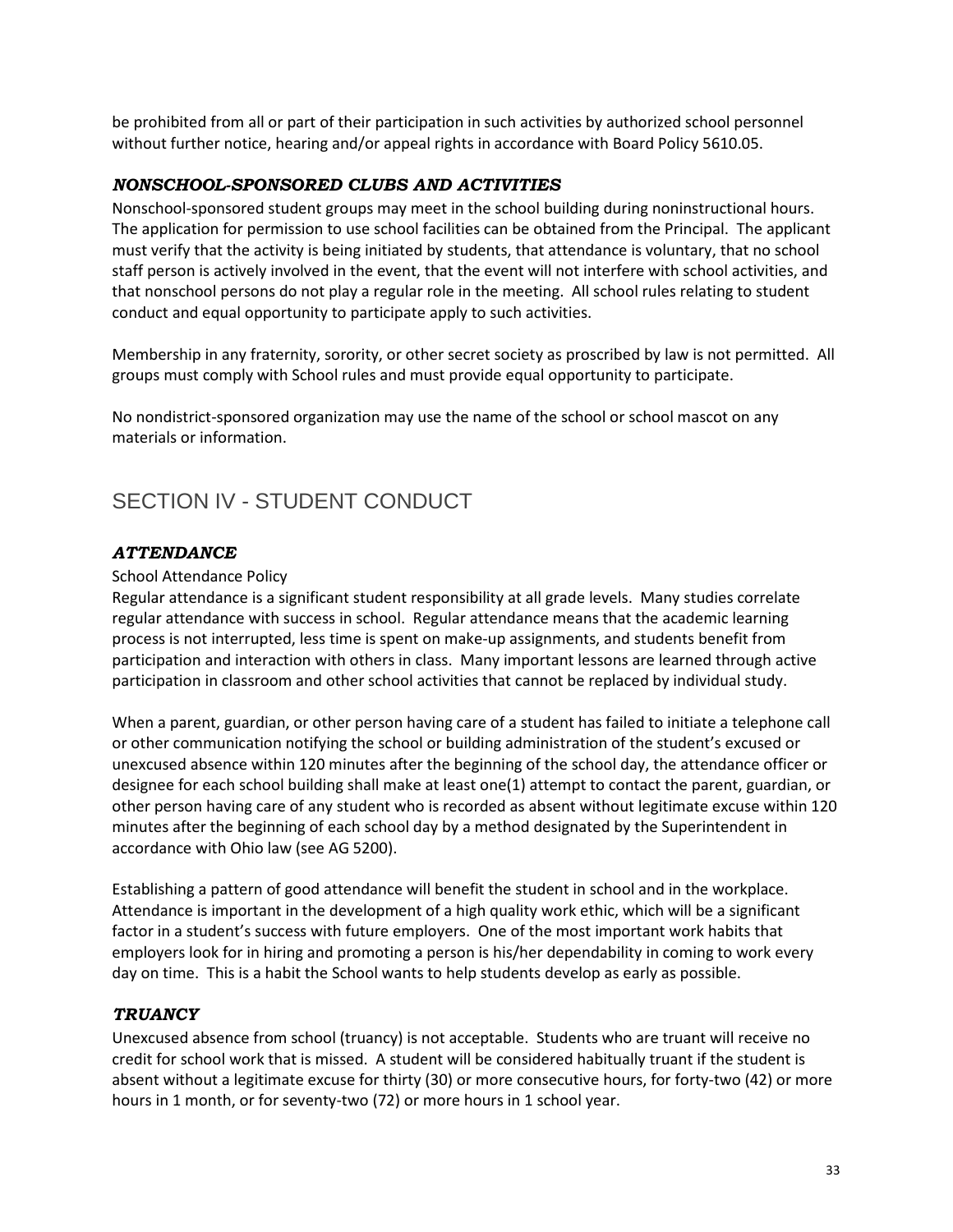be prohibited from all or part of their participation in such activities by authorized school personnel without further notice, hearing and/or appeal rights in accordance with Board Policy 5610.05.

### *NONSCHOOL-SPONSORED CLUBS AND ACTIVITIES*

Nonschool-sponsored student groups may meet in the school building during noninstructional hours. The application for permission to use school facilities can be obtained from the Principal. The applicant must verify that the activity is being initiated by students, that attendance is voluntary, that no school staff person is actively involved in the event, that the event will not interfere with school activities, and that nonschool persons do not play a regular role in the meeting. All school rules relating to student conduct and equal opportunity to participate apply to such activities.

Membership in any fraternity, sorority, or other secret society as proscribed by law is not permitted. All groups must comply with School rules and must provide equal opportunity to participate.

No nondistrict-sponsored organization may use the name of the school or school mascot on any materials or information.

## SECTION IV - STUDENT CONDUCT

### *ATTENDANCE*

School Attendance Policy

Regular attendance is a significant student responsibility at all grade levels. Many studies correlate regular attendance with success in school. Regular attendance means that the academic learning process is not interrupted, less time is spent on make-up assignments, and students benefit from participation and interaction with others in class. Many important lessons are learned through active participation in classroom and other school activities that cannot be replaced by individual study.

When a parent, guardian, or other person having care of a student has failed to initiate a telephone call or other communication notifying the school or building administration of the student's excused or unexcused absence within 120 minutes after the beginning of the school day, the attendance officer or designee for each school building shall make at least one(1) attempt to contact the parent, guardian, or other person having care of any student who is recorded as absent without legitimate excuse within 120 minutes after the beginning of each school day by a method designated by the Superintendent in accordance with Ohio law (see AG 5200).

Establishing a pattern of good attendance will benefit the student in school and in the workplace. Attendance is important in the development of a high quality work ethic, which will be a significant factor in a student's success with future employers. One of the most important work habits that employers look for in hiring and promoting a person is his/her dependability in coming to work every day on time. This is a habit the School wants to help students develop as early as possible.

### *TRUANCY*

Unexcused absence from school (truancy) is not acceptable. Students who are truant will receive no credit for school work that is missed. A student will be considered habitually truant if the student is absent without a legitimate excuse for thirty (30) or more consecutive hours, for forty-two (42) or more hours in 1 month, or for seventy-two (72) or more hours in 1 school year.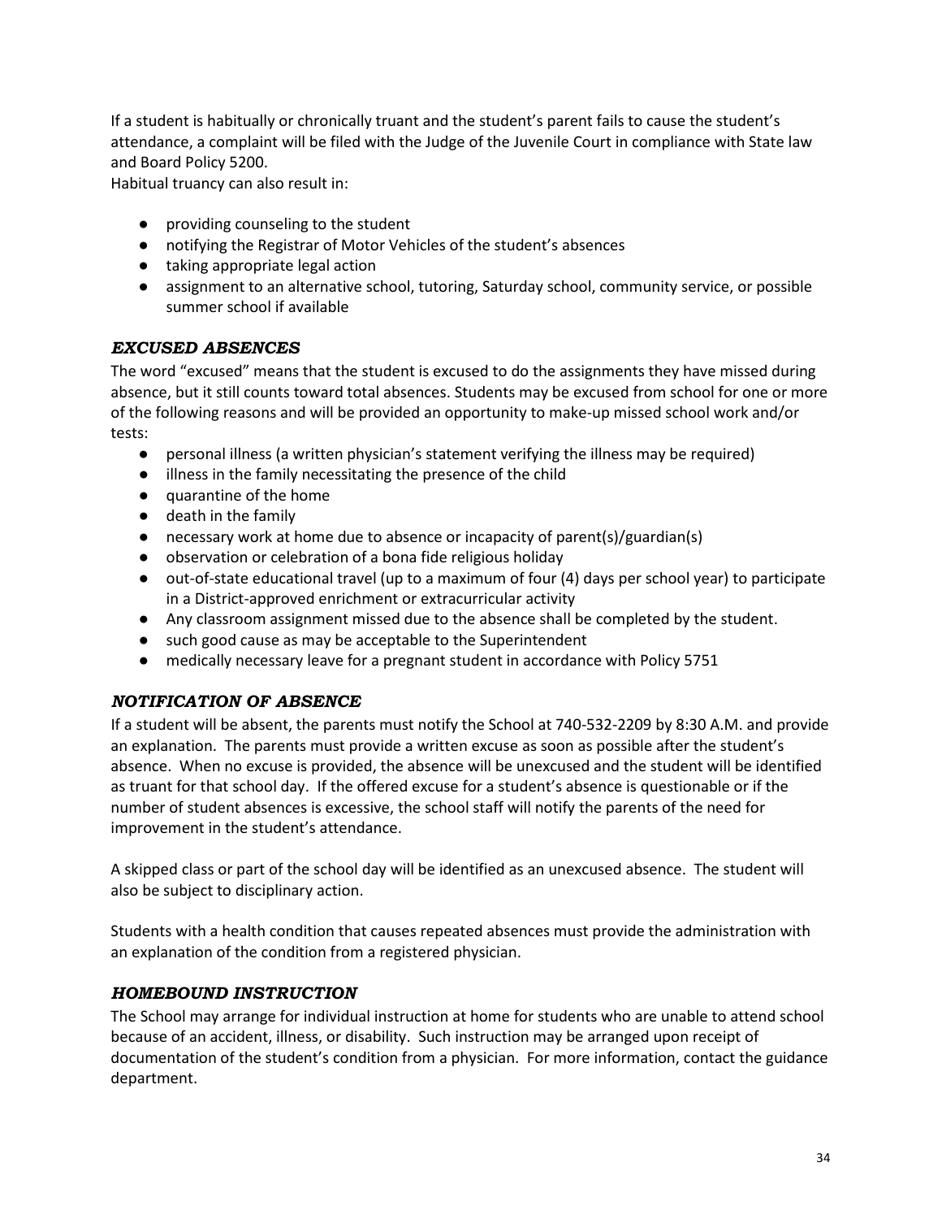If a student is habitually or chronically truant and the student's parent fails to cause the student's attendance, a complaint will be filed with the Judge of the Juvenile Court in compliance with State law and Board Policy 5200.

Habitual truancy can also result in:

- providing counseling to the student
- notifying the Registrar of Motor Vehicles of the student's absences
- taking appropriate legal action
- assignment to an alternative school, tutoring, Saturday school, community service, or possible summer school if available

### *EXCUSED ABSENCES*

The word "excused" means that the student is excused to do the assignments they have missed during absence, but it still counts toward total absences. Students may be excused from school for one or more of the following reasons and will be provided an opportunity to make-up missed school work and/or tests:

- personal illness (a written physician's statement verifying the illness may be required)
- illness in the family necessitating the presence of the child
- quarantine of the home
- death in the family
- necessary work at home due to absence or incapacity of parent(s)/guardian(s)
- observation or celebration of a bona fide religious holiday
- out-of-state educational travel (up to a maximum of four (4) days per school year) to participate in a District-approved enrichment or extracurricular activity
- Any classroom assignment missed due to the absence shall be completed by the student.
- such good cause as may be acceptable to the Superintendent
- medically necessary leave for a pregnant student in accordance with Policy 5751

### *NOTIFICATION OF ABSENCE*

If a student will be absent, the parents must notify the School at 740-532-2209 by 8:30 A.M. and provide an explanation. The parents must provide a written excuse as soon as possible after the student's absence. When no excuse is provided, the absence will be unexcused and the student will be identified as truant for that school day. If the offered excuse for a student's absence is questionable or if the number of student absences is excessive, the school staff will notify the parents of the need for improvement in the student's attendance.

A skipped class or part of the school day will be identified as an unexcused absence. The student will also be subject to disciplinary action.

Students with a health condition that causes repeated absences must provide the administration with an explanation of the condition from a registered physician.

### *HOMEBOUND INSTRUCTION*

The School may arrange for individual instruction at home for students who are unable to attend school because of an accident, illness, or disability. Such instruction may be arranged upon receipt of documentation of the student's condition from a physician. For more information, contact the guidance department.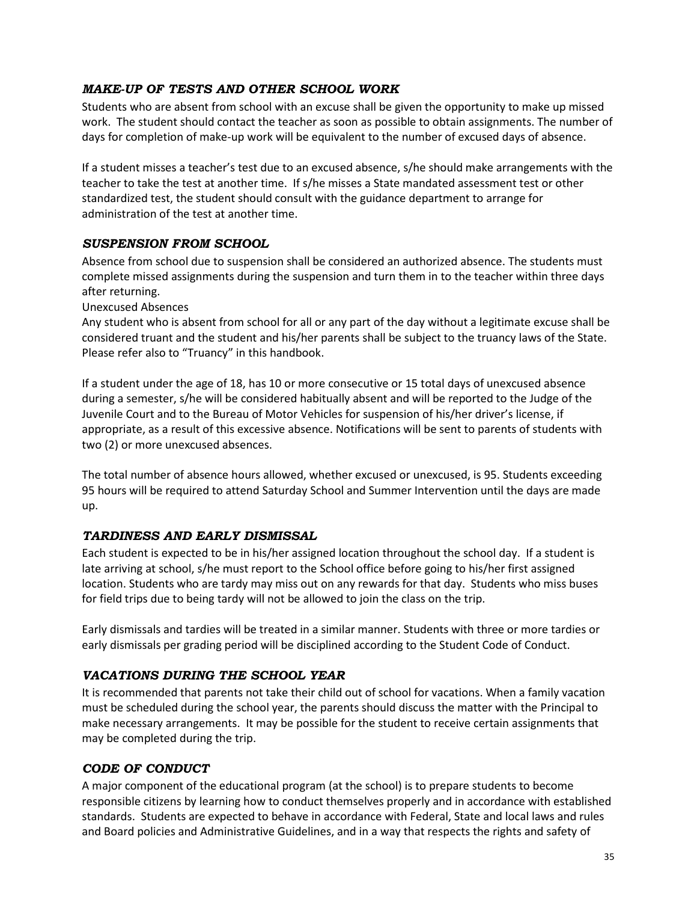### *MAKE-UP OF TESTS AND OTHER SCHOOL WORK*

Students who are absent from school with an excuse shall be given the opportunity to make up missed work. The student should contact the teacher as soon as possible to obtain assignments. The number of days for completion of make-up work will be equivalent to the number of excused days of absence.

If a student misses a teacher's test due to an excused absence, s/he should make arrangements with the teacher to take the test at another time. If s/he misses a State mandated assessment test or other standardized test, the student should consult with the guidance department to arrange for administration of the test at another time.

### *SUSPENSION FROM SCHOOL*

Absence from school due to suspension shall be considered an authorized absence. The students must complete missed assignments during the suspension and turn them in to the teacher within three days after returning.

Unexcused Absences

Any student who is absent from school for all or any part of the day without a legitimate excuse shall be considered truant and the student and his/her parents shall be subject to the truancy laws of the State. Please refer also to "Truancy" in this handbook.

If a student under the age of 18, has 10 or more consecutive or 15 total days of unexcused absence during a semester, s/he will be considered habitually absent and will be reported to the Judge of the Juvenile Court and to the Bureau of Motor Vehicles for suspension of his/her driver's license, if appropriate, as a result of this excessive absence. Notifications will be sent to parents of students with two (2) or more unexcused absences.

The total number of absence hours allowed, whether excused or unexcused, is 95. Students exceeding 95 hours will be required to attend Saturday School and Summer Intervention until the days are made up.

### *TARDINESS AND EARLY DISMISSAL*

Each student is expected to be in his/her assigned location throughout the school day. If a student is late arriving at school, s/he must report to the School office before going to his/her first assigned location. Students who are tardy may miss out on any rewards for that day. Students who miss buses for field trips due to being tardy will not be allowed to join the class on the trip.

Early dismissals and tardies will be treated in a similar manner. Students with three or more tardies or early dismissals per grading period will be disciplined according to the Student Code of Conduct.

### *VACATIONS DURING THE SCHOOL YEAR*

It is recommended that parents not take their child out of school for vacations. When a family vacation must be scheduled during the school year, the parents should discuss the matter with the Principal to make necessary arrangements. It may be possible for the student to receive certain assignments that may be completed during the trip.

### *CODE OF CONDUCT*

A major component of the educational program (at the school) is to prepare students to become responsible citizens by learning how to conduct themselves properly and in accordance with established standards. Students are expected to behave in accordance with Federal, State and local laws and rules and Board policies and Administrative Guidelines, and in a way that respects the rights and safety of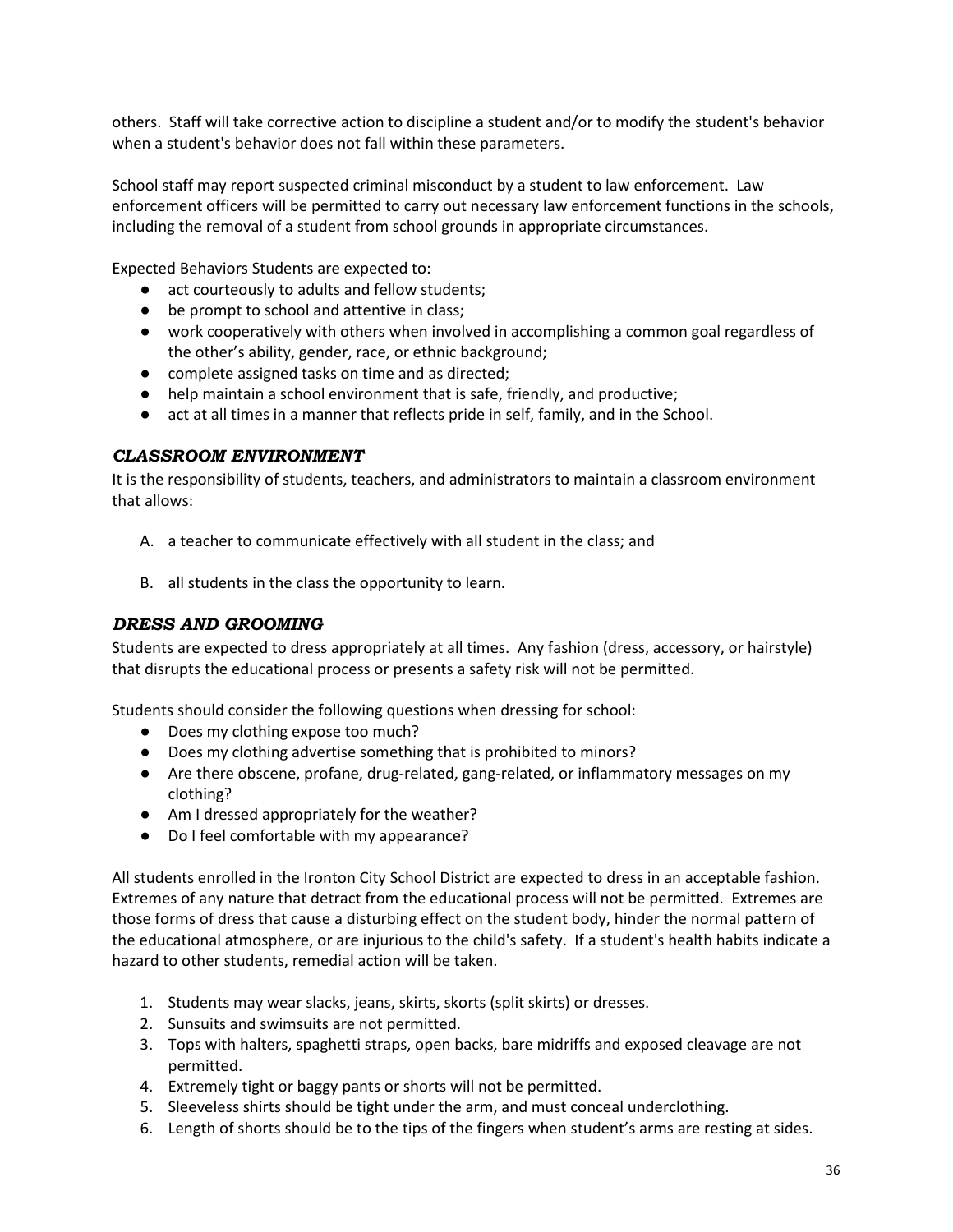others. Staff will take corrective action to discipline a student and/or to modify the student's behavior when a student's behavior does not fall within these parameters.

School staff may report suspected criminal misconduct by a student to law enforcement. Law enforcement officers will be permitted to carry out necessary law enforcement functions in the schools, including the removal of a student from school grounds in appropriate circumstances.

Expected Behaviors Students are expected to:

- act courteously to adults and fellow students;
- be prompt to school and attentive in class;
- work cooperatively with others when involved in accomplishing a common goal regardless of the other's ability, gender, race, or ethnic background;
- complete assigned tasks on time and as directed;
- help maintain a school environment that is safe, friendly, and productive;
- act at all times in a manner that reflects pride in self, family, and in the School.

### *CLASSROOM ENVIRONMENT*

It is the responsibility of students, teachers, and administrators to maintain a classroom environment that allows:

A. a teacher to communicate effectively with all student in the class; and

B. all students in the class the opportunity to learn.

### *DRESS AND GROOMING*

Students are expected to dress appropriately at all times. Any fashion (dress, accessory, or hairstyle) that disrupts the educational process or presents a safety risk will not be permitted.

Students should consider the following questions when dressing for school:

- Does my clothing expose too much?
- Does my clothing advertise something that is prohibited to minors?
- Are there obscene, profane, drug-related, gang-related, or inflammatory messages on my clothing?
- Am I dressed appropriately for the weather?
- Do I feel comfortable with my appearance?

All students enrolled in the Ironton City School District are expected to dress in an acceptable fashion. Extremes of any nature that detract from the educational process will not be permitted. Extremes are those forms of dress that cause a disturbing effect on the student body, hinder the normal pattern of the educational atmosphere, or are injurious to the child's safety. If a student's health habits indicate a hazard to other students, remedial action will be taken.

1. Students may wear slacks, jeans, skirts, skorts (split skirts) or dresses.
2. Sunsuits and swimsuits are not permitted.
3. Tops with halters, spaghetti straps, open backs, bare midriffs and exposed cleavage are not permitted.
4. Extremely tight or baggy pants or shorts will not be permitted.
5. Sleeveless shirts should be tight under the arm, and must conceal underclothing.
6. Length of shorts should be to the tips of the fingers when student's arms are resting at sides.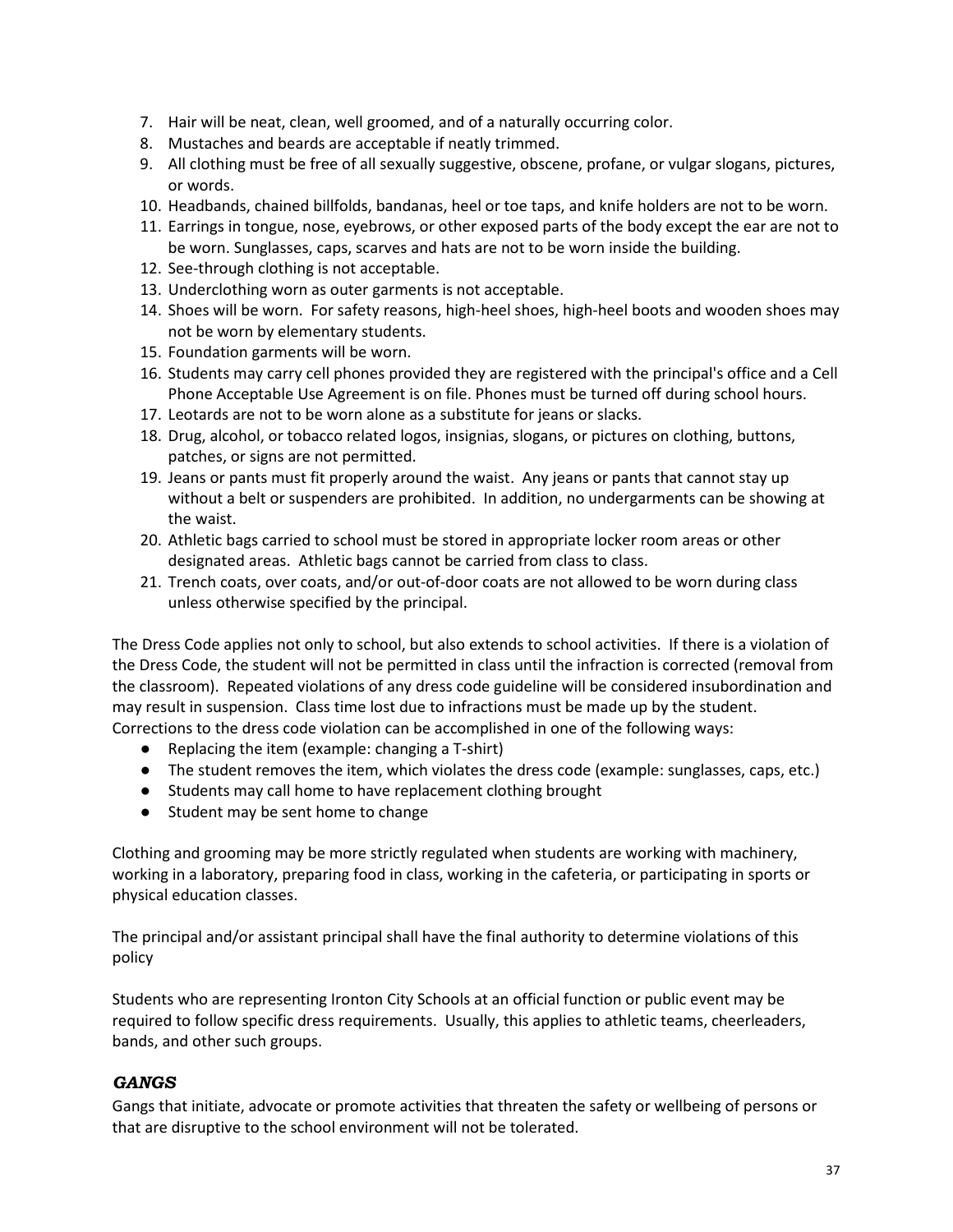7. Hair will be neat, clean, well groomed, and of a naturally occurring color.
8. Mustaches and beards are acceptable if neatly trimmed.
9. All clothing must be free of all sexually suggestive, obscene, profane, or vulgar slogans, pictures, or words.
10. Headbands, chained billfolds, bandanas, heel or toe taps, and knife holders are not to be worn.
11. Earrings in tongue, nose, eyebrows, or other exposed parts of the body except the ear are not to be worn. Sunglasses, caps, scarves and hats are not to be worn inside the building.
12. See-through clothing is not acceptable.
13. Underclothing worn as outer garments is not acceptable.
14. Shoes will be worn. For safety reasons, high-heel shoes, high-heel boots and wooden shoes may not be worn by elementary students.
15. Foundation garments will be worn.
16. Students may carry cell phones provided they are registered with the principal's office and a Cell Phone Acceptable Use Agreement is on file. Phones must be turned off during school hours.
17. Leotards are not to be worn alone as a substitute for jeans or slacks.
18. Drug, alcohol, or tobacco related logos, insignias, slogans, or pictures on clothing, buttons, patches, or signs are not permitted.
19. Jeans or pants must fit properly around the waist. Any jeans or pants that cannot stay up without a belt or suspenders are prohibited. In addition, no undergarments can be showing at the waist.
20. Athletic bags carried to school must be stored in appropriate locker room areas or other designated areas. Athletic bags cannot be carried from class to class.
21. Trench coats, over coats, and/or out-of-door coats are not allowed to be worn during class unless otherwise specified by the principal.

The Dress Code applies not only to school, but also extends to school activities. If there is a violation of the Dress Code, the student will not be permitted in class until the infraction is corrected (removal from the classroom). Repeated violations of any dress code guideline will be considered insubordination and may result in suspension. Class time lost due to infractions must be made up by the student. Corrections to the dress code violation can be accomplished in one of the following ways:

- Replacing the item (example: changing a T-shirt)
- The student removes the item, which violates the dress code (example: sunglasses, caps, etc.)
- Students may call home to have replacement clothing brought
- Student may be sent home to change

Clothing and grooming may be more strictly regulated when students are working with machinery, working in a laboratory, preparing food in class, working in the cafeteria, or participating in sports or physical education classes.

The principal and/or assistant principal shall have the final authority to determine violations of this policy

Students who are representing Ironton City Schools at an official function or public event may be required to follow specific dress requirements. Usually, this applies to athletic teams, cheerleaders, bands, and other such groups.

### *GANGS*

Gangs that initiate, advocate or promote activities that threaten the safety or wellbeing of persons or that are disruptive to the school environment will not be tolerated.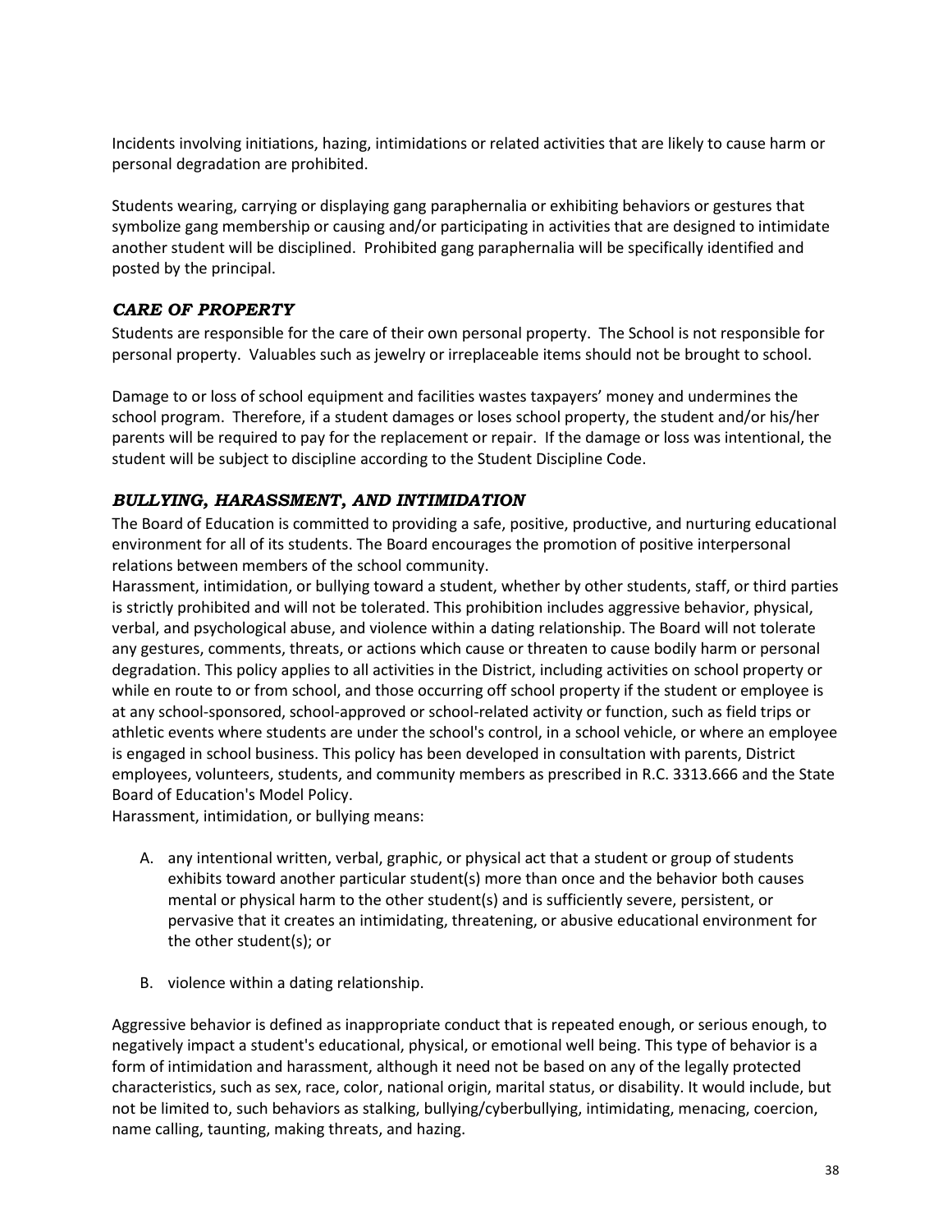Incidents involving initiations, hazing, intimidations or related activities that are likely to cause harm or personal degradation are prohibited.

Students wearing, carrying or displaying gang paraphernalia or exhibiting behaviors or gestures that symbolize gang membership or causing and/or participating in activities that are designed to intimidate another student will be disciplined. Prohibited gang paraphernalia will be specifically identified and posted by the principal.

### *CARE OF PROPERTY*

Students are responsible for the care of their own personal property. The School is not responsible for personal property. Valuables such as jewelry or irreplaceable items should not be brought to school.

Damage to or loss of school equipment and facilities wastes taxpayers' money and undermines the school program. Therefore, if a student damages or loses school property, the student and/or his/her parents will be required to pay for the replacement or repair. If the damage or loss was intentional, the student will be subject to discipline according to the Student Discipline Code.

### *BULLYING, HARASSMENT, AND INTIMIDATION*

The Board of Education is committed to providing a safe, positive, productive, and nurturing educational environment for all of its students. The Board encourages the promotion of positive interpersonal relations between members of the school community.

Harassment, intimidation, or bullying toward a student, whether by other students, staff, or third parties is strictly prohibited and will not be tolerated. This prohibition includes aggressive behavior, physical, verbal, and psychological abuse, and violence within a dating relationship. The Board will not tolerate any gestures, comments, threats, or actions which cause or threaten to cause bodily harm or personal degradation. This policy applies to all activities in the District, including activities on school property or while en route to or from school, and those occurring off school property if the student or employee is at any school-sponsored, school-approved or school-related activity or function, such as field trips or athletic events where students are under the school's control, in a school vehicle, or where an employee is engaged in school business. This policy has been developed in consultation with parents, District employees, volunteers, students, and community members as prescribed in R.C. 3313.666 and the State Board of Education's Model Policy.

Harassment, intimidation, or bullying means:

A. any intentional written, verbal, graphic, or physical act that a student or group of students exhibits toward another particular student(s) more than once and the behavior both causes mental or physical harm to the other student(s) and is sufficiently severe, persistent, or pervasive that it creates an intimidating, threatening, or abusive educational environment for the other student(s); or

B. violence within a dating relationship.

Aggressive behavior is defined as inappropriate conduct that is repeated enough, or serious enough, to negatively impact a student's educational, physical, or emotional well being. This type of behavior is a form of intimidation and harassment, although it need not be based on any of the legally protected characteristics, such as sex, race, color, national origin, marital status, or disability. It would include, but not be limited to, such behaviors as stalking, bullying/cyberbullying, intimidating, menacing, coercion, name calling, taunting, making threats, and hazing.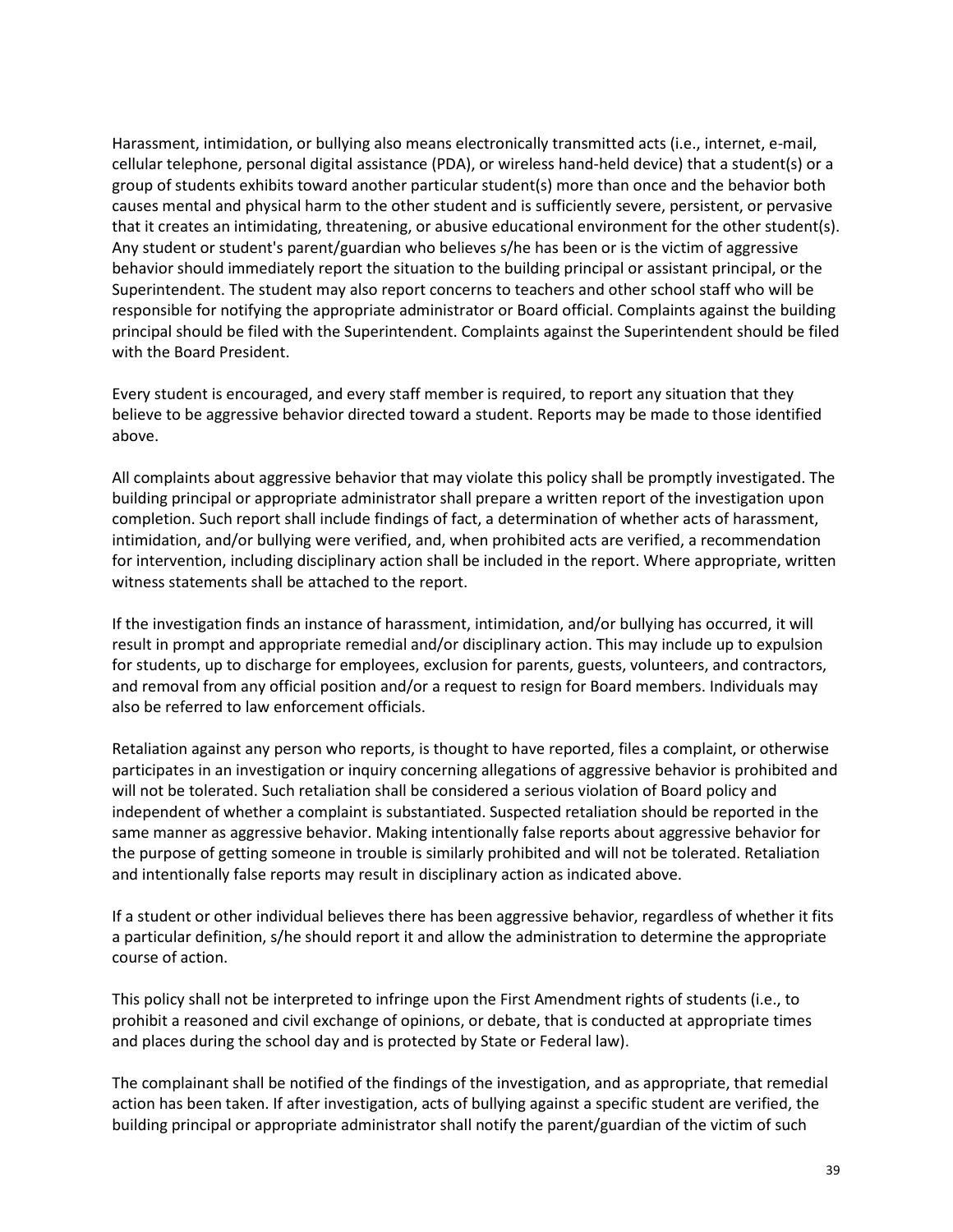Harassment, intimidation, or bullying also means electronically transmitted acts (i.e., internet, e-mail, cellular telephone, personal digital assistance (PDA), or wireless hand-held device) that a student(s) or a group of students exhibits toward another particular student(s) more than once and the behavior both causes mental and physical harm to the other student and is sufficiently severe, persistent, or pervasive that it creates an intimidating, threatening, or abusive educational environment for the other student(s). Any student or student's parent/guardian who believes s/he has been or is the victim of aggressive behavior should immediately report the situation to the building principal or assistant principal, or the Superintendent. The student may also report concerns to teachers and other school staff who will be responsible for notifying the appropriate administrator or Board official. Complaints against the building principal should be filed with the Superintendent. Complaints against the Superintendent should be filed with the Board President.

Every student is encouraged, and every staff member is required, to report any situation that they believe to be aggressive behavior directed toward a student. Reports may be made to those identified above.

All complaints about aggressive behavior that may violate this policy shall be promptly investigated. The building principal or appropriate administrator shall prepare a written report of the investigation upon completion. Such report shall include findings of fact, a determination of whether acts of harassment, intimidation, and/or bullying were verified, and, when prohibited acts are verified, a recommendation for intervention, including disciplinary action shall be included in the report. Where appropriate, written witness statements shall be attached to the report.

If the investigation finds an instance of harassment, intimidation, and/or bullying has occurred, it will result in prompt and appropriate remedial and/or disciplinary action. This may include up to expulsion for students, up to discharge for employees, exclusion for parents, guests, volunteers, and contractors, and removal from any official position and/or a request to resign for Board members. Individuals may also be referred to law enforcement officials.

Retaliation against any person who reports, is thought to have reported, files a complaint, or otherwise participates in an investigation or inquiry concerning allegations of aggressive behavior is prohibited and will not be tolerated. Such retaliation shall be considered a serious violation of Board policy and independent of whether a complaint is substantiated. Suspected retaliation should be reported in the same manner as aggressive behavior. Making intentionally false reports about aggressive behavior for the purpose of getting someone in trouble is similarly prohibited and will not be tolerated. Retaliation and intentionally false reports may result in disciplinary action as indicated above.

If a student or other individual believes there has been aggressive behavior, regardless of whether it fits a particular definition, s/he should report it and allow the administration to determine the appropriate course of action.

This policy shall not be interpreted to infringe upon the First Amendment rights of students (i.e., to prohibit a reasoned and civil exchange of opinions, or debate, that is conducted at appropriate times and places during the school day and is protected by State or Federal law).

The complainant shall be notified of the findings of the investigation, and as appropriate, that remedial action has been taken. If after investigation, acts of bullying against a specific student are verified, the building principal or appropriate administrator shall notify the parent/guardian of the victim of such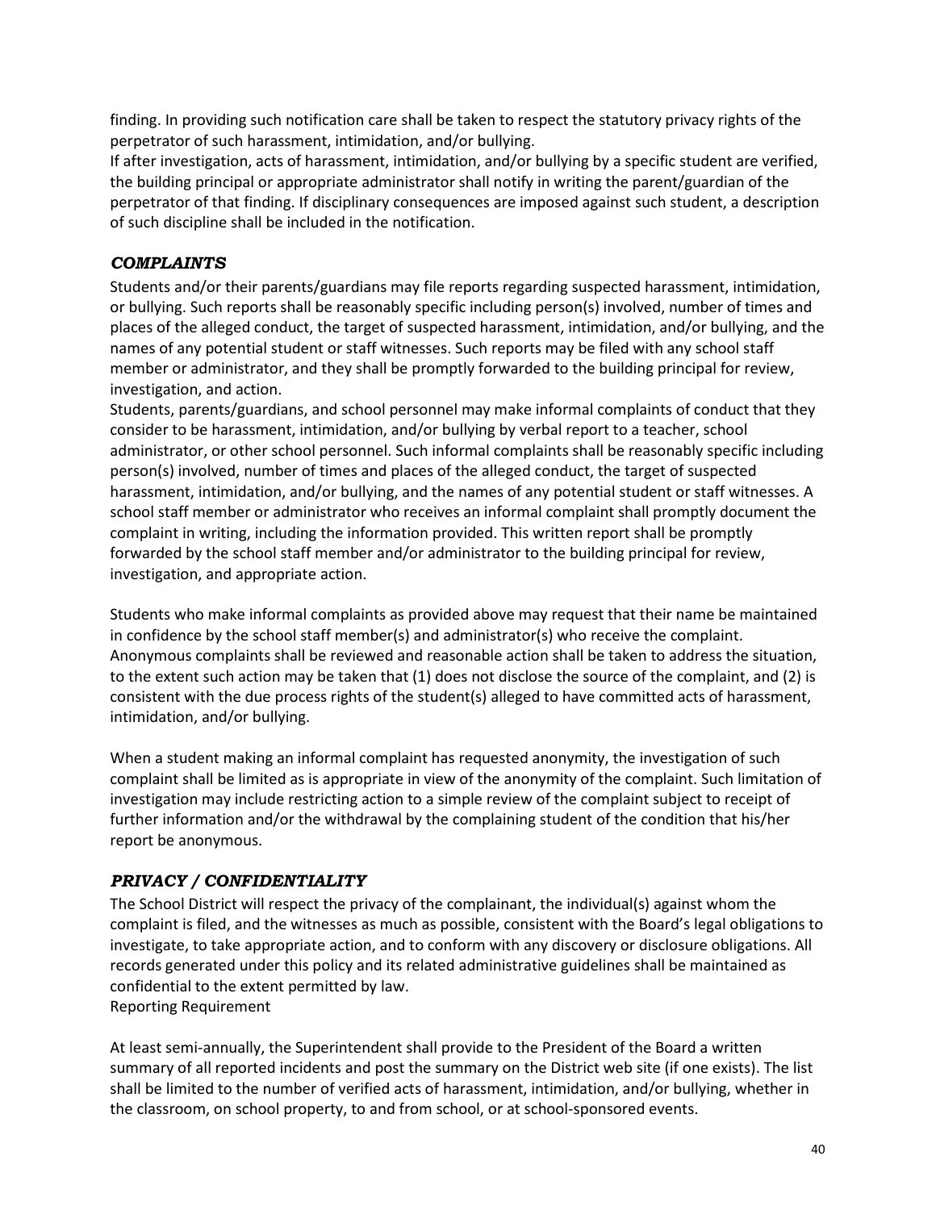finding. In providing such notification care shall be taken to respect the statutory privacy rights of the perpetrator of such harassment, intimidation, and/or bullying.

If after investigation, acts of harassment, intimidation, and/or bullying by a specific student are verified, the building principal or appropriate administrator shall notify in writing the parent/guardian of the perpetrator of that finding. If disciplinary consequences are imposed against such student, a description of such discipline shall be included in the notification.

### *COMPLAINTS*

Students and/or their parents/guardians may file reports regarding suspected harassment, intimidation, or bullying. Such reports shall be reasonably specific including person(s) involved, number of times and places of the alleged conduct, the target of suspected harassment, intimidation, and/or bullying, and the names of any potential student or staff witnesses. Such reports may be filed with any school staff member or administrator, and they shall be promptly forwarded to the building principal for review, investigation, and action.

Students, parents/guardians, and school personnel may make informal complaints of conduct that they consider to be harassment, intimidation, and/or bullying by verbal report to a teacher, school administrator, or other school personnel. Such informal complaints shall be reasonably specific including person(s) involved, number of times and places of the alleged conduct, the target of suspected harassment, intimidation, and/or bullying, and the names of any potential student or staff witnesses. A school staff member or administrator who receives an informal complaint shall promptly document the complaint in writing, including the information provided. This written report shall be promptly forwarded by the school staff member and/or administrator to the building principal for review, investigation, and appropriate action.

Students who make informal complaints as provided above may request that their name be maintained in confidence by the school staff member(s) and administrator(s) who receive the complaint. Anonymous complaints shall be reviewed and reasonable action shall be taken to address the situation, to the extent such action may be taken that (1) does not disclose the source of the complaint, and (2) is consistent with the due process rights of the student(s) alleged to have committed acts of harassment, intimidation, and/or bullying.

When a student making an informal complaint has requested anonymity, the investigation of such complaint shall be limited as is appropriate in view of the anonymity of the complaint. Such limitation of investigation may include restricting action to a simple review of the complaint subject to receipt of further information and/or the withdrawal by the complaining student of the condition that his/her report be anonymous.

### *PRIVACY / CONFIDENTIALITY*

The School District will respect the privacy of the complainant, the individual(s) against whom the complaint is filed, and the witnesses as much as possible, consistent with the Board's legal obligations to investigate, to take appropriate action, and to conform with any discovery or disclosure obligations. All records generated under this policy and its related administrative guidelines shall be maintained as confidential to the extent permitted by law.

Reporting Requirement

At least semi-annually, the Superintendent shall provide to the President of the Board a written summary of all reported incidents and post the summary on the District web site (if one exists). The list shall be limited to the number of verified acts of harassment, intimidation, and/or bullying, whether in the classroom, on school property, to and from school, or at school-sponsored events.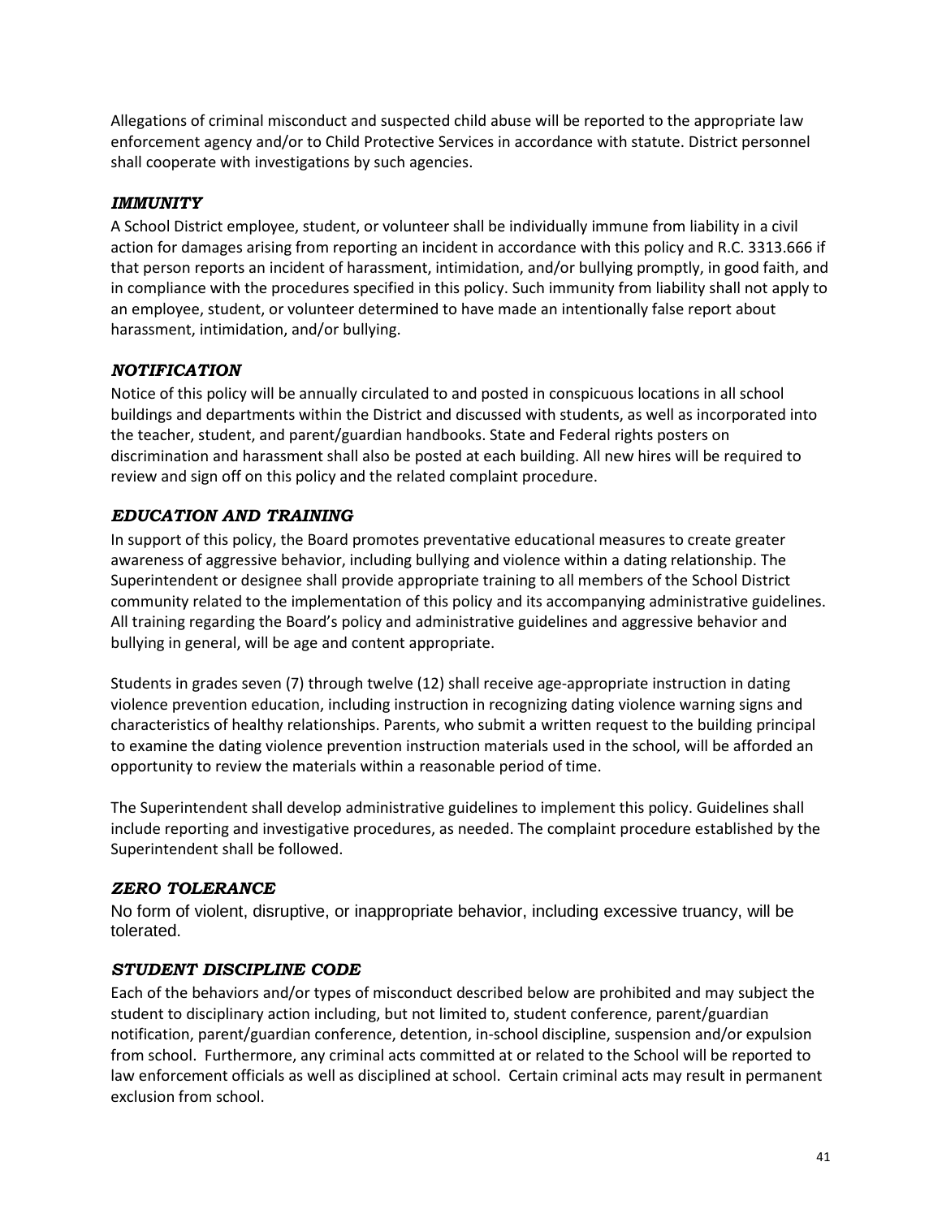Allegations of criminal misconduct and suspected child abuse will be reported to the appropriate law enforcement agency and/or to Child Protective Services in accordance with statute. District personnel shall cooperate with investigations by such agencies.

### *IMMUNITY*

A School District employee, student, or volunteer shall be individually immune from liability in a civil action for damages arising from reporting an incident in accordance with this policy and R.C. 3313.666 if that person reports an incident of harassment, intimidation, and/or bullying promptly, in good faith, and in compliance with the procedures specified in this policy. Such immunity from liability shall not apply to an employee, student, or volunteer determined to have made an intentionally false report about harassment, intimidation, and/or bullying.

### *NOTIFICATION*

Notice of this policy will be annually circulated to and posted in conspicuous locations in all school buildings and departments within the District and discussed with students, as well as incorporated into the teacher, student, and parent/guardian handbooks. State and Federal rights posters on discrimination and harassment shall also be posted at each building. All new hires will be required to review and sign off on this policy and the related complaint procedure.

### *EDUCATION AND TRAINING*

In support of this policy, the Board promotes preventative educational measures to create greater awareness of aggressive behavior, including bullying and violence within a dating relationship. The Superintendent or designee shall provide appropriate training to all members of the School District community related to the implementation of this policy and its accompanying administrative guidelines. All training regarding the Board's policy and administrative guidelines and aggressive behavior and bullying in general, will be age and content appropriate.

Students in grades seven (7) through twelve (12) shall receive age-appropriate instruction in dating violence prevention education, including instruction in recognizing dating violence warning signs and characteristics of healthy relationships. Parents, who submit a written request to the building principal to examine the dating violence prevention instruction materials used in the school, will be afforded an opportunity to review the materials within a reasonable period of time.

The Superintendent shall develop administrative guidelines to implement this policy. Guidelines shall include reporting and investigative procedures, as needed. The complaint procedure established by the Superintendent shall be followed.

### *ZERO TOLERANCE*

No form of violent, disruptive, or inappropriate behavior, including excessive truancy, will be tolerated.

### *STUDENT DISCIPLINE CODE*

Each of the behaviors and/or types of misconduct described below are prohibited and may subject the student to disciplinary action including, but not limited to, student conference, parent/guardian notification, parent/guardian conference, detention, in-school discipline, suspension and/or expulsion from school. Furthermore, any criminal acts committed at or related to the School will be reported to law enforcement officials as well as disciplined at school. Certain criminal acts may result in permanent exclusion from school.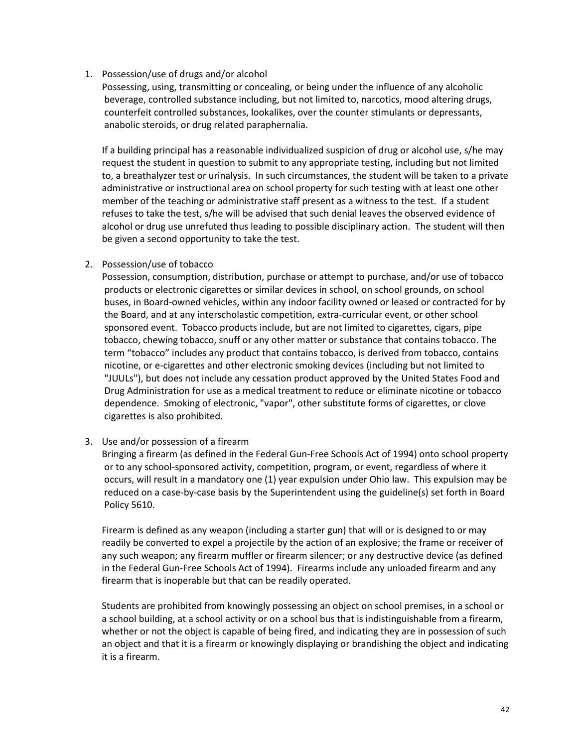1. Possession/use of drugs and/or alcohol

   Possessing, using, transmitting or concealing, or being under the influence of any alcoholic beverage, controlled substance including, but not limited to, narcotics, mood altering drugs, counterfeit controlled substances, lookalikes, over the counter stimulants or depressants, anabolic steroids, or drug related paraphernalia.

   If a building principal has a reasonable individualized suspicion of drug or alcohol use, s/he may request the student in question to submit to any appropriate testing, including but not limited to, a breathalyzer test or urinalysis. In such circumstances, the student will be taken to a private administrative or instructional area on school property for such testing with at least one other member of the teaching or administrative staff present as a witness to the test. If a student refuses to take the test, s/he will be advised that such denial leaves the observed evidence of alcohol or drug use unrefuted thus leading to possible disciplinary action. The student will then be given a second opportunity to take the test.

2. Possession/use of tobacco

   Possession, consumption, distribution, purchase or attempt to purchase, and/or use of tobacco products or electronic cigarettes or similar devices in school, on school grounds, on school buses, in Board-owned vehicles, within any indoor facility owned or leased or contracted for by the Board, and at any interscholastic competition, extra-curricular event, or other school sponsored event. Tobacco products include, but are not limited to cigarettes, cigars, pipe tobacco, chewing tobacco, snuff or any other matter or substance that contains tobacco. The term "tobacco" includes any product that contains tobacco, is derived from tobacco, contains nicotine, or e-cigarettes and other electronic smoking devices (including but not limited to "JUULs"), but does not include any cessation product approved by the United States Food and Drug Administration for use as a medical treatment to reduce or eliminate nicotine or tobacco dependence. Smoking of electronic, "vapor", other substitute forms of cigarettes, or clove cigarettes is also prohibited.

3. Use and/or possession of a firearm

   Bringing a firearm (as defined in the Federal Gun-Free Schools Act of 1994) onto school property or to any school-sponsored activity, competition, program, or event, regardless of where it occurs, will result in a mandatory one (1) year expulsion under Ohio law. This expulsion may be reduced on a case-by-case basis by the Superintendent using the guideline(s) set forth in Board Policy 5610.

   Firearm is defined as any weapon (including a starter gun) that will or is designed to or may readily be converted to expel a projectile by the action of an explosive; the frame or receiver of any such weapon; any firearm muffler or firearm silencer; or any destructive device (as defined in the Federal Gun-Free Schools Act of 1994). Firearms include any unloaded firearm and any firearm that is inoperable but that can be readily operated.

   Students are prohibited from knowingly possessing an object on school premises, in a school or a school building, at a school activity or on a school bus that is indistinguishable from a firearm, whether or not the object is capable of being fired, and indicating they are in possession of such an object and that it is a firearm or knowingly displaying or brandishing the object and indicating it is a firearm.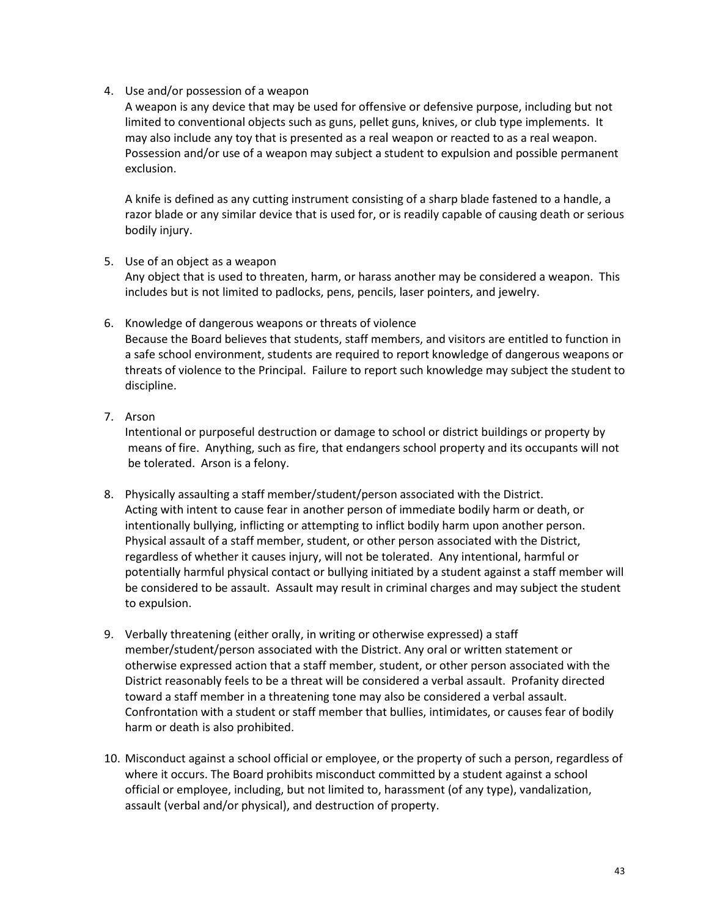4. Use and/or possession of a weapon
   A weapon is any device that may be used for offensive or defensive purpose, including but not limited to conventional objects such as guns, pellet guns, knives, or club type implements. It may also include any toy that is presented as a real weapon or reacted to as a real weapon. Possession and/or use of a weapon may subject a student to expulsion and possible permanent exclusion.

   A knife is defined as any cutting instrument consisting of a sharp blade fastened to a handle, a razor blade or any similar device that is used for, or is readily capable of causing death or serious bodily injury.

5. Use of an object as a weapon
   Any object that is used to threaten, harm, or harass another may be considered a weapon. This includes but is not limited to padlocks, pens, pencils, laser pointers, and jewelry.

6. Knowledge of dangerous weapons or threats of violence
   Because the Board believes that students, staff members, and visitors are entitled to function in a safe school environment, students are required to report knowledge of dangerous weapons or threats of violence to the Principal. Failure to report such knowledge may subject the student to discipline.

7. Arson
   Intentional or purposeful destruction or damage to school or district buildings or property by means of fire. Anything, such as fire, that endangers school property and its occupants will not be tolerated. Arson is a felony.

8. Physically assaulting a staff member/student/person associated with the District.
   Acting with intent to cause fear in another person of immediate bodily harm or death, or intentionally bullying, inflicting or attempting to inflict bodily harm upon another person. Physical assault of a staff member, student, or other person associated with the District, regardless of whether it causes injury, will not be tolerated. Any intentional, harmful or potentially harmful physical contact or bullying initiated by a student against a staff member will be considered to be assault. Assault may result in criminal charges and may subject the student to expulsion.

9. Verbally threatening (either orally, in writing or otherwise expressed) a staff member/student/person associated with the District. Any oral or written statement or otherwise expressed action that a staff member, student, or other person associated with the District reasonably feels to be a threat will be considered a verbal assault. Profanity directed toward a staff member in a threatening tone may also be considered a verbal assault. Confrontation with a student or staff member that bullies, intimidates, or causes fear of bodily harm or death is also prohibited.

10. Misconduct against a school official or employee, or the property of such a person, regardless of where it occurs. The Board prohibits misconduct committed by a student against a school official or employee, including, but not limited to, harassment (of any type), vandalization, assault (verbal and/or physical), and destruction of property.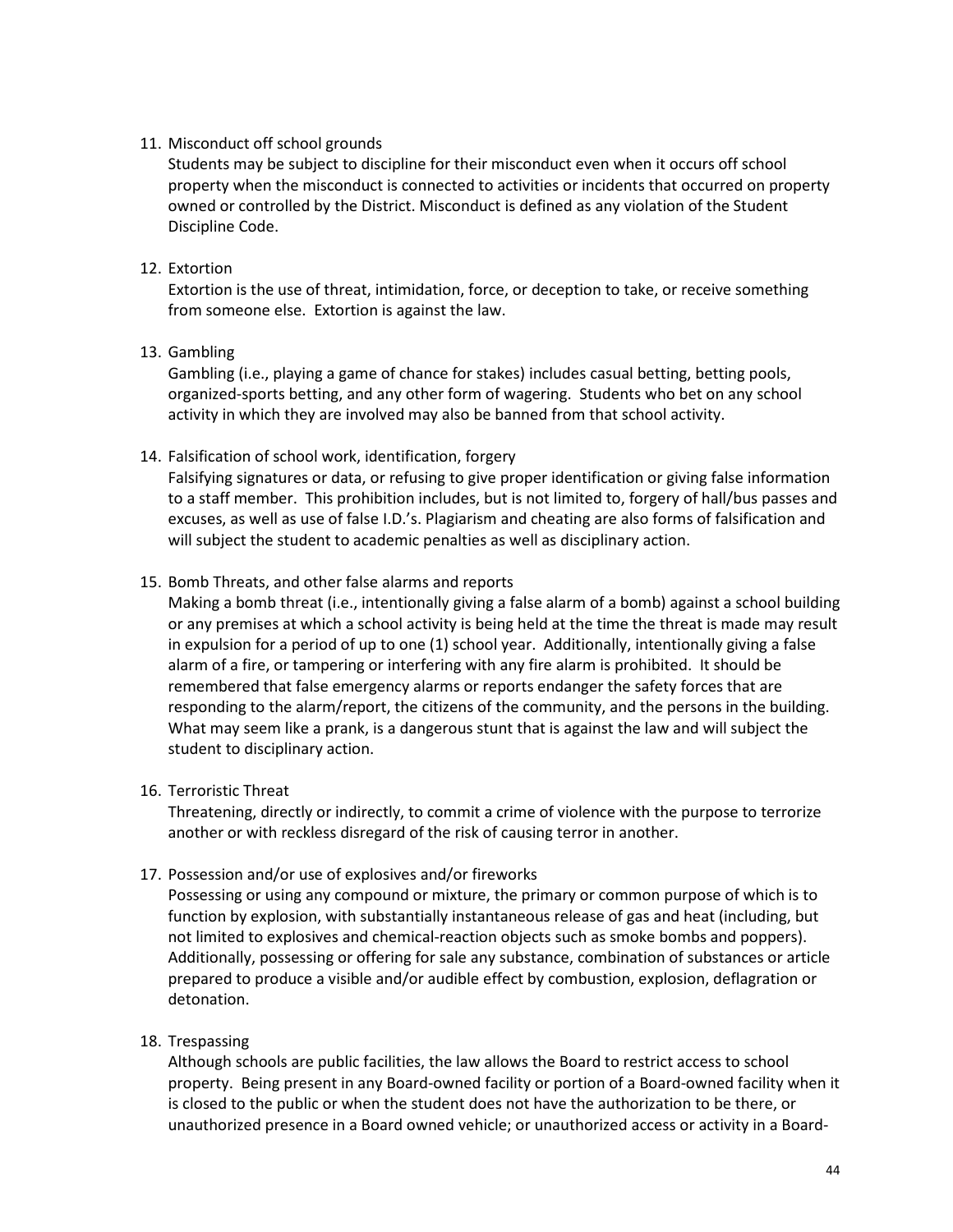11. Misconduct off school grounds

    Students may be subject to discipline for their misconduct even when it occurs off school property when the misconduct is connected to activities or incidents that occurred on property owned or controlled by the District. Misconduct is defined as any violation of the Student Discipline Code.

12. Extortion

    Extortion is the use of threat, intimidation, force, or deception to take, or receive something from someone else. Extortion is against the law.

13. Gambling

    Gambling (i.e., playing a game of chance for stakes) includes casual betting, betting pools, organized-sports betting, and any other form of wagering. Students who bet on any school activity in which they are involved may also be banned from that school activity.

14. Falsification of school work, identification, forgery

    Falsifying signatures or data, or refusing to give proper identification or giving false information to a staff member. This prohibition includes, but is not limited to, forgery of hall/bus passes and excuses, as well as use of false I.D.'s. Plagiarism and cheating are also forms of falsification and will subject the student to academic penalties as well as disciplinary action.

15. Bomb Threats, and other false alarms and reports

    Making a bomb threat (i.e., intentionally giving a false alarm of a bomb) against a school building or any premises at which a school activity is being held at the time the threat is made may result in expulsion for a period of up to one (1) school year. Additionally, intentionally giving a false alarm of a fire, or tampering or interfering with any fire alarm is prohibited. It should be remembered that false emergency alarms or reports endanger the safety forces that are responding to the alarm/report, the citizens of the community, and the persons in the building. What may seem like a prank, is a dangerous stunt that is against the law and will subject the student to disciplinary action.

16. Terroristic Threat

    Threatening, directly or indirectly, to commit a crime of violence with the purpose to terrorize another or with reckless disregard of the risk of causing terror in another.

17. Possession and/or use of explosives and/or fireworks

    Possessing or using any compound or mixture, the primary or common purpose of which is to function by explosion, with substantially instantaneous release of gas and heat (including, but not limited to explosives and chemical-reaction objects such as smoke bombs and poppers). Additionally, possessing or offering for sale any substance, combination of substances or article prepared to produce a visible and/or audible effect by combustion, explosion, deflagration or detonation.

18. Trespassing

    Although schools are public facilities, the law allows the Board to restrict access to school property. Being present in any Board-owned facility or portion of a Board-owned facility when it is closed to the public or when the student does not have the authorization to be there, or unauthorized presence in a Board owned vehicle; or unauthorized access or activity in a Board-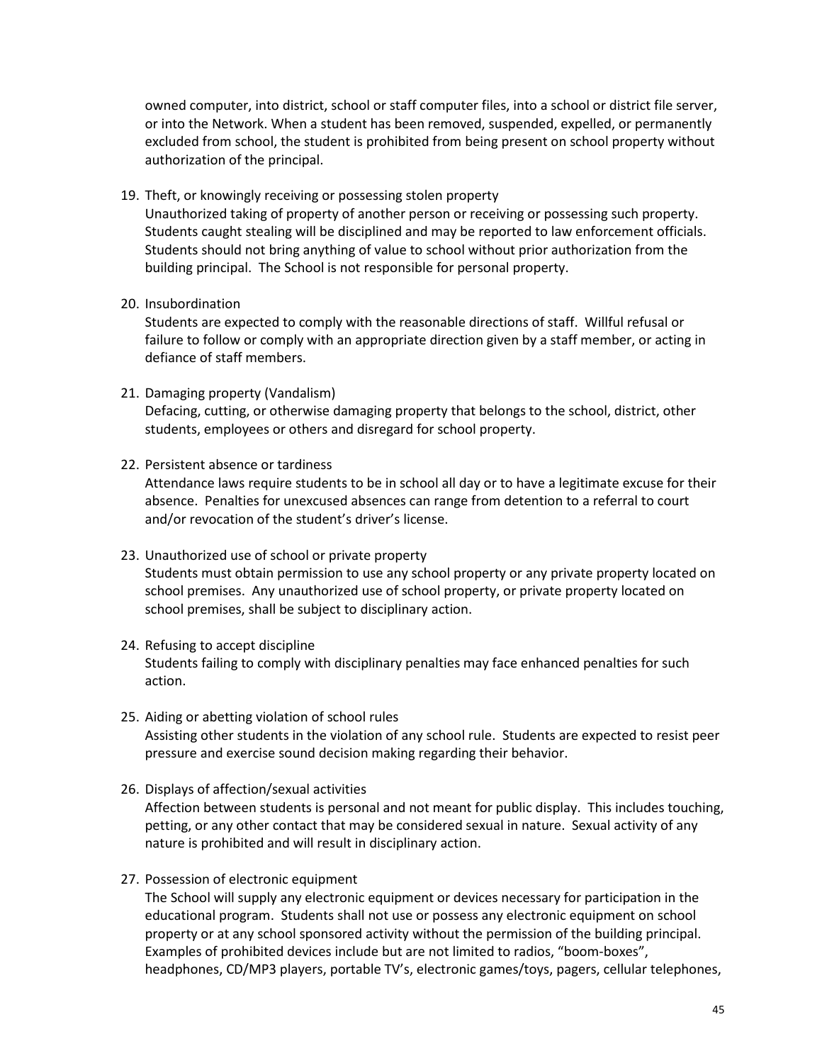owned computer, into district, school or staff computer files, into a school or district file server, or into the Network. When a student has been removed, suspended, expelled, or permanently excluded from school, the student is prohibited from being present on school property without authorization of the principal.

19. Theft, or knowingly receiving or possessing stolen property
    Unauthorized taking of property of another person or receiving or possessing such property. Students caught stealing will be disciplined and may be reported to law enforcement officials. Students should not bring anything of value to school without prior authorization from the building principal. The School is not responsible for personal property.

20. Insubordination
    Students are expected to comply with the reasonable directions of staff. Willful refusal or failure to follow or comply with an appropriate direction given by a staff member, or acting in defiance of staff members.

21. Damaging property (Vandalism)
    Defacing, cutting, or otherwise damaging property that belongs to the school, district, other students, employees or others and disregard for school property.

22. Persistent absence or tardiness
    Attendance laws require students to be in school all day or to have a legitimate excuse for their absence. Penalties for unexcused absences can range from detention to a referral to court and/or revocation of the student's driver's license.

23. Unauthorized use of school or private property
    Students must obtain permission to use any school property or any private property located on school premises. Any unauthorized use of school property, or private property located on school premises, shall be subject to disciplinary action.

24. Refusing to accept discipline
    Students failing to comply with disciplinary penalties may face enhanced penalties for such action.

25. Aiding or abetting violation of school rules
    Assisting other students in the violation of any school rule. Students are expected to resist peer pressure and exercise sound decision making regarding their behavior.

26. Displays of affection/sexual activities
    Affection between students is personal and not meant for public display. This includes touching, petting, or any other contact that may be considered sexual in nature. Sexual activity of any nature is prohibited and will result in disciplinary action.

27. Possession of electronic equipment
    The School will supply any electronic equipment or devices necessary for participation in the educational program. Students shall not use or possess any electronic equipment on school property or at any school sponsored activity without the permission of the building principal. Examples of prohibited devices include but are not limited to radios, "boom-boxes", headphones, CD/MP3 players, portable TV's, electronic games/toys, pagers, cellular telephones,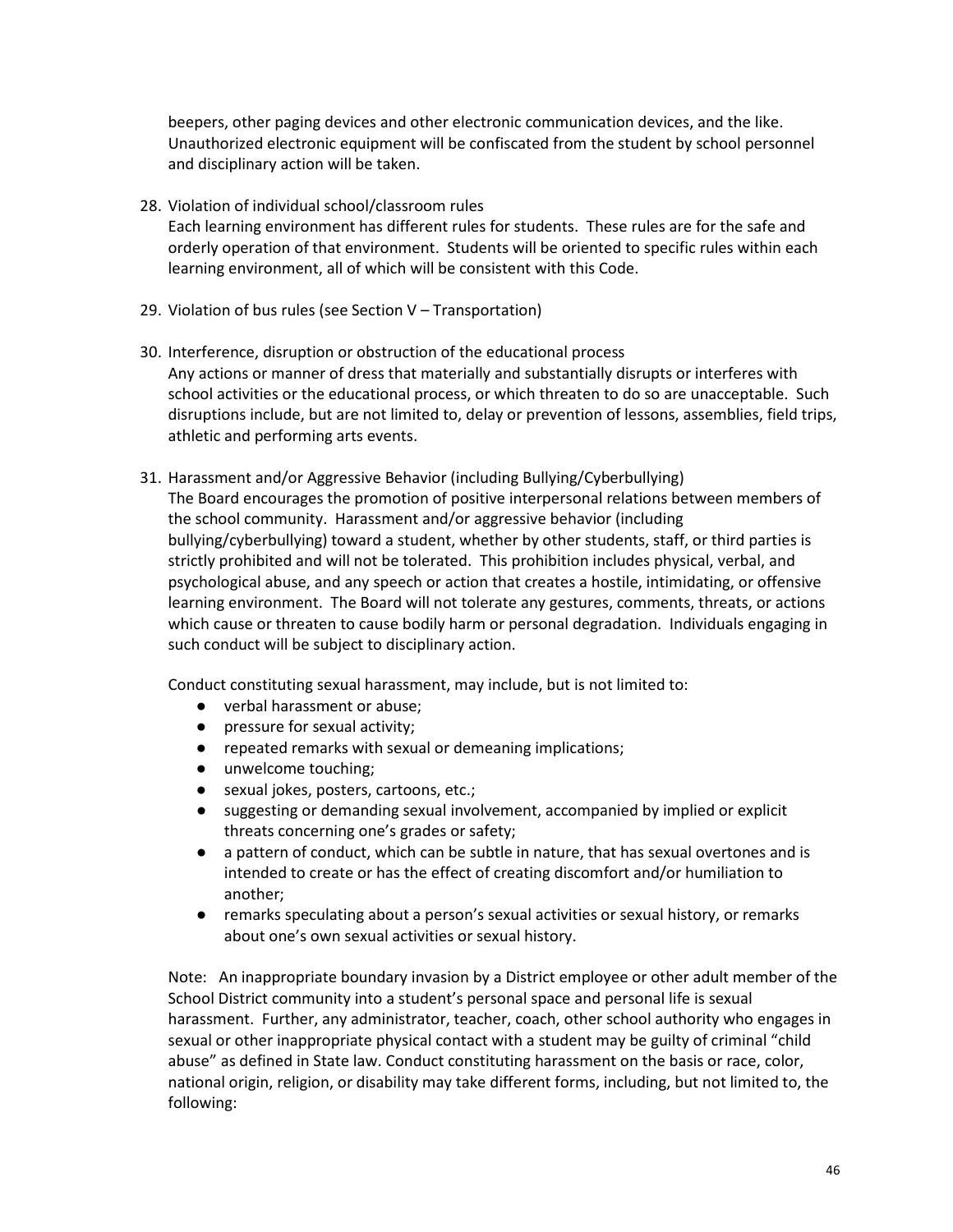beepers, other paging devices and other electronic communication devices, and the like. Unauthorized electronic equipment will be confiscated from the student by school personnel and disciplinary action will be taken.

28. Violation of individual school/classroom rules
Each learning environment has different rules for students. These rules are for the safe and orderly operation of that environment. Students will be oriented to specific rules within each learning environment, all of which will be consistent with this Code.

29. Violation of bus rules (see Section V – Transportation)

30. Interference, disruption or obstruction of the educational process
Any actions or manner of dress that materially and substantially disrupts or interferes with school activities or the educational process, or which threaten to do so are unacceptable. Such disruptions include, but are not limited to, delay or prevention of lessons, assemblies, field trips, athletic and performing arts events.

31. Harassment and/or Aggressive Behavior (including Bullying/Cyberbullying)
The Board encourages the promotion of positive interpersonal relations between members of the school community. Harassment and/or aggressive behavior (including bullying/cyberbullying) toward a student, whether by other students, staff, or third parties is strictly prohibited and will not be tolerated. This prohibition includes physical, verbal, and psychological abuse, and any speech or action that creates a hostile, intimidating, or offensive learning environment. The Board will not tolerate any gestures, comments, threats, or actions which cause or threaten to cause bodily harm or personal degradation. Individuals engaging in such conduct will be subject to disciplinary action.

    Conduct constituting sexual harassment, may include, but is not limited to:

    - verbal harassment or abuse;
    - pressure for sexual activity;
    - repeated remarks with sexual or demeaning implications;
    - unwelcome touching;
    - sexual jokes, posters, cartoons, etc.;
    - suggesting or demanding sexual involvement, accompanied by implied or explicit threats concerning one's grades or safety;
    - a pattern of conduct, which can be subtle in nature, that has sexual overtones and is intended to create or has the effect of creating discomfort and/or humiliation to another;
    - remarks speculating about a person's sexual activities or sexual history, or remarks about one's own sexual activities or sexual history.

    Note: An inappropriate boundary invasion by a District employee or other adult member of the School District community into a student's personal space and personal life is sexual harassment. Further, any administrator, teacher, coach, other school authority who engages in sexual or other inappropriate physical contact with a student may be guilty of criminal "child abuse" as defined in State law. Conduct constituting harassment on the basis or race, color, national origin, religion, or disability may take different forms, including, but not limited to, the following: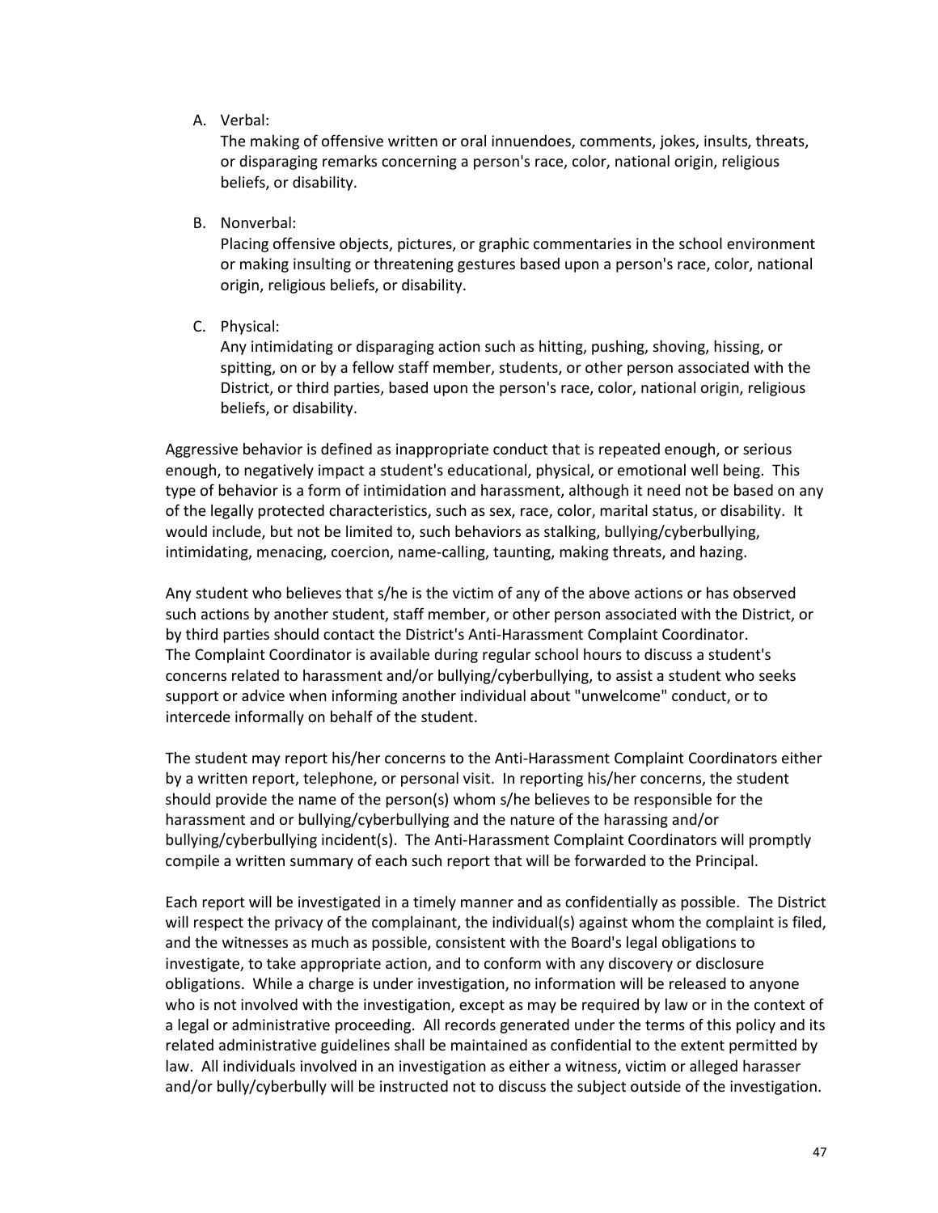A. Verbal:
   The making of offensive written or oral innuendoes, comments, jokes, insults, threats, or disparaging remarks concerning a person's race, color, national origin, religious beliefs, or disability.

B. Nonverbal:
   Placing offensive objects, pictures, or graphic commentaries in the school environment or making insulting or threatening gestures based upon a person's race, color, national origin, religious beliefs, or disability.

C. Physical:
   Any intimidating or disparaging action such as hitting, pushing, shoving, hissing, or spitting, on or by a fellow staff member, students, or other person associated with the District, or third parties, based upon the person's race, color, national origin, religious beliefs, or disability.

Aggressive behavior is defined as inappropriate conduct that is repeated enough, or serious enough, to negatively impact a student's educational, physical, or emotional well being. This type of behavior is a form of intimidation and harassment, although it need not be based on any of the legally protected characteristics, such as sex, race, color, marital status, or disability. It would include, but not be limited to, such behaviors as stalking, bullying/cyberbullying, intimidating, menacing, coercion, name-calling, taunting, making threats, and hazing.

Any student who believes that s/he is the victim of any of the above actions or has observed such actions by another student, staff member, or other person associated with the District, or by third parties should contact the District's Anti-Harassment Complaint Coordinator. The Complaint Coordinator is available during regular school hours to discuss a student's concerns related to harassment and/or bullying/cyberbullying, to assist a student who seeks support or advice when informing another individual about "unwelcome" conduct, or to intercede informally on behalf of the student.

The student may report his/her concerns to the Anti-Harassment Complaint Coordinators either by a written report, telephone, or personal visit. In reporting his/her concerns, the student should provide the name of the person(s) whom s/he believes to be responsible for the harassment and or bullying/cyberbullying and the nature of the harassing and/or bullying/cyberbullying incident(s). The Anti-Harassment Complaint Coordinators will promptly compile a written summary of each such report that will be forwarded to the Principal.

Each report will be investigated in a timely manner and as confidentially as possible. The District will respect the privacy of the complainant, the individual(s) against whom the complaint is filed, and the witnesses as much as possible, consistent with the Board's legal obligations to investigate, to take appropriate action, and to conform with any discovery or disclosure obligations. While a charge is under investigation, no information will be released to anyone who is not involved with the investigation, except as may be required by law or in the context of a legal or administrative proceeding. All records generated under the terms of this policy and its related administrative guidelines shall be maintained as confidential to the extent permitted by law. All individuals involved in an investigation as either a witness, victim or alleged harasser and/or bully/cyberbully will be instructed not to discuss the subject outside of the investigation.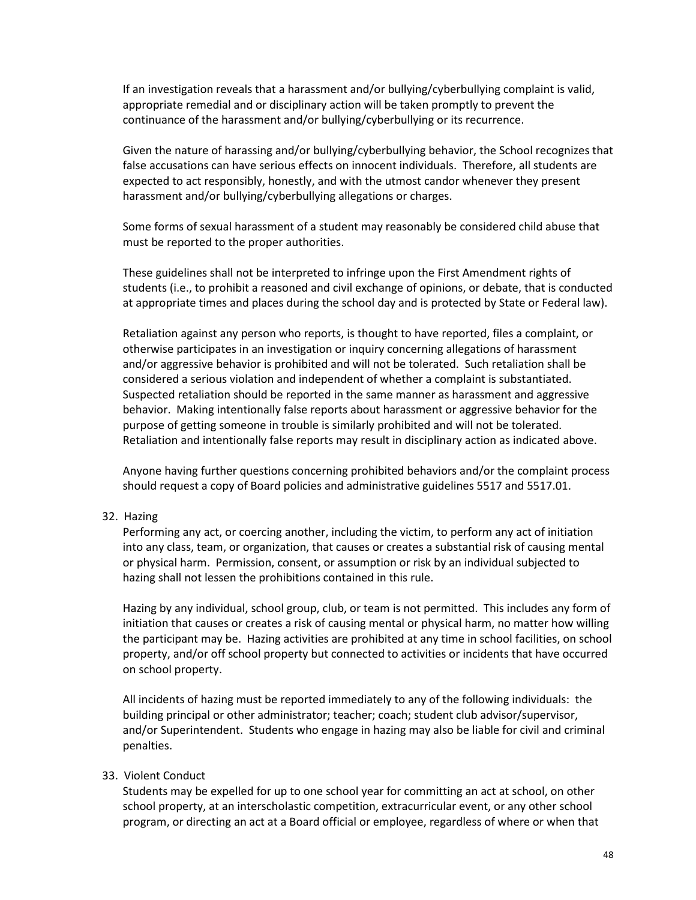If an investigation reveals that a harassment and/or bullying/cyberbullying complaint is valid, appropriate remedial and or disciplinary action will be taken promptly to prevent the continuance of the harassment and/or bullying/cyberbullying or its recurrence.

Given the nature of harassing and/or bullying/cyberbullying behavior, the School recognizes that false accusations can have serious effects on innocent individuals. Therefore, all students are expected to act responsibly, honestly, and with the utmost candor whenever they present harassment and/or bullying/cyberbullying allegations or charges.

Some forms of sexual harassment of a student may reasonably be considered child abuse that must be reported to the proper authorities.

These guidelines shall not be interpreted to infringe upon the First Amendment rights of students (i.e., to prohibit a reasoned and civil exchange of opinions, or debate, that is conducted at appropriate times and places during the school day and is protected by State or Federal law).

Retaliation against any person who reports, is thought to have reported, files a complaint, or otherwise participates in an investigation or inquiry concerning allegations of harassment and/or aggressive behavior is prohibited and will not be tolerated. Such retaliation shall be considered a serious violation and independent of whether a complaint is substantiated. Suspected retaliation should be reported in the same manner as harassment and aggressive behavior. Making intentionally false reports about harassment or aggressive behavior for the purpose of getting someone in trouble is similarly prohibited and will not be tolerated. Retaliation and intentionally false reports may result in disciplinary action as indicated above.

Anyone having further questions concerning prohibited behaviors and/or the complaint process should request a copy of Board policies and administrative guidelines 5517 and 5517.01.

32. Hazing

Performing any act, or coercing another, including the victim, to perform any act of initiation into any class, team, or organization, that causes or creates a substantial risk of causing mental or physical harm. Permission, consent, or assumption or risk by an individual subjected to hazing shall not lessen the prohibitions contained in this rule.

Hazing by any individual, school group, club, or team is not permitted. This includes any form of initiation that causes or creates a risk of causing mental or physical harm, no matter how willing the participant may be. Hazing activities are prohibited at any time in school facilities, on school property, and/or off school property but connected to activities or incidents that have occurred on school property.

All incidents of hazing must be reported immediately to any of the following individuals: the building principal or other administrator; teacher; coach; student club advisor/supervisor, and/or Superintendent. Students who engage in hazing may also be liable for civil and criminal penalties.

33. Violent Conduct

Students may be expelled for up to one school year for committing an act at school, on other school property, at an interscholastic competition, extracurricular event, or any other school program, or directing an act at a Board official or employee, regardless of where or when that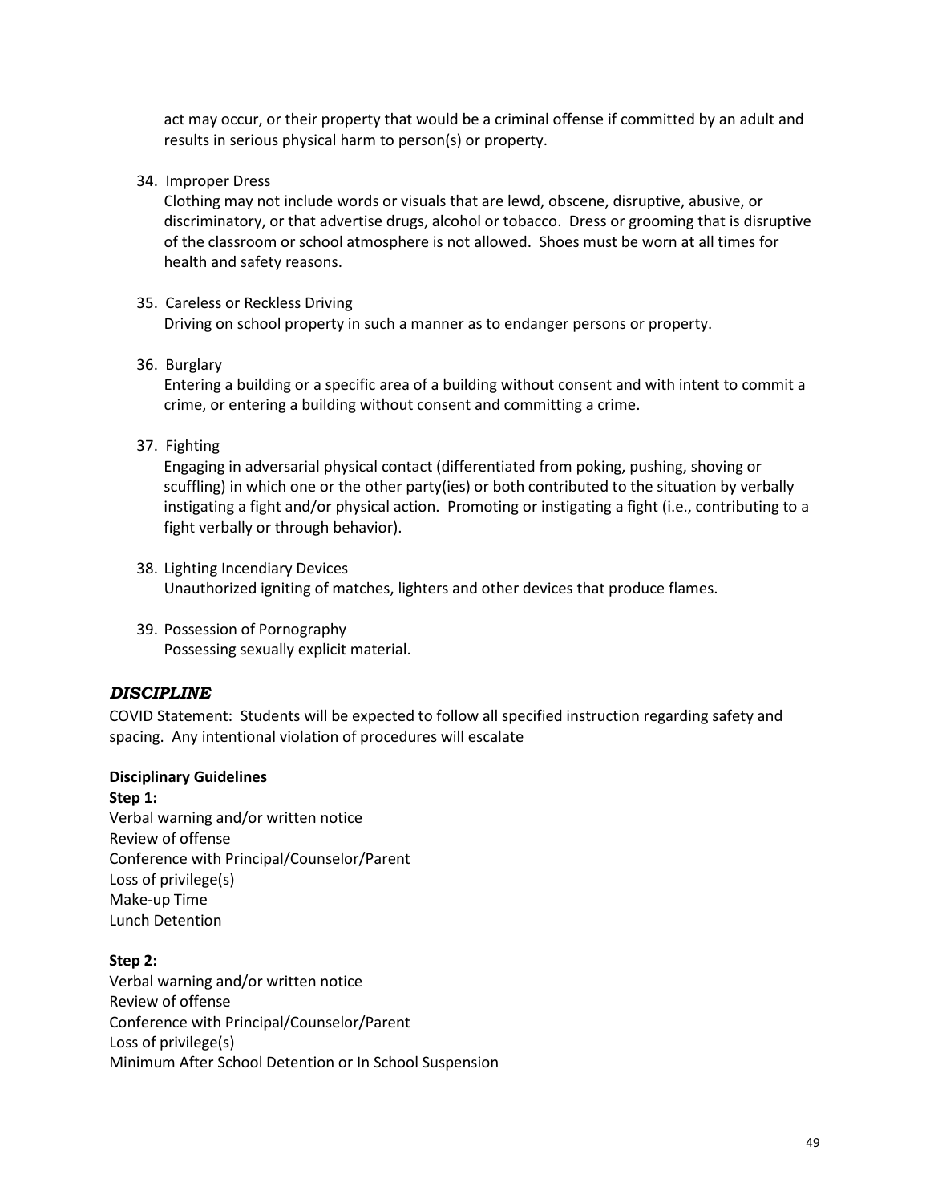act may occur, or their property that would be a criminal offense if committed by an adult and results in serious physical harm to person(s) or property.

34. Improper Dress
    Clothing may not include words or visuals that are lewd, obscene, disruptive, abusive, or discriminatory, or that advertise drugs, alcohol or tobacco. Dress or grooming that is disruptive of the classroom or school atmosphere is not allowed. Shoes must be worn at all times for health and safety reasons.

35. Careless or Reckless Driving
    Driving on school property in such a manner as to endanger persons or property.

36. Burglary
    Entering a building or a specific area of a building without consent and with intent to commit a crime, or entering a building without consent and committing a crime.

37. Fighting
    Engaging in adversarial physical contact (differentiated from poking, pushing, shoving or scuffling) in which one or the other party(ies) or both contributed to the situation by verbally instigating a fight and/or physical action. Promoting or instigating a fight (i.e., contributing to a fight verbally or through behavior).

38. Lighting Incendiary Devices
    Unauthorized igniting of matches, lighters and other devices that produce flames.

39. Possession of Pornography
    Possessing sexually explicit material.

### *DISCIPLINE*

COVID Statement: Students will be expected to follow all specified instruction regarding safety and spacing. Any intentional violation of procedures will escalate

**Disciplinary Guidelines**

**Step 1:**

Verbal warning and/or written notice
Review of offense
Conference with Principal/Counselor/Parent
Loss of privilege(s)
Make-up Time
Lunch Detention

**Step 2:**

Verbal warning and/or written notice
Review of offense
Conference with Principal/Counselor/Parent
Loss of privilege(s)
Minimum After School Detention or In School Suspension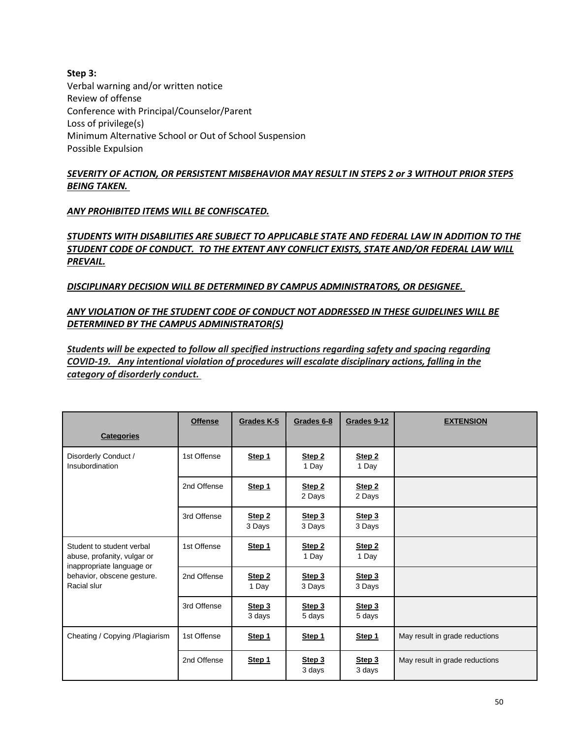**Step 3:**
Verbal warning and/or written notice
Review of offense
Conference with Principal/Counselor/Parent
Loss of privilege(s)
Minimum Alternative School or Out of School Suspension
Possible Expulsion

***SEVERITY OF ACTION, OR PERSISTENT MISBEHAVIOR MAY RESULT IN STEPS 2 or 3 WITHOUT PRIOR STEPS BEING TAKEN.***

***ANY PROHIBITED ITEMS WILL BE CONFISCATED.***

***STUDENTS WITH DISABILITIES ARE SUBJECT TO APPLICABLE STATE AND FEDERAL LAW IN ADDITION TO THE STUDENT CODE OF CONDUCT. TO THE EXTENT ANY CONFLICT EXISTS, STATE AND/OR FEDERAL LAW WILL PREVAIL.***

***DISCIPLINARY DECISION WILL BE DETERMINED BY CAMPUS ADMINISTRATORS, OR DESIGNEE.***

***ANY VIOLATION OF THE STUDENT CODE OF CONDUCT NOT ADDRESSED IN THESE GUIDELINES WILL BE DETERMINED BY THE CAMPUS ADMINISTRATOR(S)***

***Students will be expected to follow all specified instructions regarding safety and spacing regarding COVID-19. Any intentional violation of procedures will escalate disciplinary actions, falling in the category of disorderly conduct.***

| **Categories** | **Offense** | **Grades K-5** | **Grades 6-8** | **Grades 9-12** | **EXTENSION** |
|---|---|---|---|---|---|
| Disorderly Conduct / Insubordination | 1st Offense | **Step 1** | **Step 2** 1 Day | **Step 2** 1 Day | |
| | 2nd Offense | **Step 1** | **Step 2** 2 Days | **Step 2** 2 Days | |
| | 3rd Offense | **Step 2** 3 Days | **Step 3** 3 Days | **Step 3** 3 Days | |
| Student to student verbal abuse, profanity, vulgar or inappropriate language or behavior, obscene gesture. Racial slur | 1st Offense | **Step 1** | **Step 2** 1 Day | **Step 2** 1 Day | |
| | 2nd Offense | **Step 2** 1 Day | **Step 3** 3 Days | **Step 3** 3 Days | |
| | 3rd Offense | **Step 3** 3 days | **Step 3** 5 days | **Step 3** 5 days | |
| Cheating / Copying /Plagiarism | 1st Offense | **Step 1** | **Step 1** | **Step 1** | May result in grade reductions |
| | 2nd Offense | **Step 1** | **Step 3** 3 days | **Step 3** 3 days | May result in grade reductions |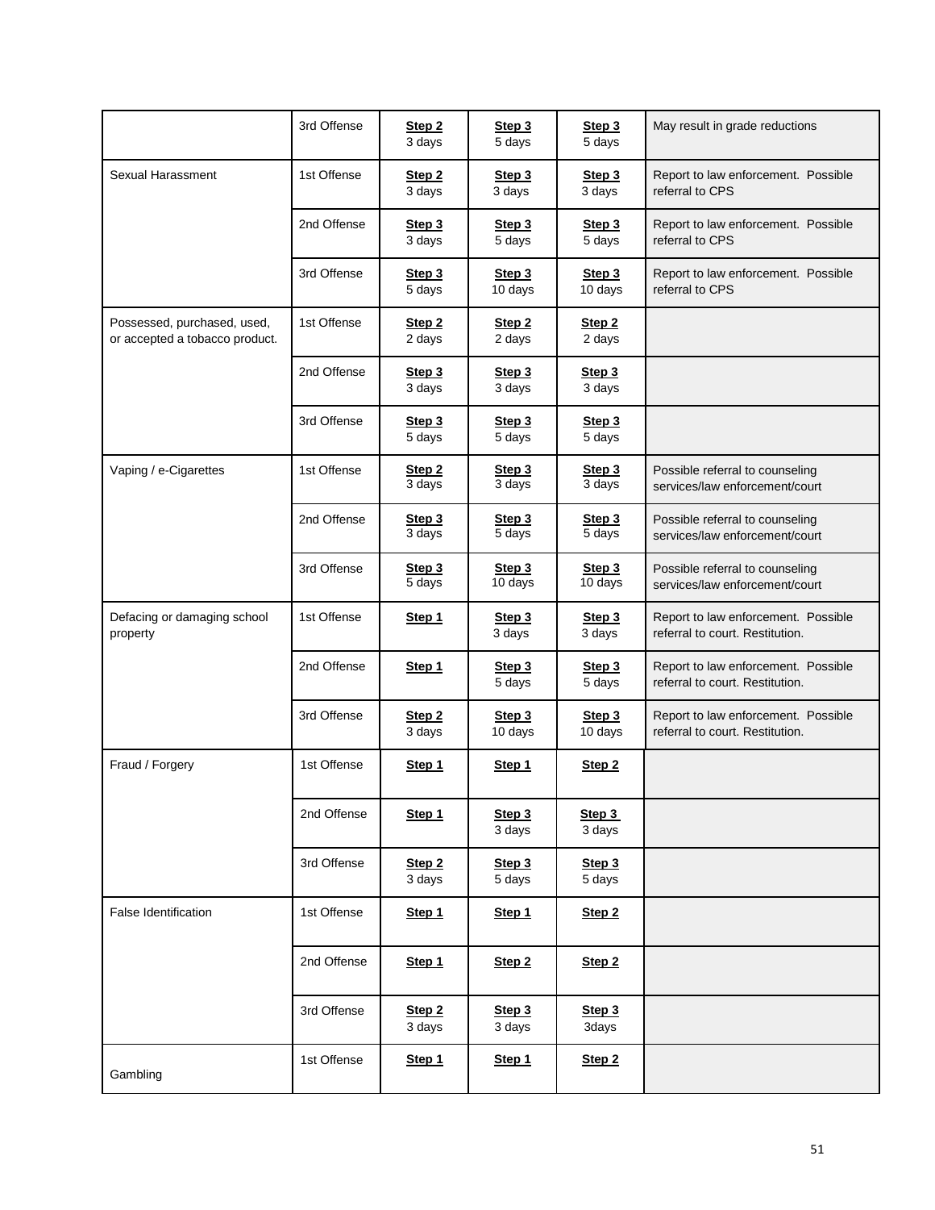| | | | | | |
|---|---|---|---|---|---|
| | 3rd Offense | **Step 2** 3 days | **Step 3** 5 days | **Step 3** 5 days | May result in grade reductions |
| Sexual Harassment | 1st Offense | **Step 2** 3 days | **Step 3** 3 days | **Step 3** 3 days | Report to law enforcement. Possible referral to CPS |
| | 2nd Offense | **Step 3** 3 days | **Step 3** 5 days | **Step 3** 5 days | Report to law enforcement. Possible referral to CPS |
| | 3rd Offense | **Step 3** 5 days | **Step 3** 10 days | **Step 3** 10 days | Report to law enforcement. Possible referral to CPS |
| Possessed, purchased, used, or accepted a tobacco product. | 1st Offense | **Step 2** 2 days | **Step 2** 2 days | **Step 2** 2 days | |
| | 2nd Offense | **Step 3** 3 days | **Step 3** 3 days | **Step 3** 3 days | |
| | 3rd Offense | **Step 3** 5 days | **Step 3** 5 days | **Step 3** 5 days | |
| Vaping / e-Cigarettes | 1st Offense | **Step 2** 3 days | **Step 3** 3 days | **Step 3** 3 days | Possible referral to counseling services/law enforcement/court |
| | 2nd Offense | **Step 3** 3 days | **Step 3** 5 days | **Step 3** 5 days | Possible referral to counseling services/law enforcement/court |
| | 3rd Offense | **Step 3** 5 days | **Step 3** 10 days | **Step 3** 10 days | Possible referral to counseling services/law enforcement/court |
| Defacing or damaging school property | 1st Offense | **Step 1** | **Step 3** 3 days | **Step 3** 3 days | Report to law enforcement. Possible referral to court. Restitution. |
| | 2nd Offense | **Step 1** | **Step 3** 5 days | **Step 3** 5 days | Report to law enforcement. Possible referral to court. Restitution. |
| | 3rd Offense | **Step 2** 3 days | **Step 3** 10 days | **Step 3** 10 days | Report to law enforcement. Possible referral to court. Restitution. |
| Fraud / Forgery | 1st Offense | **Step 1** | **Step 1** | **Step 2** | |
| | 2nd Offense | **Step 1** | **Step 3** 3 days | **Step 3** 3 days | |
| | 3rd Offense | **Step 2** 3 days | **Step 3** 5 days | **Step 3** 5 days | |
| False Identification | 1st Offense | **Step 1** | **Step 1** | **Step 2** | |
| | 2nd Offense | **Step 1** | **Step 2** | **Step 2** | |
| | 3rd Offense | **Step 2** 3 days | **Step 3** 3 days | **Step 3** 3days | |
| Gambling | 1st Offense | **Step 1** | **Step 1** | **Step 2** | |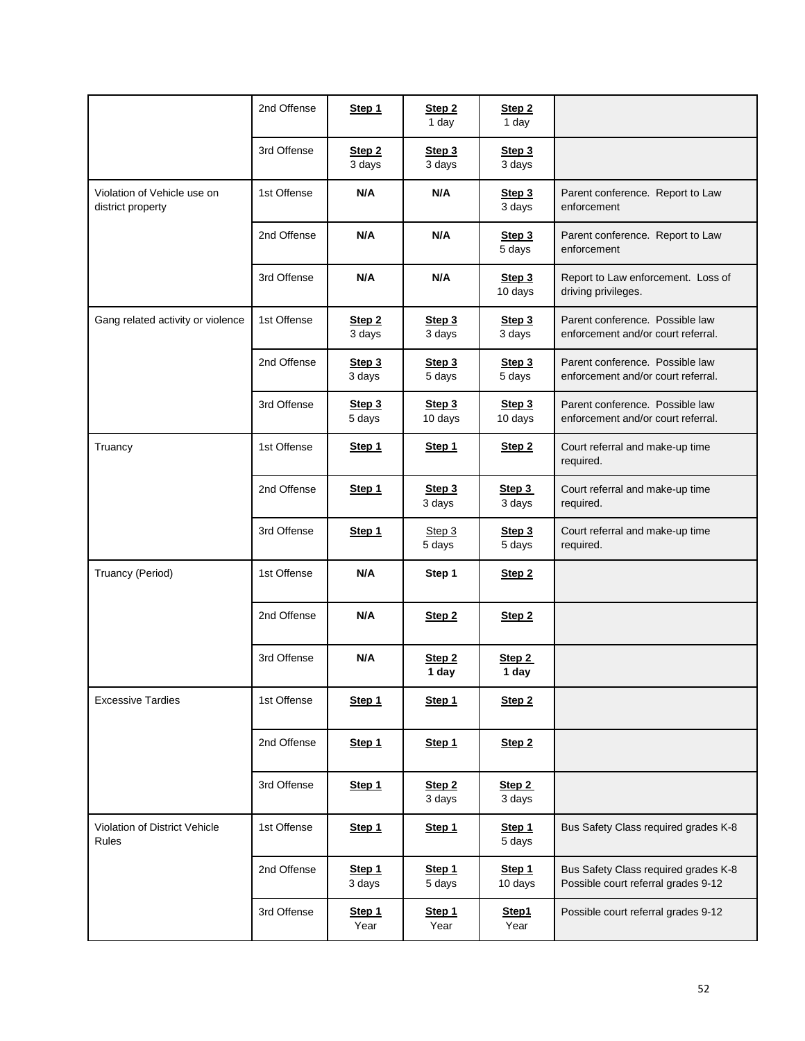| | | | | | |
|---|---|---|---|---|---|
| | 2nd Offense | **Step 1** | **Step 2** 1 day | **Step 2** 1 day | |
| | 3rd Offense | **Step 2** 3 days | **Step 3** 3 days | **Step 3** 3 days | |
| Violation of Vehicle use on district property | 1st Offense | **N/A** | **N/A** | **Step 3** 3 days | Parent conference. Report to Law enforcement |
| | 2nd Offense | **N/A** | **N/A** | **Step 3** 5 days | Parent conference. Report to Law enforcement |
| | 3rd Offense | **N/A** | **N/A** | **Step 3** 10 days | Report to Law enforcement. Loss of driving privileges. |
| Gang related activity or violence | 1st Offense | **Step 2** 3 days | **Step 3** 3 days | **Step 3** 3 days | Parent conference. Possible law enforcement and/or court referral. |
| | 2nd Offense | **Step 3** 3 days | **Step 3** 5 days | **Step 3** 5 days | Parent conference. Possible law enforcement and/or court referral. |
| | 3rd Offense | **Step 3** 5 days | **Step 3** 10 days | **Step 3** 10 days | Parent conference. Possible law enforcement and/or court referral. |
| Truancy | 1st Offense | **Step 1** | **Step 1** | **Step 2** | Court referral and make-up time required. |
| | 2nd Offense | **Step 1** | **Step 3** 3 days | **Step 3** 3 days | Court referral and make-up time required. |
| | 3rd Offense | **Step 1** | Step 3 5 days | **Step 3** 5 days | Court referral and make-up time required. |
| Truancy (Period) | 1st Offense | **N/A** | **Step 1** | **Step 2** | |
| | 2nd Offense | **N/A** | **Step 2** | **Step 2** | |
| | 3rd Offense | **N/A** | **Step 2** **1 day** | **Step 2** **1 day** | |
| Excessive Tardies | 1st Offense | **Step 1** | **Step 1** | **Step 2** | |
| | 2nd Offense | **Step 1** | **Step 1** | **Step 2** | |
| | 3rd Offense | **Step 1** | **Step 2** 3 days | **Step 2** 3 days | |
| Violation of District Vehicle Rules | 1st Offense | **Step 1** | **Step 1** | **Step 1** 5 days | Bus Safety Class required grades K-8 |
| | 2nd Offense | **Step 1** 3 days | **Step 1** 5 days | **Step 1** 10 days | Bus Safety Class required grades K-8 Possible court referral grades 9-12 |
| | 3rd Offense | **Step 1** Year | **Step 1** Year | **Step1** Year | Possible court referral grades 9-12 |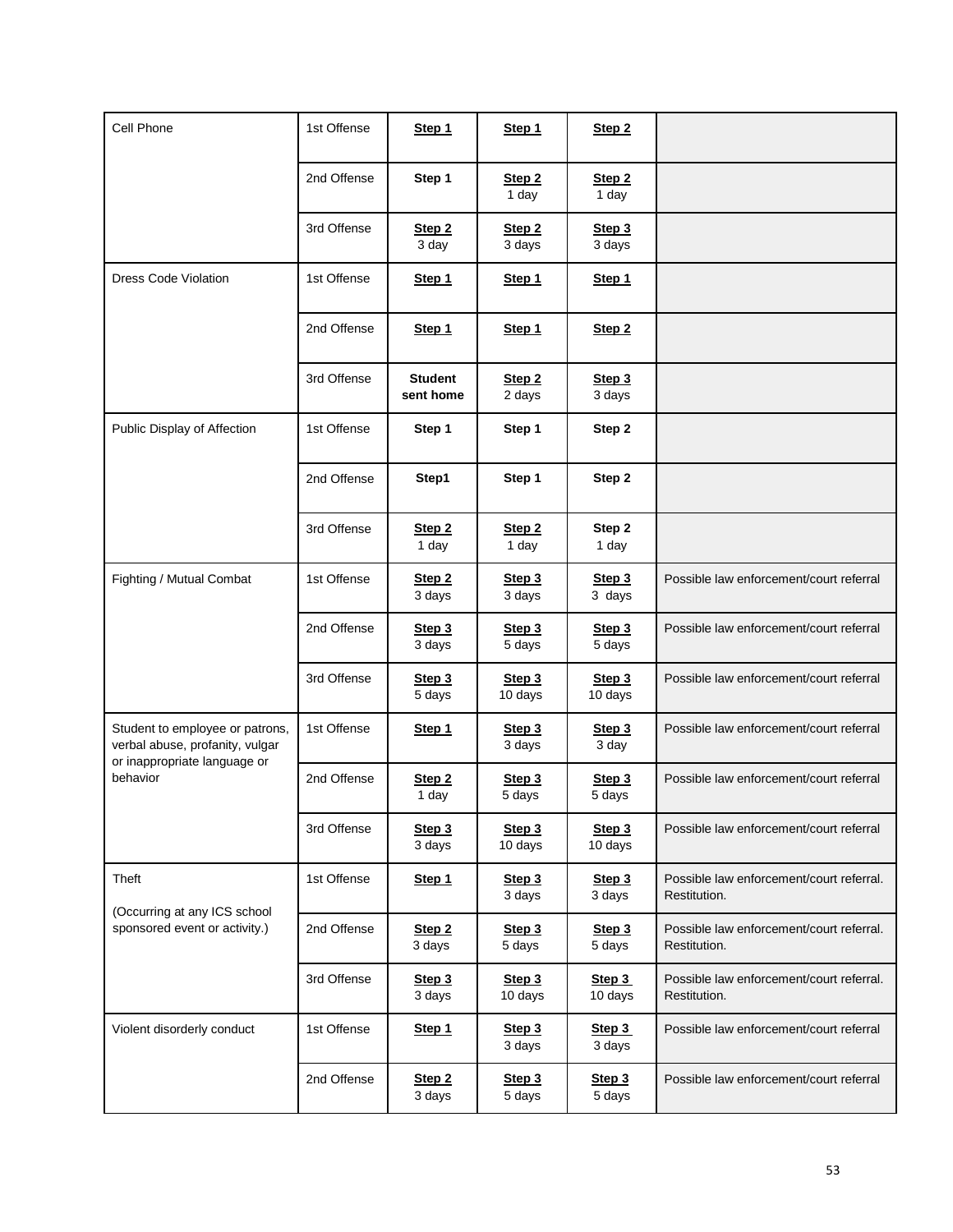| Cell Phone | 1st Offense | **Step 1** | **Step 1** | **Step 2** | |
|---|---|---|---|---|---|
| | 2nd Offense | **Step 1** | **Step 2** 1 day | **Step 2** 1 day | |
| | 3rd Offense | **Step 2** 3 day | **Step 2** 3 days | **Step 3** 3 days | |
| Dress Code Violation | 1st Offense | **Step 1** | **Step 1** | **Step 1** | |
| | 2nd Offense | **Step 1** | **Step 1** | **Step 2** | |
| | 3rd Offense | **Student sent home** | **Step 2** 2 days | **Step 3** 3 days | |
| Public Display of Affection | 1st Offense | **Step 1** | **Step 1** | **Step 2** | |
| | 2nd Offense | **Step1** | **Step 1** | **Step 2** | |
| | 3rd Offense | **Step 2** 1 day | **Step 2** 1 day | **Step 2** 1 day | |
| Fighting / Mutual Combat | 1st Offense | **Step 2** 3 days | **Step 3** 3 days | **Step 3** 3 days | Possible law enforcement/court referral |
| | 2nd Offense | **Step 3** 3 days | **Step 3** 5 days | **Step 3** 5 days | Possible law enforcement/court referral |
| | 3rd Offense | **Step 3** 5 days | **Step 3** 10 days | **Step 3** 10 days | Possible law enforcement/court referral |
| Student to employee or patrons, verbal abuse, profanity, vulgar or inappropriate language or behavior | 1st Offense | **Step 1** | **Step 3** 3 days | **Step 3** 3 day | Possible law enforcement/court referral |
| | 2nd Offense | **Step 2** 1 day | **Step 3** 5 days | **Step 3** 5 days | Possible law enforcement/court referral |
| | 3rd Offense | **Step 3** 3 days | **Step 3** 10 days | **Step 3** 10 days | Possible law enforcement/court referral |
| Theft (Occurring at any ICS school sponsored event or activity.) | 1st Offense | **Step 1** | **Step 3** 3 days | **Step 3** 3 days | Possible law enforcement/court referral. Restitution. |
| | 2nd Offense | **Step 2** 3 days | **Step 3** 5 days | **Step 3** 5 days | Possible law enforcement/court referral. Restitution. |
| | 3rd Offense | **Step 3** 3 days | **Step 3** 10 days | **Step 3** 10 days | Possible law enforcement/court referral. Restitution. |
| Violent disorderly conduct | 1st Offense | **Step 1** | **Step 3** 3 days | **Step 3** 3 days | Possible law enforcement/court referral |
| | 2nd Offense | **Step 2** 3 days | **Step 3** 5 days | **Step 3** 5 days | Possible law enforcement/court referral |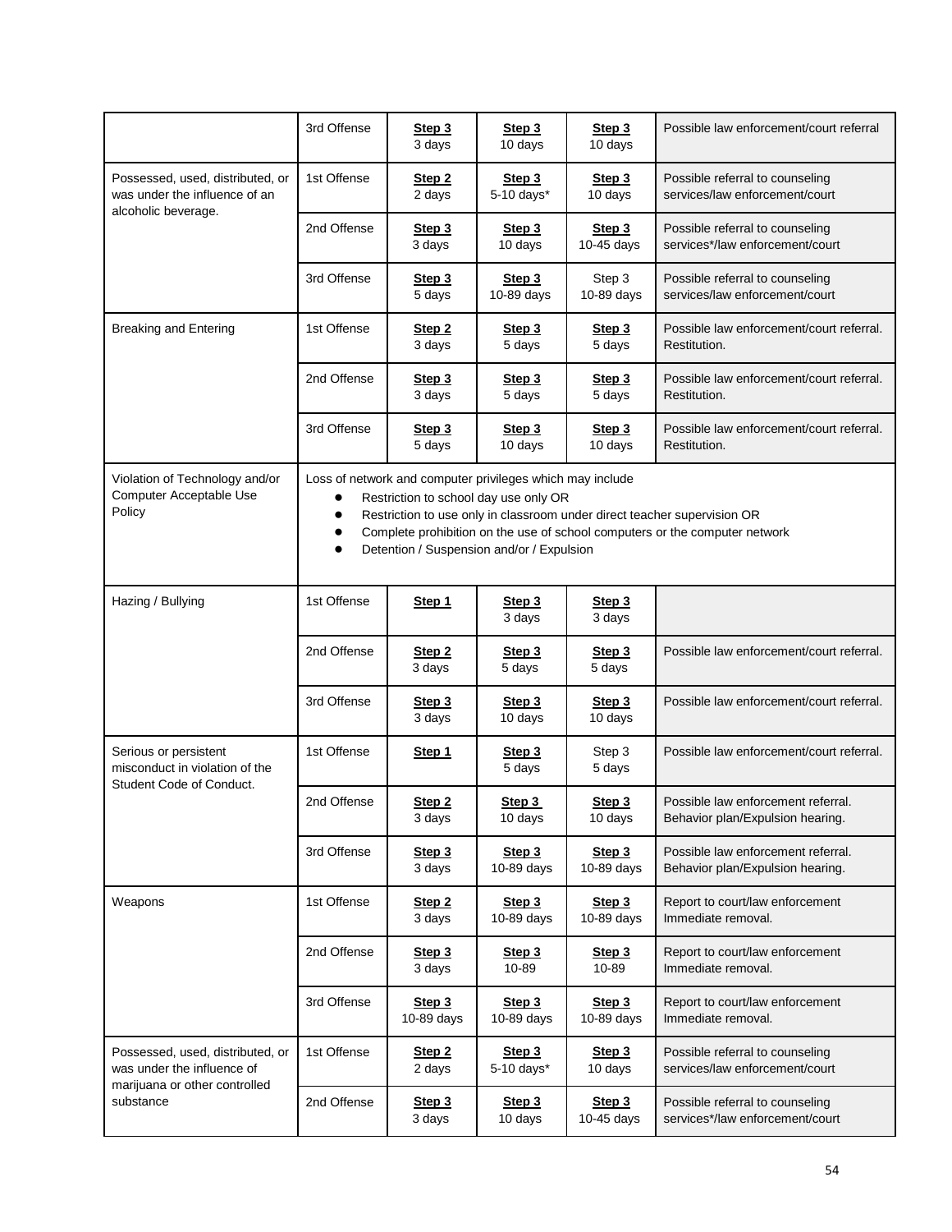| | | | | | |
|---|---|---|---|---|---|
| | 3rd Offense | **Step 3** 3 days | **Step 3** 10 days | **Step 3** 10 days | Possible law enforcement/court referral |
| Possessed, used, distributed, or was under the influence of an alcoholic beverage. | 1st Offense | **Step 2** 2 days | **Step 3** 5-10 days* | **Step 3** 10 days | Possible referral to counseling services/law enforcement/court |
| | 2nd Offense | **Step 3** 3 days | **Step 3** 10 days | **Step 3** 10-45 days | Possible referral to counseling services*/law enforcement/court |
| | 3rd Offense | **Step 3** 5 days | **Step 3** 10-89 days | Step 3 10-89 days | Possible referral to counseling services/law enforcement/court |
| Breaking and Entering | 1st Offense | **Step 2** 3 days | **Step 3** 5 days | **Step 3** 5 days | Possible law enforcement/court referral. Restitution. |
| | 2nd Offense | **Step 3** 3 days | **Step 3** 5 days | **Step 3** 5 days | Possible law enforcement/court referral. Restitution. |
| | 3rd Offense | **Step 3** 5 days | **Step 3** 10 days | **Step 3** 10 days | Possible law enforcement/court referral. Restitution. |
| Violation of Technology and/or Computer Acceptable Use Policy | Loss of network and computer privileges which may include<br>• Restriction to school day use only OR<br>• Restriction to use only in classroom under direct teacher supervision OR<br>• Complete prohibition on the use of school computers or the computer network<br>• Detention / Suspension and/or / Expulsion | | | | |
| Hazing / Bullying | 1st Offense | **Step 1** | **Step 3** 3 days | **Step 3** 3 days | |
| | 2nd Offense | **Step 2** 3 days | **Step 3** 5 days | **Step 3** 5 days | Possible law enforcement/court referral. |
| | 3rd Offense | **Step 3** 3 days | **Step 3** 10 days | **Step 3** 10 days | Possible law enforcement/court referral. |
| Serious or persistent misconduct in violation of the Student Code of Conduct. | 1st Offense | **Step 1** | **Step 3** 5 days | Step 3 5 days | Possible law enforcement/court referral. |
| | 2nd Offense | **Step 2** 3 days | **Step 3** 10 days | **Step 3** 10 days | Possible law enforcement referral. Behavior plan/Expulsion hearing. |
| | 3rd Offense | **Step 3** 3 days | **Step 3** 10-89 days | **Step 3** 10-89 days | Possible law enforcement referral. Behavior plan/Expulsion hearing. |
| Weapons | 1st Offense | **Step 2** 3 days | **Step 3** 10-89 days | **Step 3** 10-89 days | Report to court/law enforcement Immediate removal. |
| | 2nd Offense | **Step 3** 3 days | **Step 3** 10-89 | **Step 3** 10-89 | Report to court/law enforcement Immediate removal. |
| | 3rd Offense | **Step 3** 10-89 days | **Step 3** 10-89 days | **Step 3** 10-89 days | Report to court/law enforcement Immediate removal. |
| Possessed, used, distributed, or was under the influence of marijuana or other controlled substance | 1st Offense | **Step 2** 2 days | **Step 3** 5-10 days* | **Step 3** 10 days | Possible referral to counseling services/law enforcement/court |
| | 2nd Offense | **Step 3** 3 days | **Step 3** 10 days | **Step 3** 10-45 days | Possible referral to counseling services*/law enforcement/court |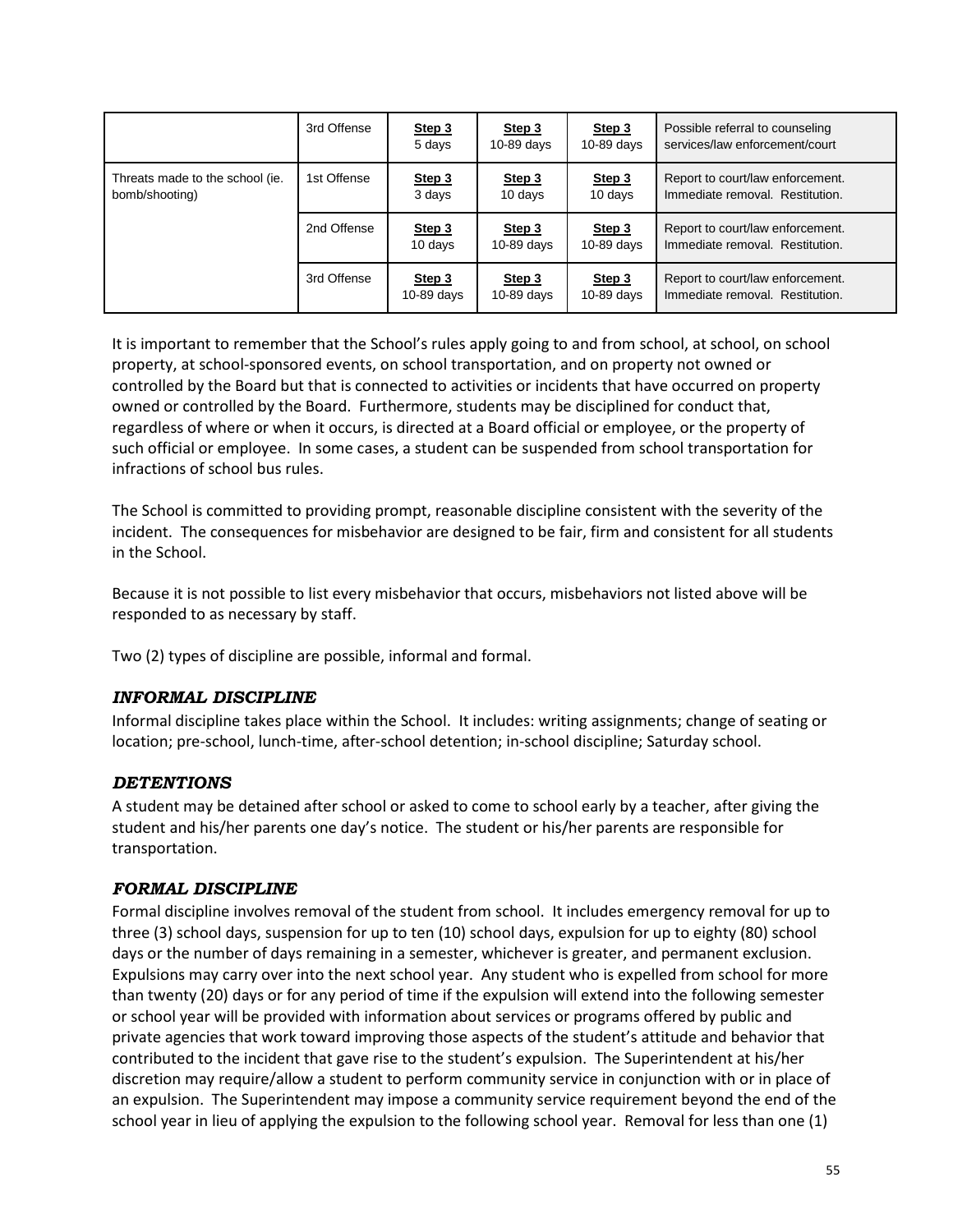| | | | | | |
|---|---|---|---|---|---|
| | 3rd Offense | **Step 3** 5 days | **Step 3** 10-89 days | **Step 3** 10-89 days | Possible referral to counseling services/law enforcement/court |
| Threats made to the school (ie. bomb/shooting) | 1st Offense | **Step 3** 3 days | **Step 3** 10 days | **Step 3** 10 days | Report to court/law enforcement. Immediate removal. Restitution. |
| | 2nd Offense | **Step 3** 10 days | **Step 3** 10-89 days | **Step 3** 10-89 days | Report to court/law enforcement. Immediate removal. Restitution. |
| | 3rd Offense | **Step 3** 10-89 days | **Step 3** 10-89 days | **Step 3** 10-89 days | Report to court/law enforcement. Immediate removal. Restitution. |

It is important to remember that the School's rules apply going to and from school, at school, on school property, at school-sponsored events, on school transportation, and on property not owned or controlled by the Board but that is connected to activities or incidents that have occurred on property owned or controlled by the Board. Furthermore, students may be disciplined for conduct that, regardless of where or when it occurs, is directed at a Board official or employee, or the property of such official or employee. In some cases, a student can be suspended from school transportation for infractions of school bus rules.

The School is committed to providing prompt, reasonable discipline consistent with the severity of the incident. The consequences for misbehavior are designed to be fair, firm and consistent for all students in the School.

Because it is not possible to list every misbehavior that occurs, misbehaviors not listed above will be responded to as necessary by staff.

Two (2) types of discipline are possible, informal and formal.

### *INFORMAL DISCIPLINE*

Informal discipline takes place within the School. It includes: writing assignments; change of seating or location; pre-school, lunch-time, after-school detention; in-school discipline; Saturday school.

### *DETENTIONS*

A student may be detained after school or asked to come to school early by a teacher, after giving the student and his/her parents one day's notice. The student or his/her parents are responsible for transportation.

### *FORMAL DISCIPLINE*

Formal discipline involves removal of the student from school. It includes emergency removal for up to three (3) school days, suspension for up to ten (10) school days, expulsion for up to eighty (80) school days or the number of days remaining in a semester, whichever is greater, and permanent exclusion. Expulsions may carry over into the next school year. Any student who is expelled from school for more than twenty (20) days or for any period of time if the expulsion will extend into the following semester or school year will be provided with information about services or programs offered by public and private agencies that work toward improving those aspects of the student's attitude and behavior that contributed to the incident that gave rise to the student's expulsion. The Superintendent at his/her discretion may require/allow a student to perform community service in conjunction with or in place of an expulsion. The Superintendent may impose a community service requirement beyond the end of the school year in lieu of applying the expulsion to the following school year. Removal for less than one (1)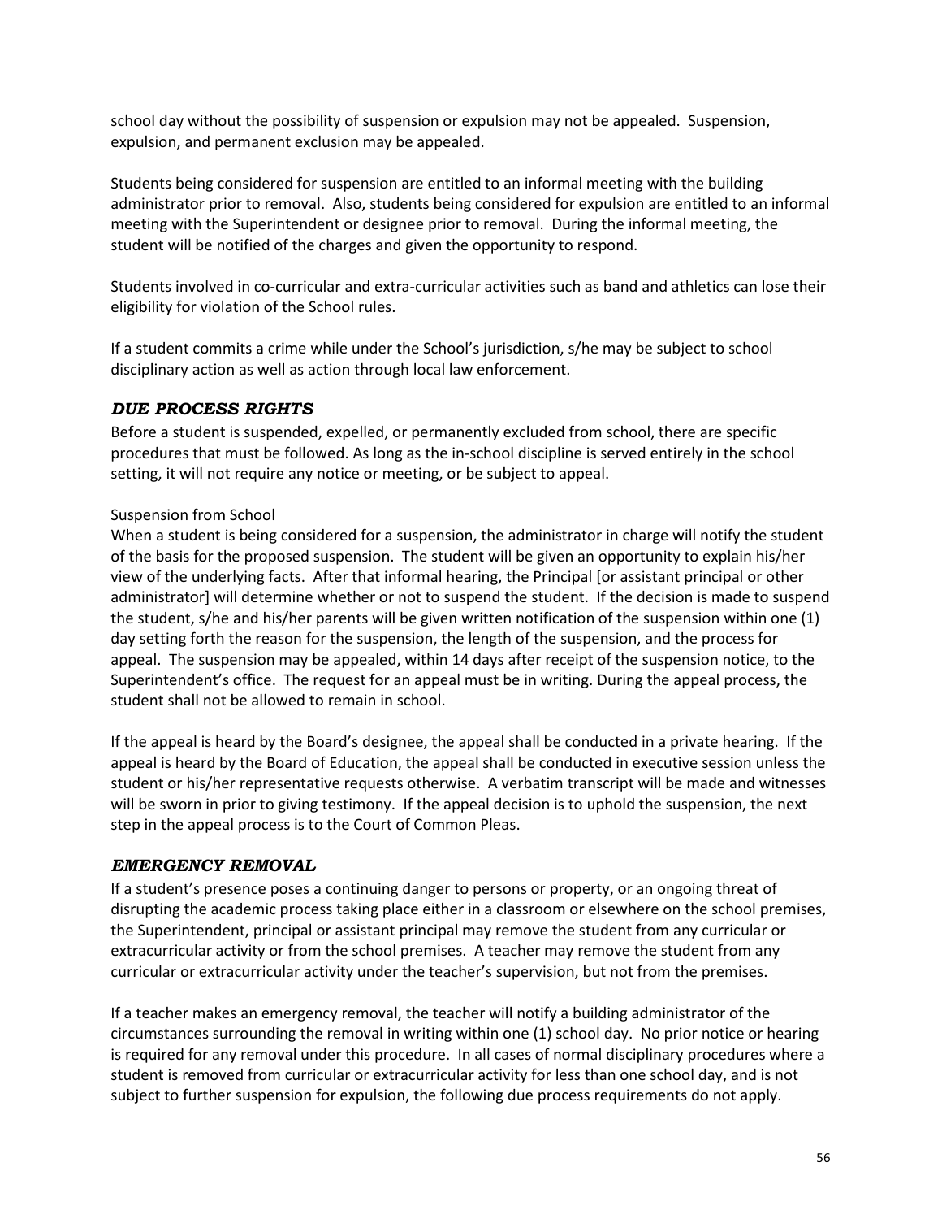school day without the possibility of suspension or expulsion may not be appealed. Suspension, expulsion, and permanent exclusion may be appealed.

Students being considered for suspension are entitled to an informal meeting with the building administrator prior to removal. Also, students being considered for expulsion are entitled to an informal meeting with the Superintendent or designee prior to removal. During the informal meeting, the student will be notified of the charges and given the opportunity to respond.

Students involved in co-curricular and extra-curricular activities such as band and athletics can lose their eligibility for violation of the School rules.

If a student commits a crime while under the School's jurisdiction, s/he may be subject to school disciplinary action as well as action through local law enforcement.

### *DUE PROCESS RIGHTS*

Before a student is suspended, expelled, or permanently excluded from school, there are specific procedures that must be followed. As long as the in-school discipline is served entirely in the school setting, it will not require any notice or meeting, or be subject to appeal.

Suspension from School

When a student is being considered for a suspension, the administrator in charge will notify the student of the basis for the proposed suspension. The student will be given an opportunity to explain his/her view of the underlying facts. After that informal hearing, the Principal [or assistant principal or other administrator] will determine whether or not to suspend the student. If the decision is made to suspend the student, s/he and his/her parents will be given written notification of the suspension within one (1) day setting forth the reason for the suspension, the length of the suspension, and the process for appeal. The suspension may be appealed, within 14 days after receipt of the suspension notice, to the Superintendent's office. The request for an appeal must be in writing. During the appeal process, the student shall not be allowed to remain in school.

If the appeal is heard by the Board's designee, the appeal shall be conducted in a private hearing. If the appeal is heard by the Board of Education, the appeal shall be conducted in executive session unless the student or his/her representative requests otherwise. A verbatim transcript will be made and witnesses will be sworn in prior to giving testimony. If the appeal decision is to uphold the suspension, the next step in the appeal process is to the Court of Common Pleas.

### *EMERGENCY REMOVAL*

If a student's presence poses a continuing danger to persons or property, or an ongoing threat of disrupting the academic process taking place either in a classroom or elsewhere on the school premises, the Superintendent, principal or assistant principal may remove the student from any curricular or extracurricular activity or from the school premises. A teacher may remove the student from any curricular or extracurricular activity under the teacher's supervision, but not from the premises.

If a teacher makes an emergency removal, the teacher will notify a building administrator of the circumstances surrounding the removal in writing within one (1) school day. No prior notice or hearing is required for any removal under this procedure. In all cases of normal disciplinary procedures where a student is removed from curricular or extracurricular activity for less than one school day, and is not subject to further suspension for expulsion, the following due process requirements do not apply.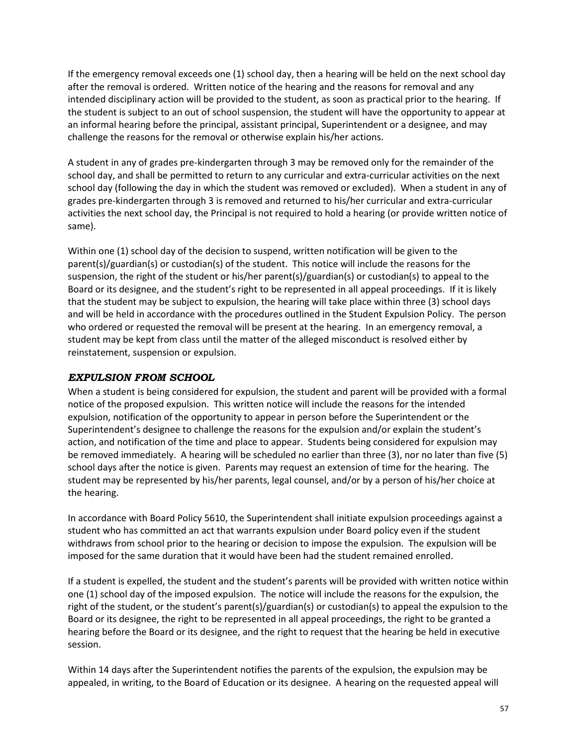If the emergency removal exceeds one (1) school day, then a hearing will be held on the next school day after the removal is ordered. Written notice of the hearing and the reasons for removal and any intended disciplinary action will be provided to the student, as soon as practical prior to the hearing. If the student is subject to an out of school suspension, the student will have the opportunity to appear at an informal hearing before the principal, assistant principal, Superintendent or a designee, and may challenge the reasons for the removal or otherwise explain his/her actions.

A student in any of grades pre-kindergarten through 3 may be removed only for the remainder of the school day, and shall be permitted to return to any curricular and extra-curricular activities on the next school day (following the day in which the student was removed or excluded). When a student in any of grades pre-kindergarten through 3 is removed and returned to his/her curricular and extra-curricular activities the next school day, the Principal is not required to hold a hearing (or provide written notice of same).

Within one (1) school day of the decision to suspend, written notification will be given to the parent(s)/guardian(s) or custodian(s) of the student. This notice will include the reasons for the suspension, the right of the student or his/her parent(s)/guardian(s) or custodian(s) to appeal to the Board or its designee, and the student's right to be represented in all appeal proceedings. If it is likely that the student may be subject to expulsion, the hearing will take place within three (3) school days and will be held in accordance with the procedures outlined in the Student Expulsion Policy. The person who ordered or requested the removal will be present at the hearing. In an emergency removal, a student may be kept from class until the matter of the alleged misconduct is resolved either by reinstatement, suspension or expulsion.

## *EXPULSION FROM SCHOOL*

When a student is being considered for expulsion, the student and parent will be provided with a formal notice of the proposed expulsion. This written notice will include the reasons for the intended expulsion, notification of the opportunity to appear in person before the Superintendent or the Superintendent's designee to challenge the reasons for the expulsion and/or explain the student's action, and notification of the time and place to appear. Students being considered for expulsion may be removed immediately. A hearing will be scheduled no earlier than three (3), nor no later than five (5) school days after the notice is given. Parents may request an extension of time for the hearing. The student may be represented by his/her parents, legal counsel, and/or by a person of his/her choice at the hearing.

In accordance with Board Policy 5610, the Superintendent shall initiate expulsion proceedings against a student who has committed an act that warrants expulsion under Board policy even if the student withdraws from school prior to the hearing or decision to impose the expulsion. The expulsion will be imposed for the same duration that it would have been had the student remained enrolled.

If a student is expelled, the student and the student's parents will be provided with written notice within one (1) school day of the imposed expulsion. The notice will include the reasons for the expulsion, the right of the student, or the student's parent(s)/guardian(s) or custodian(s) to appeal the expulsion to the Board or its designee, the right to be represented in all appeal proceedings, the right to be granted a hearing before the Board or its designee, and the right to request that the hearing be held in executive session.

Within 14 days after the Superintendent notifies the parents of the expulsion, the expulsion may be appealed, in writing, to the Board of Education or its designee. A hearing on the requested appeal will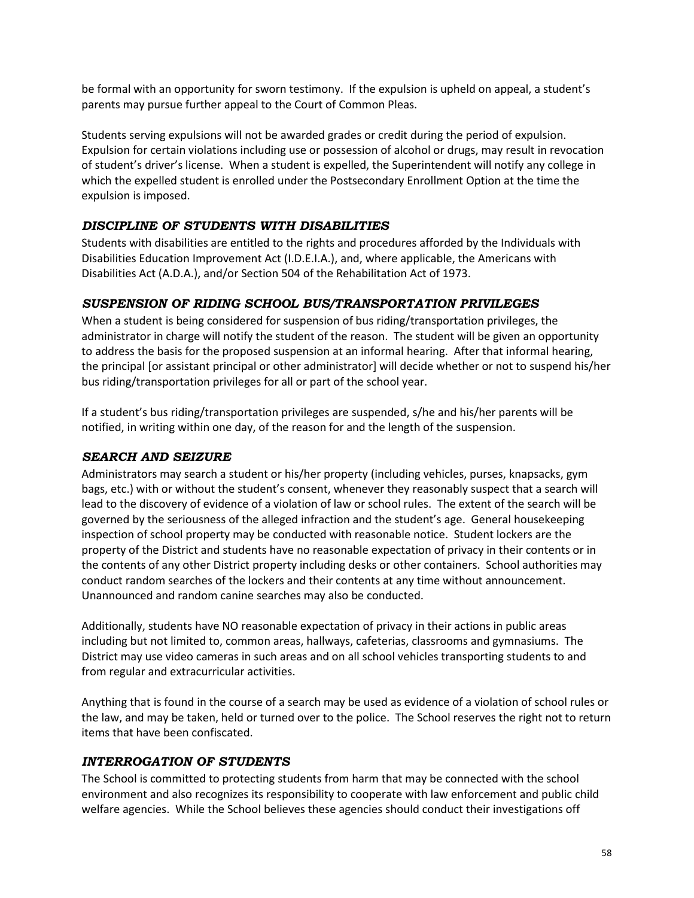be formal with an opportunity for sworn testimony. If the expulsion is upheld on appeal, a student's parents may pursue further appeal to the Court of Common Pleas.

Students serving expulsions will not be awarded grades or credit during the period of expulsion. Expulsion for certain violations including use or possession of alcohol or drugs, may result in revocation of student's driver's license. When a student is expelled, the Superintendent will notify any college in which the expelled student is enrolled under the Postsecondary Enrollment Option at the time the expulsion is imposed.

### *DISCIPLINE OF STUDENTS WITH DISABILITIES*

Students with disabilities are entitled to the rights and procedures afforded by the Individuals with Disabilities Education Improvement Act (I.D.E.I.A.), and, where applicable, the Americans with Disabilities Act (A.D.A.), and/or Section 504 of the Rehabilitation Act of 1973.

### *SUSPENSION OF RIDING SCHOOL BUS/TRANSPORTATION PRIVILEGES*

When a student is being considered for suspension of bus riding/transportation privileges, the administrator in charge will notify the student of the reason. The student will be given an opportunity to address the basis for the proposed suspension at an informal hearing. After that informal hearing, the principal [or assistant principal or other administrator] will decide whether or not to suspend his/her bus riding/transportation privileges for all or part of the school year.

If a student's bus riding/transportation privileges are suspended, s/he and his/her parents will be notified, in writing within one day, of the reason for and the length of the suspension.

### *SEARCH AND SEIZURE*

Administrators may search a student or his/her property (including vehicles, purses, knapsacks, gym bags, etc.) with or without the student's consent, whenever they reasonably suspect that a search will lead to the discovery of evidence of a violation of law or school rules. The extent of the search will be governed by the seriousness of the alleged infraction and the student's age. General housekeeping inspection of school property may be conducted with reasonable notice. Student lockers are the property of the District and students have no reasonable expectation of privacy in their contents or in the contents of any other District property including desks or other containers. School authorities may conduct random searches of the lockers and their contents at any time without announcement. Unannounced and random canine searches may also be conducted.

Additionally, students have NO reasonable expectation of privacy in their actions in public areas including but not limited to, common areas, hallways, cafeterias, classrooms and gymnasiums. The District may use video cameras in such areas and on all school vehicles transporting students to and from regular and extracurricular activities.

Anything that is found in the course of a search may be used as evidence of a violation of school rules or the law, and may be taken, held or turned over to the police. The School reserves the right not to return items that have been confiscated.

### *INTERROGATION OF STUDENTS*

The School is committed to protecting students from harm that may be connected with the school environment and also recognizes its responsibility to cooperate with law enforcement and public child welfare agencies. While the School believes these agencies should conduct their investigations off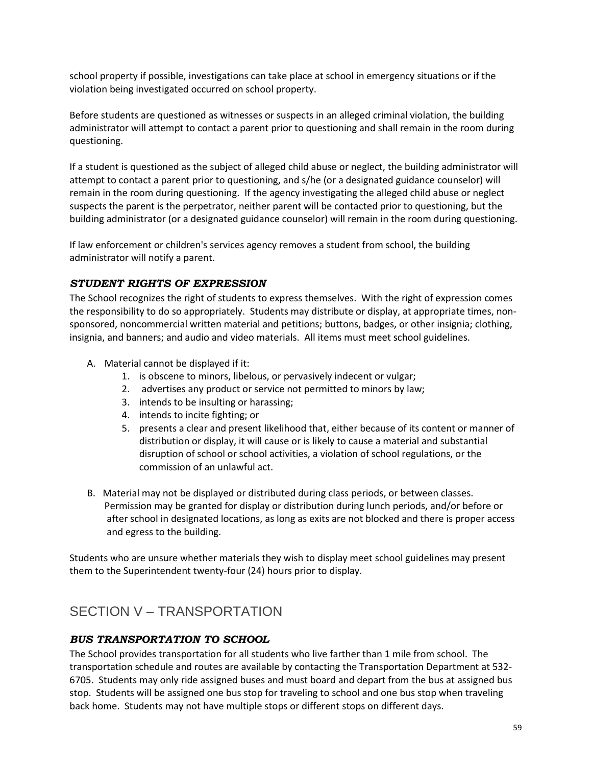school property if possible, investigations can take place at school in emergency situations or if the violation being investigated occurred on school property.

Before students are questioned as witnesses or suspects in an alleged criminal violation, the building administrator will attempt to contact a parent prior to questioning and shall remain in the room during questioning.

If a student is questioned as the subject of alleged child abuse or neglect, the building administrator will attempt to contact a parent prior to questioning, and s/he (or a designated guidance counselor) will remain in the room during questioning. If the agency investigating the alleged child abuse or neglect suspects the parent is the perpetrator, neither parent will be contacted prior to questioning, but the building administrator (or a designated guidance counselor) will remain in the room during questioning.

If law enforcement or children's services agency removes a student from school, the building administrator will notify a parent.

### *STUDENT RIGHTS OF EXPRESSION*

The School recognizes the right of students to express themselves. With the right of expression comes the responsibility to do so appropriately. Students may distribute or display, at appropriate times, non-sponsored, noncommercial written material and petitions; buttons, badges, or other insignia; clothing, insignia, and banners; and audio and video materials. All items must meet school guidelines.

A. Material cannot be displayed if it:
    1. is obscene to minors, libelous, or pervasively indecent or vulgar;
    2. advertises any product or service not permitted to minors by law;
    3. intends to be insulting or harassing;
    4. intends to incite fighting; or
    5. presents a clear and present likelihood that, either because of its content or manner of distribution or display, it will cause or is likely to cause a material and substantial disruption of school or school activities, a violation of school regulations, or the commission of an unlawful act.

B. Material may not be displayed or distributed during class periods, or between classes. Permission may be granted for display or distribution during lunch periods, and/or before or after school in designated locations, as long as exits are not blocked and there is proper access and egress to the building.

Students who are unsure whether materials they wish to display meet school guidelines may present them to the Superintendent twenty-four (24) hours prior to display.

## SECTION V – TRANSPORTATION

### *BUS TRANSPORTATION TO SCHOOL*

The School provides transportation for all students who live farther than 1 mile from school. The transportation schedule and routes are available by contacting the Transportation Department at 532-6705. Students may only ride assigned buses and must board and depart from the bus at assigned bus stop. Students will be assigned one bus stop for traveling to school and one bus stop when traveling back home. Students may not have multiple stops or different stops on different days.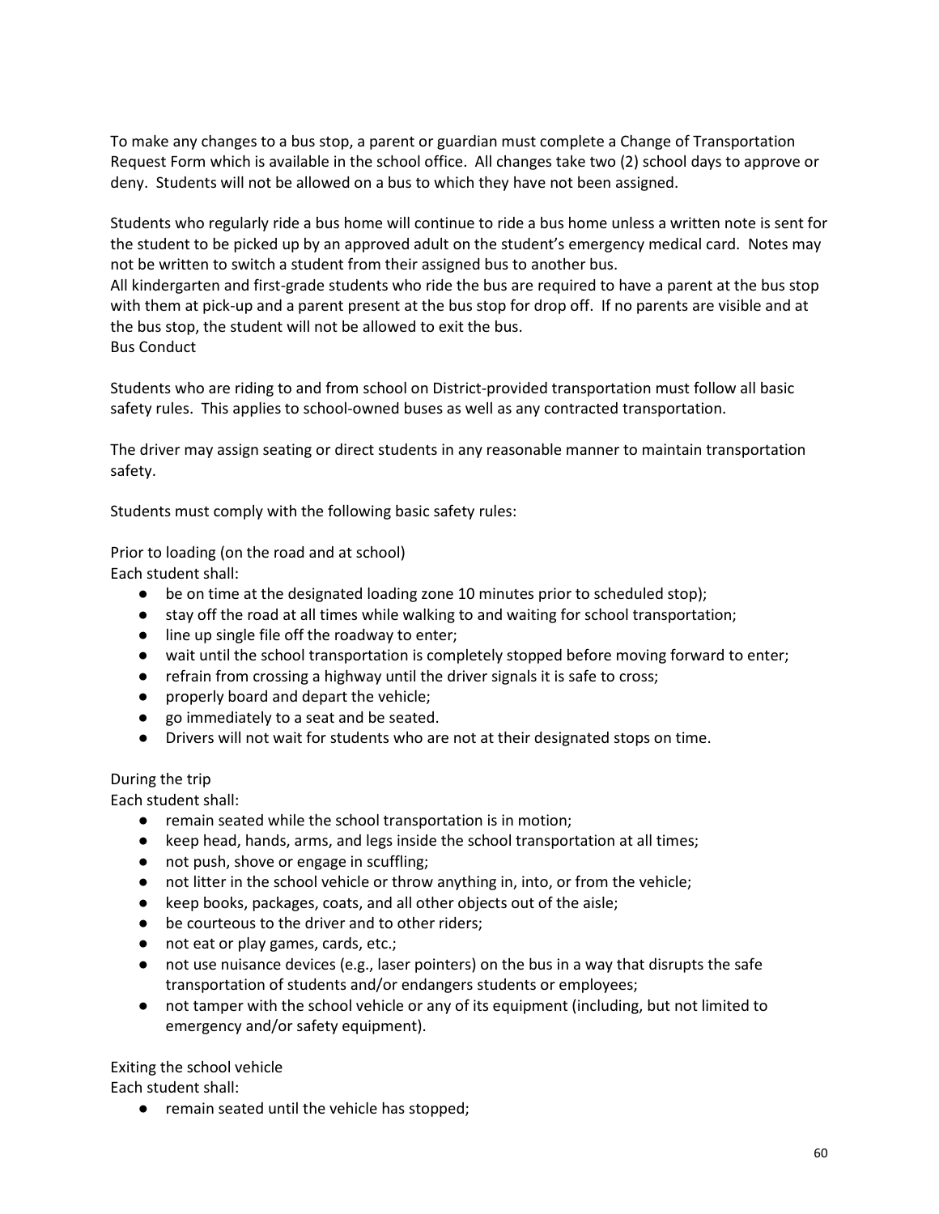To make any changes to a bus stop, a parent or guardian must complete a Change of Transportation Request Form which is available in the school office. All changes take two (2) school days to approve or deny. Students will not be allowed on a bus to which they have not been assigned.

Students who regularly ride a bus home will continue to ride a bus home unless a written note is sent for the student to be picked up by an approved adult on the student's emergency medical card. Notes may not be written to switch a student from their assigned bus to another bus.

All kindergarten and first-grade students who ride the bus are required to have a parent at the bus stop with them at pick-up and a parent present at the bus stop for drop off. If no parents are visible and at the bus stop, the student will not be allowed to exit the bus.

Bus Conduct

Students who are riding to and from school on District-provided transportation must follow all basic safety rules. This applies to school-owned buses as well as any contracted transportation.

The driver may assign seating or direct students in any reasonable manner to maintain transportation safety.

Students must comply with the following basic safety rules:

Prior to loading (on the road and at school)

Each student shall:

- be on time at the designated loading zone 10 minutes prior to scheduled stop);
- stay off the road at all times while walking to and waiting for school transportation;
- line up single file off the roadway to enter;
- wait until the school transportation is completely stopped before moving forward to enter;
- refrain from crossing a highway until the driver signals it is safe to cross;
- properly board and depart the vehicle;
- go immediately to a seat and be seated.
- Drivers will not wait for students who are not at their designated stops on time.

During the trip

Each student shall:

- remain seated while the school transportation is in motion;
- keep head, hands, arms, and legs inside the school transportation at all times;
- not push, shove or engage in scuffling;
- not litter in the school vehicle or throw anything in, into, or from the vehicle;
- keep books, packages, coats, and all other objects out of the aisle;
- be courteous to the driver and to other riders;
- not eat or play games, cards, etc.;
- not use nuisance devices (e.g., laser pointers) on the bus in a way that disrupts the safe transportation of students and/or endangers students or employees;
- not tamper with the school vehicle or any of its equipment (including, but not limited to emergency and/or safety equipment).

Exiting the school vehicle

Each student shall:

- remain seated until the vehicle has stopped;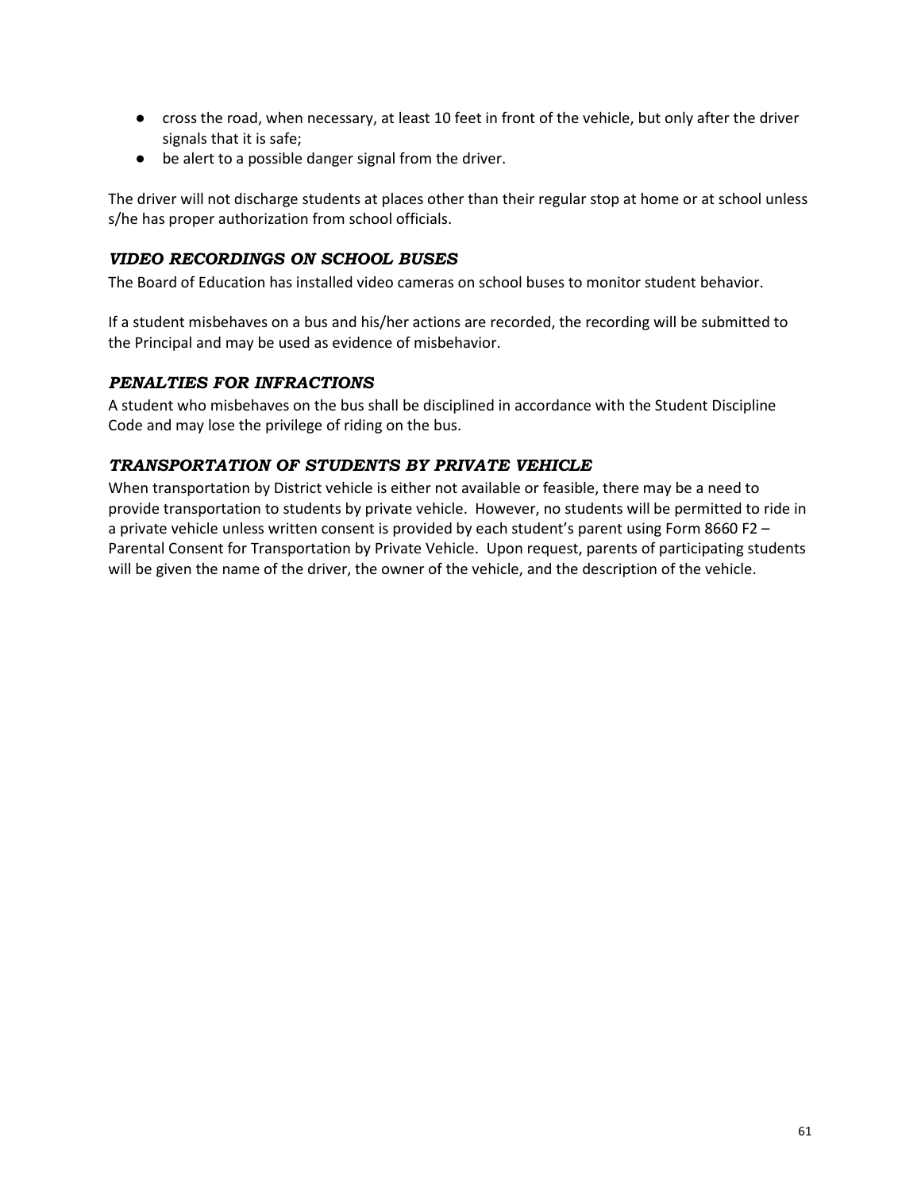- cross the road, when necessary, at least 10 feet in front of the vehicle, but only after the driver signals that it is safe;
- be alert to a possible danger signal from the driver.

The driver will not discharge students at places other than their regular stop at home or at school unless s/he has proper authorization from school officials.

### *VIDEO RECORDINGS ON SCHOOL BUSES*

The Board of Education has installed video cameras on school buses to monitor student behavior.

If a student misbehaves on a bus and his/her actions are recorded, the recording will be submitted to the Principal and may be used as evidence of misbehavior.

### *PENALTIES FOR INFRACTIONS*

A student who misbehaves on the bus shall be disciplined in accordance with the Student Discipline Code and may lose the privilege of riding on the bus.

### *TRANSPORTATION OF STUDENTS BY PRIVATE VEHICLE*

When transportation by District vehicle is either not available or feasible, there may be a need to provide transportation to students by private vehicle. However, no students will be permitted to ride in a private vehicle unless written consent is provided by each student's parent using Form 8660 F2 – Parental Consent for Transportation by Private Vehicle. Upon request, parents of participating students will be given the name of the driver, the owner of the vehicle, and the description of the vehicle.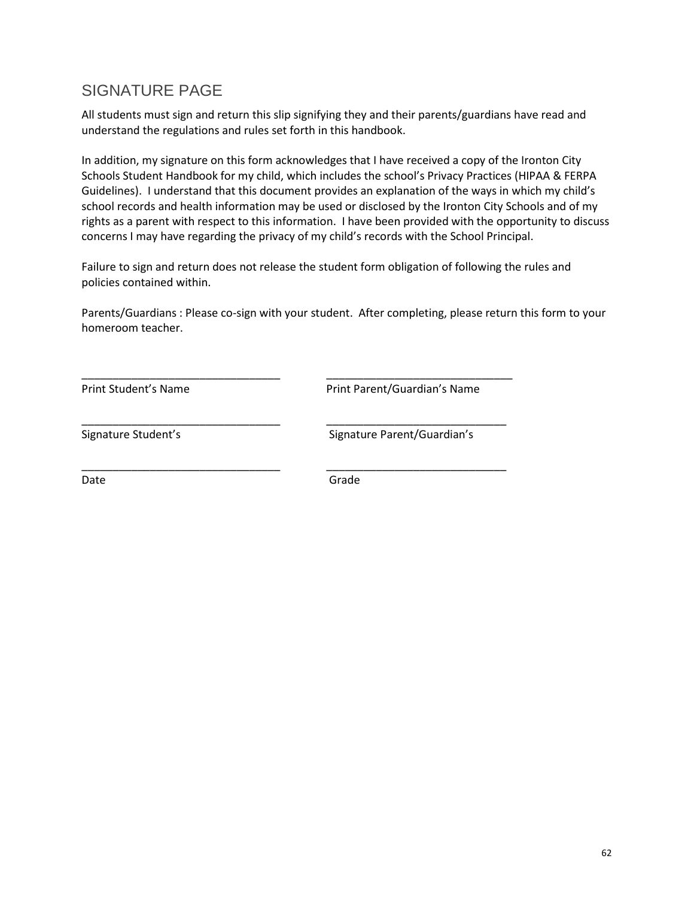## SIGNATURE PAGE

All students must sign and return this slip signifying they and their parents/guardians have read and understand the regulations and rules set forth in this handbook.

In addition, my signature on this form acknowledges that I have received a copy of the Ironton City Schools Student Handbook for my child, which includes the school's Privacy Practices (HIPAA & FERPA Guidelines). I understand that this document provides an explanation of the ways in which my child's school records and health information may be used or disclosed by the Ironton City Schools and of my rights as a parent with respect to this information. I have been provided with the opportunity to discuss concerns I may have regarding the privacy of my child's records with the School Principal.

Failure to sign and return does not release the student form obligation of following the rules and policies contained within.

Parents/Guardians : Please co-sign with your student. After completing, please return this form to your homeroom teacher.

________________________________ ______________________________

Print Student's Name Print Parent/Guardian's Name

________________________________ ______________________________

Signature Student's Signature Parent/Guardian's

________________________________ ______________________________

Date Grade